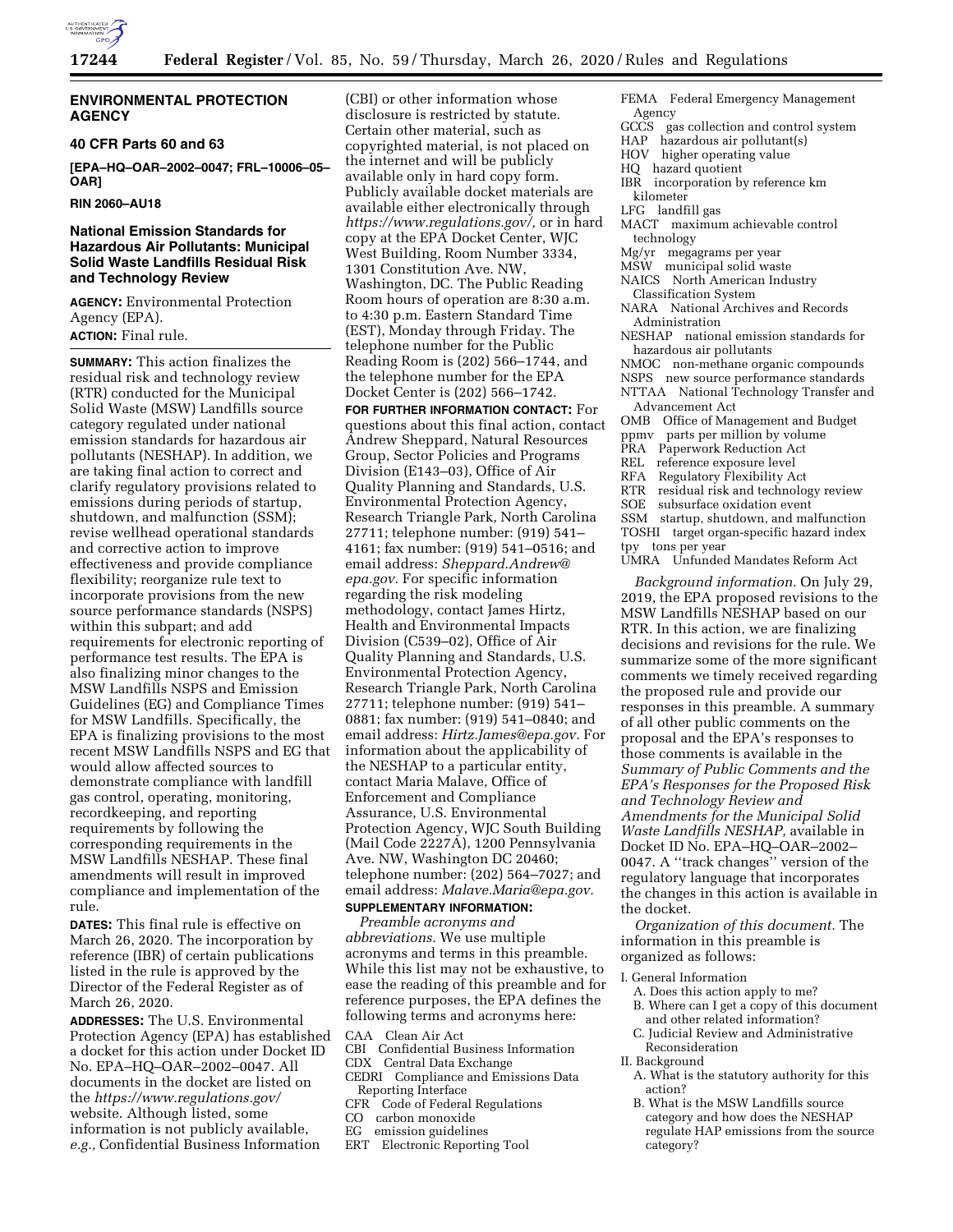**ENVIRONMENTAL PROTECTION AGENCY**

**40 CFR Parts 60 and 63**

**[EPA–HQ–OAR–2002–0047; FRL–10006–05–OAR]**

**RIN 2060–AU18**

## National Emission Standards for Hazardous Air Pollutants: Municipal Solid Waste Landfills Residual Risk and Technology Review

**AGENCY:** Environmental Protection Agency (EPA).

**ACTION:** Final rule.

**SUMMARY:** This action finalizes the residual risk and technology review (RTR) conducted for the Municipal Solid Waste (MSW) Landfills source category regulated under national emission standards for hazardous air pollutants (NESHAP). In addition, we are taking final action to correct and clarify regulatory provisions related to emissions during periods of startup, shutdown, and malfunction (SSM); revise wellhead operational standards and corrective action to improve effectiveness and provide compliance flexibility; reorganize rule text to incorporate provisions from the new source performance standards (NSPS) within this subpart; and add requirements for electronic reporting of performance test results. The EPA is also finalizing minor changes to the MSW Landfills NSPS and Emission Guidelines (EG) and Compliance Times for MSW Landfills. Specifically, the EPA is finalizing provisions to the most recent MSW Landfills NSPS and EG that would allow affected sources to demonstrate compliance with landfill gas control, operating, monitoring, recordkeeping, and reporting requirements by following the corresponding requirements in the MSW Landfills NESHAP. These final amendments will result in improved compliance and implementation of the rule.

**DATES:** This final rule is effective on March 26, 2020. The incorporation by reference (IBR) of certain publications listed in the rule is approved by the Director of the Federal Register as of March 26, 2020.

**ADDRESSES:** The U.S. Environmental Protection Agency (EPA) has established a docket for this action under Docket ID No. EPA–HQ–OAR–2002–0047. All documents in the docket are listed on the *https://www.regulations.gov/* website. Although listed, some information is not publicly available, *e.g.,* Confidential Business Information (CBI) or other information whose disclosure is restricted by statute. Certain other material, such as copyrighted material, is not placed on the internet and will be publicly available only in hard copy form. Publicly available docket materials are available either electronically through *https://www.regulations.gov/,* or in hard copy at the EPA Docket Center, WJC West Building, Room Number 3334, 1301 Constitution Ave. NW, Washington, DC. The Public Reading Room hours of operation are 8:30 a.m. to 4:30 p.m. Eastern Standard Time (EST), Monday through Friday. The telephone number for the Public Reading Room is (202) 566–1744, and the telephone number for the EPA Docket Center is (202) 566–1742.

**FOR FURTHER INFORMATION CONTACT:** For questions about this final action, contact Andrew Sheppard, Natural Resources Group, Sector Policies and Programs Division (E143–03), Office of Air Quality Planning and Standards, U.S. Environmental Protection Agency, Research Triangle Park, North Carolina 27711; telephone number: (919) 541–4161; fax number: (919) 541–0516; and email address: *Sheppard.Andrew@epa.gov.* For specific information regarding the risk modeling methodology, contact James Hirtz, Health and Environmental Impacts Division (C539–02), Office of Air Quality Planning and Standards, U.S. Environmental Protection Agency, Research Triangle Park, North Carolina 27711; telephone number: (919) 541–0881; fax number: (919) 541–0840; and email address: *Hirtz.James@epa.gov.* For information about the applicability of the NESHAP to a particular entity, contact Maria Malave, Office of Enforcement and Compliance Assurance, U.S. Environmental Protection Agency, WJC South Building (Mail Code 2227A), 1200 Pennsylvania Ave. NW, Washington DC 20460; telephone number: (202) 564–7027; and email address: *Malave.Maria@epa.gov.*

**SUPPLEMENTARY INFORMATION:**

*Preamble acronyms and abbreviations.* We use multiple acronyms and terms in this preamble. While this list may not be exhaustive, to ease the reading of this preamble and for reference purposes, the EPA defines the following terms and acronyms here:

CAA Clean Air Act
CBI Confidential Business Information
CDX Central Data Exchange
CEDRI Compliance and Emissions Data Reporting Interface
CFR Code of Federal Regulations
CO carbon monoxide
EG emission guidelines
ERT Electronic Reporting Tool
FEMA Federal Emergency Management Agency
GCCS gas collection and control system
HAP hazardous air pollutant(s)
HOV higher operating value
HQ hazard quotient
IBR incorporation by reference km kilometer
LFG landfill gas
MACT maximum achievable control technology
Mg/yr megagrams per year
MSW municipal solid waste
NAICS North American Industry Classification System
NARA National Archives and Records Administration
NESHAP national emission standards for hazardous air pollutants
NMOC non-methane organic compounds
NSPS new source performance standards
NTTAA National Technology Transfer and Advancement Act
OMB Office of Management and Budget
ppmv parts per million by volume
PRA Paperwork Reduction Act
REL reference exposure level
RFA Regulatory Flexibility Act
RTR residual risk and technology review
SOE subsurface oxidation event
SSM startup, shutdown, and malfunction
TOSHI target organ-specific hazard index
tpy tons per year
UMRA Unfunded Mandates Reform Act

*Background information.* On July 29, 2019, the EPA proposed revisions to the MSW Landfills NESHAP based on our RTR. In this action, we are finalizing decisions and revisions for the rule. We summarize some of the more significant comments we timely received regarding the proposed rule and provide our responses in this preamble. A summary of all other public comments on the proposal and the EPA's responses to those comments is available in the *Summary of Public Comments and the EPA's Responses for the Proposed Risk and Technology Review and Amendments for the Municipal Solid Waste Landfills NESHAP,* available in Docket ID No. EPA–HQ–OAR–2002–0047. A ''track changes'' version of the regulatory language that incorporates the changes in this action is available in the docket.

*Organization of this document.* The information in this preamble is organized as follows:

I. General Information
 A. Does this action apply to me?
 B. Where can I get a copy of this document and other related information?
 C. Judicial Review and Administrative Reconsideration
II. Background
 A. What is the statutory authority for this action?
 B. What is the MSW Landfills source category and how does the NESHAP regulate HAP emissions from the source category?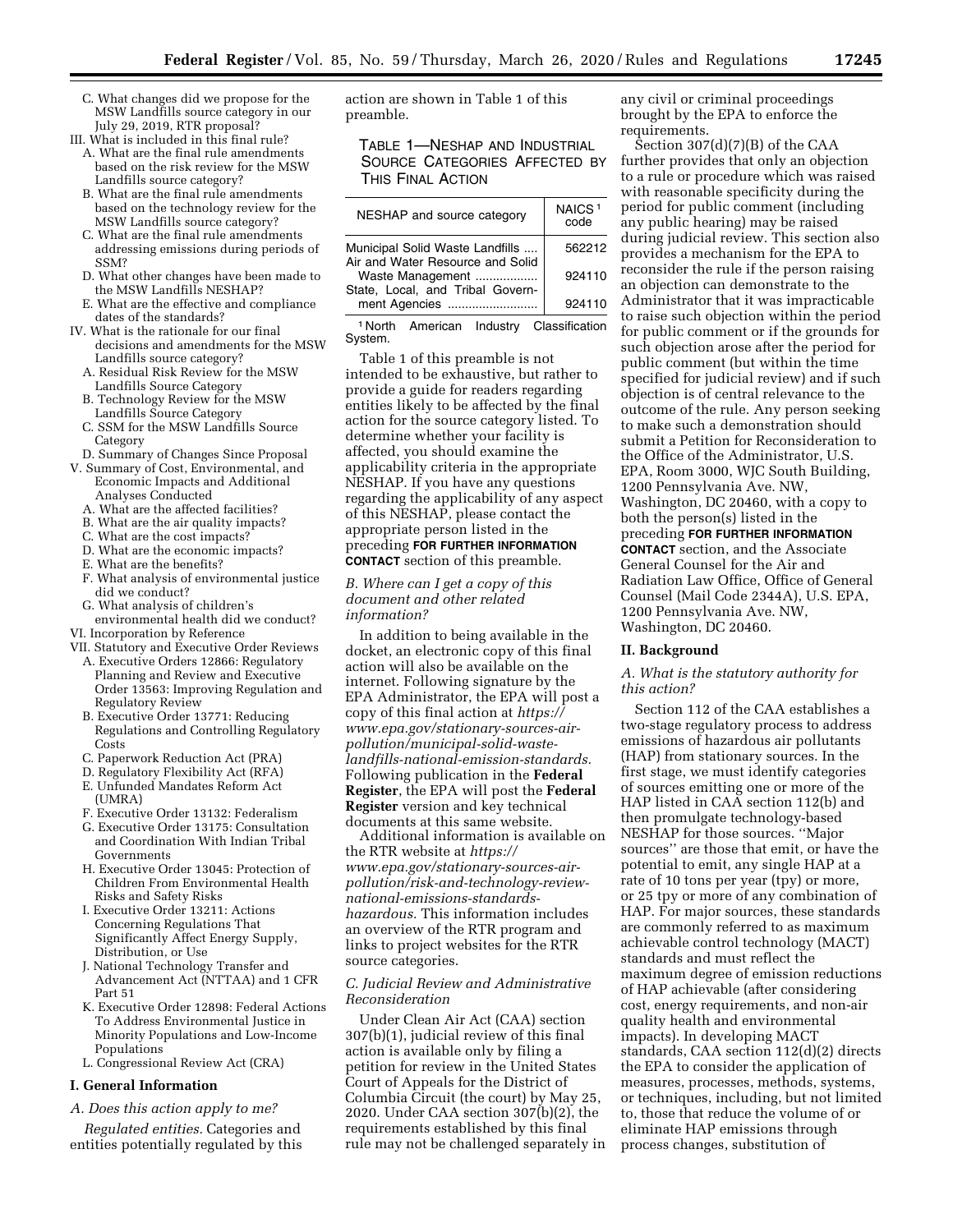C. What changes did we propose for the MSW Landfills source category in our July 29, 2019, RTR proposal?

III. What is included in this final rule?

A. What are the final rule amendments based on the risk review for the MSW Landfills source category?

B. What are the final rule amendments based on the technology review for the MSW Landfills source category?

C. What are the final rule amendments addressing emissions during periods of SSM?

D. What other changes have been made to the MSW Landfills NESHAP?

E. What are the effective and compliance dates of the standards?

IV. What is the rationale for our final decisions and amendments for the MSW Landfills source category?

A. Residual Risk Review for the MSW Landfills Source Category

B. Technology Review for the MSW Landfills Source Category

C. SSM for the MSW Landfills Source Category

D. Summary of Changes Since Proposal

V. Summary of Cost, Environmental, and Economic Impacts and Additional Analyses Conducted

A. What are the affected facilities?

B. What are the air quality impacts?

C. What are the cost impacts?

D. What are the economic impacts?

E. What are the benefits?

F. What analysis of environmental justice did we conduct?

G. What analysis of children's environmental health did we conduct?

VI. Incorporation by Reference

VII. Statutory and Executive Order Reviews

A. Executive Orders 12866: Regulatory Planning and Review and Executive Order 13563: Improving Regulation and Regulatory Review

B. Executive Order 13771: Reducing Regulations and Controlling Regulatory Costs

C. Paperwork Reduction Act (PRA)

D. Regulatory Flexibility Act (RFA)

E. Unfunded Mandates Reform Act (UMRA)

F. Executive Order 13132: Federalism

G. Executive Order 13175: Consultation and Coordination With Indian Tribal Governments

H. Executive Order 13045: Protection of Children From Environmental Health Risks and Safety Risks

I. Executive Order 13211: Actions Concerning Regulations That Significantly Affect Energy Supply, Distribution, or Use

J. National Technology Transfer and Advancement Act (NTTAA) and 1 CFR Part 51

K. Executive Order 12898: Federal Actions To Address Environmental Justice in Minority Populations and Low-Income Populations

L. Congressional Review Act (CRA)

## I. General Information

### A. Does this action apply to me?

*Regulated entities.* Categories and entities potentially regulated by this action are shown in Table 1 of this preamble.

TABLE 1—NESHAP AND INDUSTRIAL SOURCE CATEGORIES AFFECTED BY THIS FINAL ACTION

| NESHAP and source category | NAICS [1] code |
|---|---|
| Municipal Solid Waste Landfills | 562212 |
| Air and Water Resource and Solid Waste Management | 924110 |
| State, Local, and Tribal Government Agencies | 924110 |

[1] North American Industry Classification System.

Table 1 of this preamble is not intended to be exhaustive, but rather to provide a guide for readers regarding entities likely to be affected by the final action for the source category listed. To determine whether your facility is affected, you should examine the applicability criteria in the appropriate NESHAP. If you have any questions regarding the applicability of any aspect of this NESHAP, please contact the appropriate person listed in the preceding **FOR FURTHER INFORMATION CONTACT** section of this preamble.

### B. Where can I get a copy of this document and other related information?

In addition to being available in the docket, an electronic copy of this final action will also be available on the internet. Following signature by the EPA Administrator, the EPA will post a copy of this final action at *https://www.epa.gov/stationary-sources-air-pollution/municipal-solid-waste-landfills-national-emission-standards.* Following publication in the **Federal Register**, the EPA will post the **Federal Register** version and key technical documents at this same website.

Additional information is available on the RTR website at *https://www.epa.gov/stationary-sources-air-pollution/risk-and-technology-review-national-emissions-standards-hazardous.* This information includes an overview of the RTR program and links to project websites for the RTR source categories.

### C. Judicial Review and Administrative Reconsideration

Under Clean Air Act (CAA) section 307(b)(1), judicial review of this final action is available only by filing a petition for review in the United States Court of Appeals for the District of Columbia Circuit (the court) by May 25, 2020. Under CAA section 307(b)(2), the requirements established by this final rule may not be challenged separately in any civil or criminal proceedings brought by the EPA to enforce the requirements.

Section 307(d)(7)(B) of the CAA further provides that only an objection to a rule or procedure which was raised with reasonable specificity during the period for public comment (including any public hearing) may be raised during judicial review. This section also provides a mechanism for the EPA to reconsider the rule if the person raising an objection can demonstrate to the Administrator that it was impracticable to raise such objection within the period for public comment or if the grounds for such objection arose after the period for public comment (but within the time specified for judicial review) and if such objection is of central relevance to the outcome of the rule. Any person seeking to make such a demonstration should submit a Petition for Reconsideration to the Office of the Administrator, U.S. EPA, Room 3000, WJC South Building, 1200 Pennsylvania Ave. NW, Washington, DC 20460, with a copy to both the person(s) listed in the preceding **FOR FURTHER INFORMATION CONTACT** section, and the Associate General Counsel for the Air and Radiation Law Office, Office of General Counsel (Mail Code 2344A), U.S. EPA, 1200 Pennsylvania Ave. NW, Washington, DC 20460.

## II. Background

### A. What is the statutory authority for this action?

Section 112 of the CAA establishes a two-stage regulatory process to address emissions of hazardous air pollutants (HAP) from stationary sources. In the first stage, we must identify categories of sources emitting one or more of the HAP listed in CAA section 112(b) and then promulgate technology-based NESHAP for those sources. "Major sources" are those that emit, or have the potential to emit, any single HAP at a rate of 10 tons per year (tpy) or more, or 25 tpy or more of any combination of HAP. For major sources, these standards are commonly referred to as maximum achievable control technology (MACT) standards and must reflect the maximum degree of emission reductions of HAP achievable (after considering cost, energy requirements, and non-air quality health and environmental impacts). In developing MACT standards, CAA section 112(d)(2) directs the EPA to consider the application of measures, processes, methods, systems, or techniques, including, but not limited to, those that reduce the volume of or eliminate HAP emissions through process changes, substitution of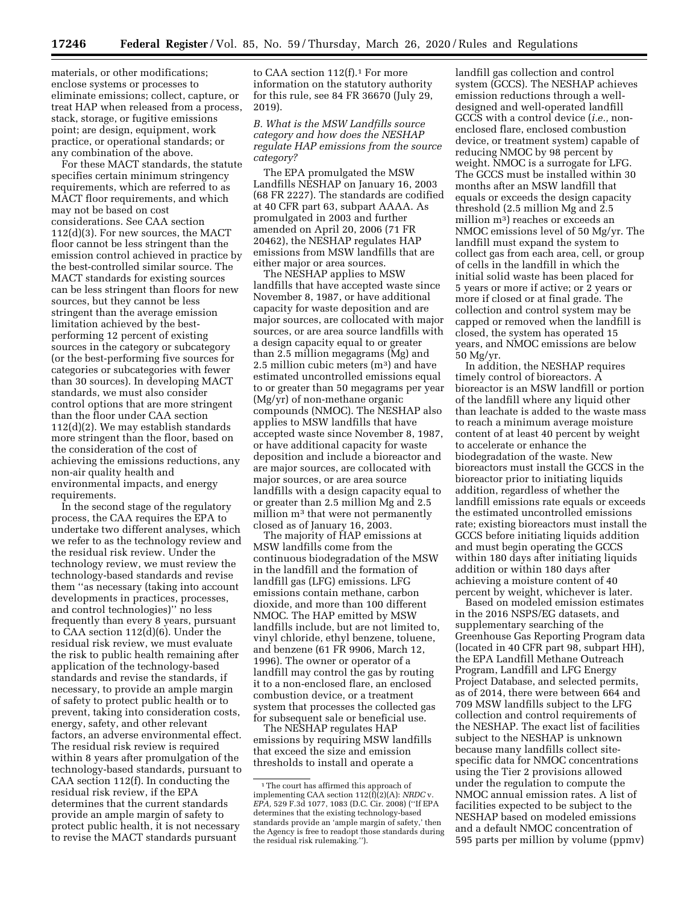materials, or other modifications; enclose systems or processes to eliminate emissions; collect, capture, or treat HAP when released from a process, stack, storage, or fugitive emissions point; are design, equipment, work practice, or operational standards; or any combination of the above.

For these MACT standards, the statute specifies certain minimum stringency requirements, which are referred to as MACT floor requirements, and which may not be based on cost considerations. See CAA section 112(d)(3). For new sources, the MACT floor cannot be less stringent than the emission control achieved in practice by the best-controlled similar source. The MACT standards for existing sources can be less stringent than floors for new sources, but they cannot be less stringent than the average emission limitation achieved by the best-performing 12 percent of existing sources in the category or subcategory (or the best-performing five sources for categories or subcategories with fewer than 30 sources). In developing MACT standards, we must also consider control options that are more stringent than the floor under CAA section 112(d)(2). We may establish standards more stringent than the floor, based on the consideration of the cost of achieving the emissions reductions, any non-air quality health and environmental impacts, and energy requirements.

In the second stage of the regulatory process, the CAA requires the EPA to undertake two different analyses, which we refer to as the technology review and the residual risk review. Under the technology review, we must review the technology-based standards and revise them ''as necessary (taking into account developments in practices, processes, and control technologies)'' no less frequently than every 8 years, pursuant to CAA section 112(d)(6). Under the residual risk review, we must evaluate the risk to public health remaining after application of the technology-based standards and revise the standards, if necessary, to provide an ample margin of safety to protect public health or to prevent, taking into consideration costs, energy, safety, and other relevant factors, an adverse environmental effect. The residual risk review is required within 8 years after promulgation of the technology-based standards, pursuant to CAA section 112(f). In conducting the residual risk review, if the EPA determines that the current standards provide an ample margin of safety to protect public health, it is not necessary to revise the MACT standards pursuant to CAA section 112(f).[1] For more information on the statutory authority for this rule, see 84 FR 36670 (July 29, 2019).

### *B. What is the MSW Landfills source category and how does the NESHAP regulate HAP emissions from the source category?*

The EPA promulgated the MSW Landfills NESHAP on January 16, 2003 (68 FR 2227). The standards are codified at 40 CFR part 63, subpart AAAA. As promulgated in 2003 and further amended on April 20, 2006 (71 FR 20462), the NESHAP regulates HAP emissions from MSW landfills that are either major or area sources.

The NESHAP applies to MSW landfills that have accepted waste since November 8, 1987, or have additional capacity for waste deposition and are major sources, are collocated with major sources, or are area source landfills with a design capacity equal to or greater than 2.5 million megagrams (Mg) and 2.5 million cubic meters ($m^3$) and have estimated uncontrolled emissions equal to or greater than 50 megagrams per year (Mg/yr) of non-methane organic compounds (NMOC). The NESHAP also applies to MSW landfills that have accepted waste since November 8, 1987, or have additional capacity for waste deposition and include a bioreactor and are major sources, are collocated with major sources, or are area source landfills with a design capacity equal to or greater than 2.5 million Mg and 2.5 million $m^3$ that were not permanently closed as of January 16, 2003.

The majority of HAP emissions at MSW landfills come from the continuous biodegradation of the MSW in the landfill and the formation of landfill gas (LFG) emissions. LFG emissions contain methane, carbon dioxide, and more than 100 different NMOC. The HAP emitted by MSW landfills include, but are not limited to, vinyl chloride, ethyl benzene, toluene, and benzene (61 FR 9906, March 12, 1996). The owner or operator of a landfill may control the gas by routing it to a non-enclosed flare, an enclosed combustion device, or a treatment system that processes the collected gas for subsequent sale or beneficial use.

The NESHAP regulates HAP emissions by requiring MSW landfills that exceed the size and emission thresholds to install and operate a landfill gas collection and control system (GCCS). The NESHAP achieves emission reductions through a well-designed and well-operated landfill GCCS with a control device (*i.e.,* non-enclosed flare, enclosed combustion device, or treatment system) capable of reducing NMOC by 98 percent by weight. NMOC is a surrogate for LFG. The GCCS must be installed within 30 months after an MSW landfill that equals or exceeds the design capacity threshold (2.5 million Mg and 2.5 million $m^3$) reaches or exceeds an NMOC emissions level of 50 Mg/yr. The landfill must expand the system to collect gas from each area, cell, or group of cells in the landfill in which the initial solid waste has been placed for 5 years or more if active; or 2 years or more if closed or at final grade. The collection and control system may be capped or removed when the landfill is closed, the system has operated 15 years, and NMOC emissions are below 50 Mg/yr.

In addition, the NESHAP requires timely control of bioreactors. A bioreactor is an MSW landfill or portion of the landfill where any liquid other than leachate is added to the waste mass to reach a minimum average moisture content of at least 40 percent by weight to accelerate or enhance the biodegradation of the waste. New bioreactors must install the GCCS in the bioreactor prior to initiating liquids addition, regardless of whether the landfill emissions rate equals or exceeds the estimated uncontrolled emissions rate; existing bioreactors must install the GCCS before initiating liquids addition and must begin operating the GCCS within 180 days after initiating liquids addition or within 180 days after achieving a moisture content of 40 percent by weight, whichever is later.

Based on modeled emission estimates in the 2016 NSPS/EG datasets, and supplementary searching of the Greenhouse Gas Reporting Program data (located in 40 CFR part 98, subpart HH), the EPA Landfill Methane Outreach Program, Landfill and LFG Energy Project Database, and selected permits, as of 2014, there were between 664 and 709 MSW landfills subject to the LFG collection and control requirements of the NESHAP. The exact list of facilities subject to the NESHAP is unknown because many landfills collect site-specific data for NMOC concentrations using the Tier 2 provisions allowed under the regulation to compute the NMOC annual emission rates. A list of facilities expected to be subject to the NESHAP based on modeled emissions and a default NMOC concentration of 595 parts per million by volume (ppmv)

[1] The court has affirmed this approach of implementing CAA section 112(f)(2)(A): *NRDC* v. *EPA,* 529 F.3d 1077, 1083 (D.C. Cir. 2008) (''If EPA determines that the existing technology-based standards provide an 'ample margin of safety,' then the Agency is free to readopt those standards during the residual risk rulemaking.'').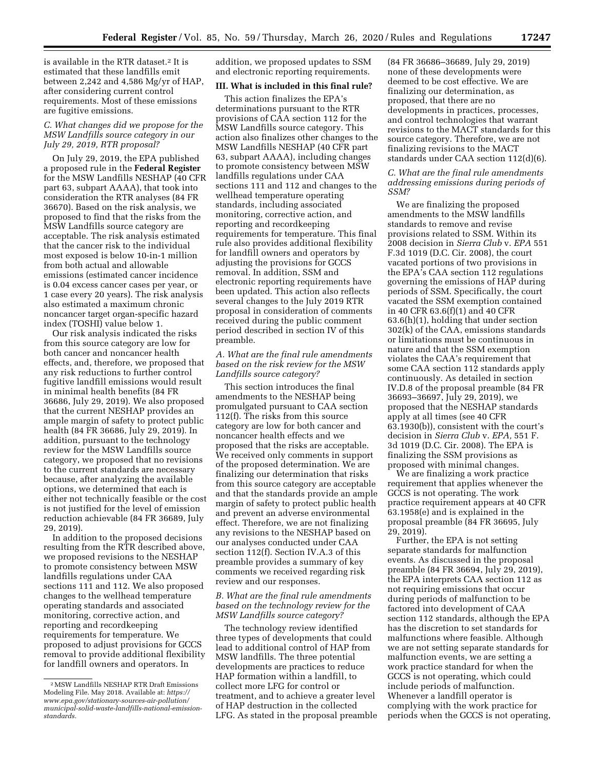is available in the RTR dataset.[2] It is estimated that these landfills emit between 2,242 and 4,586 Mg/yr of HAP, after considering current control requirements. Most of these emissions are fugitive emissions.

### *C. What changes did we propose for the MSW Landfills source category in our July 29, 2019, RTR proposal?*

On July 29, 2019, the EPA published a proposed rule in the **Federal Register** for the MSW Landfills NESHAP (40 CFR part 63, subpart AAAA), that took into consideration the RTR analyses (84 FR 36670). Based on the risk analysis, we proposed to find that the risks from the MSW Landfills source category are acceptable. The risk analysis estimated that the cancer risk to the individual most exposed is below 10-in-1 million from both actual and allowable emissions (estimated cancer incidence is 0.04 excess cancer cases per year, or 1 case every 20 years). The risk analysis also estimated a maximum chronic noncancer target organ-specific hazard index (TOSHI) value below 1.

Our risk analysis indicated the risks from this source category are low for both cancer and noncancer health effects, and, therefore, we proposed that any risk reductions to further control fugitive landfill emissions would result in minimal health benefits (84 FR 36686, July 29, 2019). We also proposed that the current NESHAP provides an ample margin of safety to protect public health (84 FR 36686, July 29, 2019). In addition, pursuant to the technology review for the MSW Landfills source category, we proposed that no revisions to the current standards are necessary because, after analyzing the available options, we determined that each is either not technically feasible or the cost is not justified for the level of emission reduction achievable (84 FR 36689, July 29, 2019).

In addition to the proposed decisions resulting from the RTR described above, we proposed revisions to the NESHAP to promote consistency between MSW landfills regulations under CAA sections 111 and 112. We also proposed changes to the wellhead temperature operating standards and associated monitoring, corrective action, and reporting and recordkeeping requirements for temperature. We proposed to adjust provisions for GCCS removal to provide additional flexibility for landfill owners and operators. In addition, we proposed updates to SSM and electronic reporting requirements.

## III. What is included in this final rule?

This action finalizes the EPA's determinations pursuant to the RTR provisions of CAA section 112 for the MSW Landfills source category. This action also finalizes other changes to the MSW Landfills NESHAP (40 CFR part 63, subpart AAAA), including changes to promote consistency between MSW landfills regulations under CAA sections 111 and 112 and changes to the wellhead temperature operating standards, including associated monitoring, corrective action, and reporting and recordkeeping requirements for temperature. This final rule also provides additional flexibility for landfill owners and operators by adjusting the provisions for GCCS removal. In addition, SSM and electronic reporting requirements have been updated. This action also reflects several changes to the July 2019 RTR proposal in consideration of comments received during the public comment period described in section IV of this preamble.

### *A. What are the final rule amendments based on the risk review for the MSW Landfills source category?*

This section introduces the final amendments to the NESHAP being promulgated pursuant to CAA section 112(f). The risks from this source category are low for both cancer and noncancer health effects and we proposed that the risks are acceptable. We received only comments in support of the proposed determination. We are finalizing our determination that risks from this source category are acceptable and that the standards provide an ample margin of safety to protect public health and prevent an adverse environmental effect. Therefore, we are not finalizing any revisions to the NESHAP based on our analyses conducted under CAA section 112(f). Section IV.A.3 of this preamble provides a summary of key comments we received regarding risk review and our responses.

### *B. What are the final rule amendments based on the technology review for the MSW Landfills source category?*

The technology review identified three types of developments that could lead to additional control of HAP from MSW landfills. The three potential developments are practices to reduce HAP formation within a landfill, to collect more LFG for control or treatment, and to achieve a greater level of HAP destruction in the collected LFG. As stated in the proposal preamble (84 FR 36686–36689, July 29, 2019) none of these developments were deemed to be cost effective. We are finalizing our determination, as proposed, that there are no developments in practices, processes, and control technologies that warrant revisions to the MACT standards for this source category. Therefore, we are not finalizing revisions to the MACT standards under CAA section 112(d)(6).

### *C. What are the final rule amendments addressing emissions during periods of SSM?*

We are finalizing the proposed amendments to the MSW landfills standards to remove and revise provisions related to SSM. Within its 2008 decision in *Sierra Club* v. *EPA* 551 F.3d 1019 (D.C. Cir. 2008), the court vacated portions of two provisions in the EPA's CAA section 112 regulations governing the emissions of HAP during periods of SSM. Specifically, the court vacated the SSM exemption contained in 40 CFR 63.6(f)(1) and 40 CFR 63.6(h)(1), holding that under section 302(k) of the CAA, emissions standards or limitations must be continuous in nature and that the SSM exemption violates the CAA's requirement that some CAA section 112 standards apply continuously. As detailed in section IV.D.8 of the proposal preamble (84 FR 36693–36697, July 29, 2019), we proposed that the NESHAP standards apply at all times (see 40 CFR 63.1930(b)), consistent with the court's decision in *Sierra Club* v. *EPA,* 551 F. 3d 1019 (D.C. Cir. 2008). The EPA is finalizing the SSM provisions as proposed with minimal changes.

We are finalizing a work practice requirement that applies whenever the GCCS is not operating. The work practice requirement appears at 40 CFR 63.1958(e) and is explained in the proposal preamble (84 FR 36695, July 29, 2019).

Further, the EPA is not setting separate standards for malfunction events. As discussed in the proposal preamble (84 FR 36694, July 29, 2019), the EPA interprets CAA section 112 as not requiring emissions that occur during periods of malfunction to be factored into development of CAA section 112 standards, although the EPA has the discretion to set standards for malfunctions where feasible. Although we are not setting separate standards for malfunction events, we are setting a work practice standard for when the GCCS is not operating, which could include periods of malfunction. Whenever a landfill operator is complying with the work practice for periods when the GCCS is not operating,

---

[2] MSW Landfills NESHAP RTR Draft Emissions Modeling File. May 2018. Available at: *https://www.epa.gov/stationary-sources-air-pollution/municipal-solid-waste-landfills-national-emission-standards.*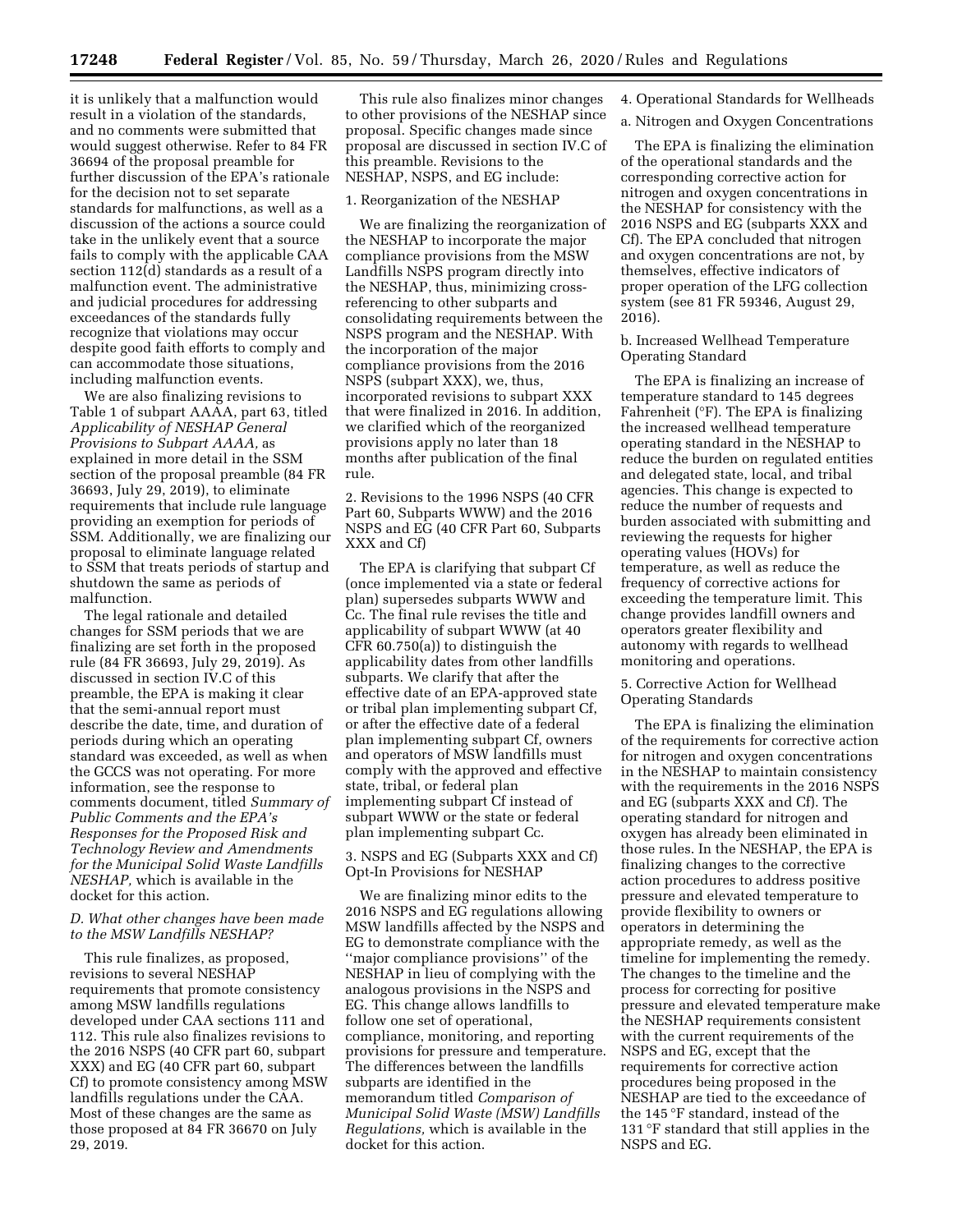it is unlikely that a malfunction would result in a violation of the standards, and no comments were submitted that would suggest otherwise. Refer to 84 FR 36694 of the proposal preamble for further discussion of the EPA's rationale for the decision not to set separate standards for malfunctions, as well as a discussion of the actions a source could take in the unlikely event that a source fails to comply with the applicable CAA section 112(d) standards as a result of a malfunction event. The administrative and judicial procedures for addressing exceedances of the standards fully recognize that violations may occur despite good faith efforts to comply and can accommodate those situations, including malfunction events.

We are also finalizing revisions to Table 1 of subpart AAAA, part 63, titled *Applicability of NESHAP General Provisions to Subpart AAAA,* as explained in more detail in the SSM section of the proposal preamble (84 FR 36693, July 29, 2019), to eliminate requirements that include rule language providing an exemption for periods of SSM. Additionally, we are finalizing our proposal to eliminate language related to SSM that treats periods of startup and shutdown the same as periods of malfunction.

The legal rationale and detailed changes for SSM periods that we are finalizing are set forth in the proposed rule (84 FR 36693, July 29, 2019). As discussed in section IV.C of this preamble, the EPA is making it clear that the semi-annual report must describe the date, time, and duration of periods during which an operating standard was exceeded, as well as when the GCCS was not operating. For more information, see the response to comments document, titled *Summary of Public Comments and the EPA's Responses for the Proposed Risk and Technology Review and Amendments for the Municipal Solid Waste Landfills NESHAP,* which is available in the docket for this action.

### D. What other changes have been made to the MSW Landfills NESHAP?

This rule finalizes, as proposed, revisions to several NESHAP requirements that promote consistency among MSW landfills regulations developed under CAA sections 111 and 112. This rule also finalizes revisions to the 2016 NSPS (40 CFR part 60, subpart XXX) and EG (40 CFR part 60, subpart Cf) to promote consistency among MSW landfills regulations under the CAA. Most of these changes are the same as those proposed at 84 FR 36670 on July 29, 2019.

This rule also finalizes minor changes to other provisions of the NESHAP since proposal. Specific changes made since proposal are discussed in section IV.C of this preamble. Revisions to the NESHAP, NSPS, and EG include:

1. Reorganization of the NESHAP

We are finalizing the reorganization of the NESHAP to incorporate the major compliance provisions from the MSW Landfills NSPS program directly into the NESHAP, thus, minimizing cross-referencing to other subparts and consolidating requirements between the NSPS program and the NESHAP. With the incorporation of the major compliance provisions from the 2016 NSPS (subpart XXX), we, thus, incorporated revisions to subpart XXX that were finalized in 2016. In addition, we clarified which of the reorganized provisions apply no later than 18 months after publication of the final rule.

2. Revisions to the 1996 NSPS (40 CFR Part 60, Subparts WWW) and the 2016 NSPS and EG (40 CFR Part 60, Subparts XXX and Cf)

The EPA is clarifying that subpart Cf (once implemented via a state or federal plan) supersedes subparts WWW and Cc. The final rule revises the title and applicability of subpart WWW (at 40 CFR 60.750(a)) to distinguish the applicability dates from other landfills subparts. We clarify that after the effective date of an EPA-approved state or tribal plan implementing subpart Cf, or after the effective date of a federal plan implementing subpart Cf, owners and operators of MSW landfills must comply with the approved and effective state, tribal, or federal plan implementing subpart Cf instead of subpart WWW or the state or federal plan implementing subpart Cc.

3. NSPS and EG (Subparts XXX and Cf) Opt-In Provisions for NESHAP

We are finalizing minor edits to the 2016 NSPS and EG regulations allowing MSW landfills affected by the NSPS and EG to demonstrate compliance with the "major compliance provisions" of the NESHAP in lieu of complying with the analogous provisions in the NSPS and EG. This change allows landfills to follow one set of operational, compliance, monitoring, and reporting provisions for pressure and temperature. The differences between the landfills subparts are identified in the memorandum titled *Comparison of Municipal Solid Waste (MSW) Landfills Regulations,* which is available in the docket for this action.

4. Operational Standards for Wellheads

a. Nitrogen and Oxygen Concentrations

The EPA is finalizing the elimination of the operational standards and the corresponding corrective action for nitrogen and oxygen concentrations in the NESHAP for consistency with the 2016 NSPS and EG (subparts XXX and Cf). The EPA concluded that nitrogen and oxygen concentrations are not, by themselves, effective indicators of proper operation of the LFG collection system (see 81 FR 59346, August 29, 2016).

b. Increased Wellhead Temperature Operating Standard

The EPA is finalizing an increase of temperature standard to 145 degrees Fahrenheit (°F). The EPA is finalizing the increased wellhead temperature operating standard in the NESHAP to reduce the burden on regulated entities and delegated state, local, and tribal agencies. This change is expected to reduce the number of requests and burden associated with submitting and reviewing the requests for higher operating values (HOVs) for temperature, as well as reduce the frequency of corrective actions for exceeding the temperature limit. This change provides landfill owners and operators greater flexibility and autonomy with regards to wellhead monitoring and operations.

5. Corrective Action for Wellhead Operating Standards

The EPA is finalizing the elimination of the requirements for corrective action for nitrogen and oxygen concentrations in the NESHAP to maintain consistency with the requirements in the 2016 NSPS and EG (subparts XXX and Cf). The operating standard for nitrogen and oxygen has already been eliminated in those rules. In the NESHAP, the EPA is finalizing changes to the corrective action procedures to address positive pressure and elevated temperature to provide flexibility to owners or operators in determining the appropriate remedy, as well as the timeline for implementing the remedy. The changes to the timeline and the process for correcting for positive pressure and elevated temperature make the NESHAP requirements consistent with the current requirements of the NSPS and EG, except that the requirements for corrective action procedures being proposed in the NESHAP are tied to the exceedance of the 145 °F standard, instead of the 131 °F standard that still applies in the NSPS and EG.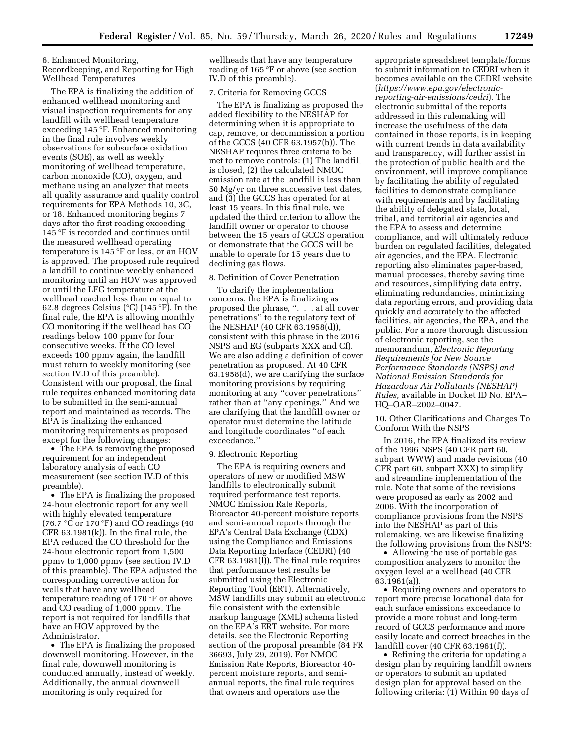6. Enhanced Monitoring, Recordkeeping, and Reporting for High Wellhead Temperatures

The EPA is finalizing the addition of enhanced wellhead monitoring and visual inspection requirements for any landfill with wellhead temperature exceeding 145 °F. Enhanced monitoring in the final rule involves weekly observations for subsurface oxidation events (SOE), as well as weekly monitoring of wellhead temperature, carbon monoxide (CO), oxygen, and methane using an analyzer that meets all quality assurance and quality control requirements for EPA Methods 10, 3C, or 18. Enhanced monitoring begins 7 days after the first reading exceeding 145 °F is recorded and continues until the measured wellhead operating temperature is 145 °F or less, or an HOV is approved. The proposed rule required a landfill to continue weekly enhanced monitoring until an HOV was approved or until the LFG temperature at the wellhead reached less than or equal to 62.8 degrees Celsius (°C) (145 °F). In the final rule, the EPA is allowing monthly CO monitoring if the wellhead has CO readings below 100 ppmv for four consecutive weeks. If the CO level exceeds 100 ppmv again, the landfill must return to weekly monitoring (see section IV.D of this preamble). Consistent with our proposal, the final rule requires enhanced monitoring data to be submitted in the semi-annual report and maintained as records. The EPA is finalizing the enhanced monitoring requirements as proposed except for the following changes:

- The EPA is removing the proposed requirement for an independent laboratory analysis of each CO measurement (see section IV.D of this preamble).
- The EPA is finalizing the proposed 24-hour electronic report for any well with highly elevated temperature (76.7 °C or 170 °F) and CO readings (40 CFR 63.1981(k)). In the final rule, the EPA reduced the CO threshold for the 24-hour electronic report from 1,500 ppmv to 1,000 ppmv (see section IV.D of this preamble). The EPA adjusted the corresponding corrective action for wells that have any wellhead temperature reading of 170 °F or above and CO reading of 1,000 ppmv. The report is not required for landfills that have an HOV approved by the Administrator.
- The EPA is finalizing the proposed downwell monitoring. However, in the final rule, downwell monitoring is conducted annually, instead of weekly. Additionally, the annual downwell monitoring is only required for wellheads that have any temperature reading of 165 °F or above (see section IV.D of this preamble).

7. Criteria for Removing GCCS

The EPA is finalizing as proposed the added flexibility to the NESHAP for determining when it is appropriate to cap, remove, or decommission a portion of the GCCS (40 CFR 63.1957(b)). The NESHAP requires three criteria to be met to remove controls: (1) The landfill is closed, (2) the calculated NMOC emission rate at the landfill is less than 50 Mg/yr on three successive test dates, and (3) the GCCS has operated for at least 15 years. In this final rule, we updated the third criterion to allow the landfill owner or operator to choose between the 15 years of GCCS operation or demonstrate that the GCCS will be unable to operate for 15 years due to declining gas flows.

8. Definition of Cover Penetration

To clarify the implementation concerns, the EPA is finalizing as proposed the phrase, ''. . . at all cover penetrations'' to the regulatory text of the NESHAP (40 CFR 63.1958(d)), consistent with this phrase in the 2016 NSPS and EG (subparts XXX and Cf). We are also adding a definition of cover penetration as proposed. At 40 CFR 63.1958(d), we are clarifying the surface monitoring provisions by requiring monitoring at any ''cover penetrations'' rather than at ''any openings.'' And we are clarifying that the landfill owner or operator must determine the latitude and longitude coordinates ''of each exceedance.''

9. Electronic Reporting

The EPA is requiring owners and operators of new or modified MSW landfills to electronically submit required performance test reports, NMOC Emission Rate Reports, Bioreactor 40-percent moisture reports, and semi-annual reports through the EPA's Central Data Exchange (CDX) using the Compliance and Emissions Data Reporting Interface (CEDRI) (40 CFR 63.1981(l)). The final rule requires that performance test results be submitted using the Electronic Reporting Tool (ERT). Alternatively, MSW landfills may submit an electronic file consistent with the extensible markup language (XML) schema listed on the EPA's ERT website. For more details, see the Electronic Reporting section of the proposal preamble (84 FR 36693, July 29, 2019). For NMOC Emission Rate Reports, Bioreactor 40-percent moisture reports, and semi-annual reports, the final rule requires that owners and operators use the appropriate spreadsheet template/forms to submit information to CEDRI when it becomes available on the CEDRI website (*https://www.epa.gov/electronic-reporting-air-emissions/cedri*). The electronic submittal of the reports addressed in this rulemaking will increase the usefulness of the data contained in those reports, is in keeping with current trends in data availability and transparency, will further assist in the protection of public health and the environment, will improve compliance by facilitating the ability of regulated facilities to demonstrate compliance with requirements and by facilitating the ability of delegated state, local, tribal, and territorial air agencies and the EPA to assess and determine compliance, and will ultimately reduce burden on regulated facilities, delegated air agencies, and the EPA. Electronic reporting also eliminates paper-based, manual processes, thereby saving time and resources, simplifying data entry, eliminating redundancies, minimizing data reporting errors, and providing data quickly and accurately to the affected facilities, air agencies, the EPA, and the public. For a more thorough discussion of electronic reporting, see the memorandum, *Electronic Reporting Requirements for New Source Performance Standards (NSPS) and National Emission Standards for Hazardous Air Pollutants (NESHAP) Rules,* available in Docket ID No. EPA–HQ–OAR–2002–0047.

10. Other Clarifications and Changes To Conform With the NSPS

In 2016, the EPA finalized its review of the 1996 NSPS (40 CFR part 60, subpart WWW) and made revisions (40 CFR part 60, subpart XXX) to simplify and streamline implementation of the rule. Note that some of the revisions were proposed as early as 2002 and 2006. With the incorporation of compliance provisions from the NSPS into the NESHAP as part of this rulemaking, we are likewise finalizing the following provisions from the NSPS:

- Allowing the use of portable gas composition analyzers to monitor the oxygen level at a wellhead (40 CFR 63.1961(a)).
- Requiring owners and operators to report more precise locational data for each surface emissions exceedance to provide a more robust and long-term record of GCCS performance and more easily locate and correct breaches in the landfill cover (40 CFR 63.1961(f)).
- Refining the criteria for updating a design plan by requiring landfill owners or operators to submit an updated design plan for approval based on the following criteria: (1) Within 90 days of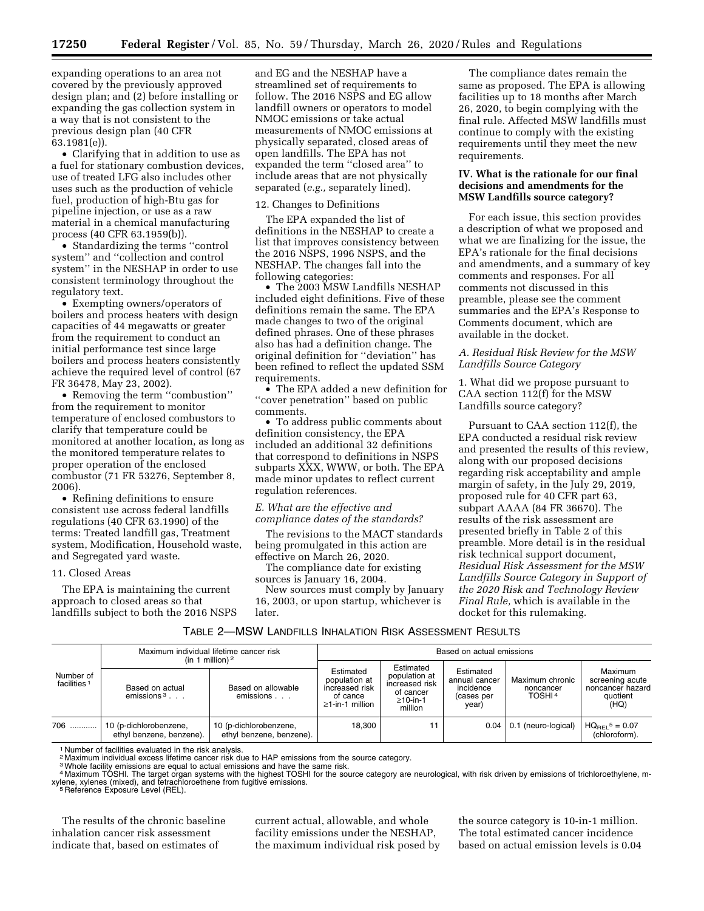expanding operations to an area not covered by the previously approved design plan; and (2) before installing or expanding the gas collection system in a way that is not consistent to the previous design plan (40 CFR 63.1981(e)).

• Clarifying that in addition to use as a fuel for stationary combustion devices, use of treated LFG also includes other uses such as the production of vehicle fuel, production of high-Btu gas for pipeline injection, or use as a raw material in a chemical manufacturing process (40 CFR 63.1959(b)).

• Standardizing the terms ''control system'' and ''collection and control system'' in the NESHAP in order to use consistent terminology throughout the regulatory text.

• Exempting owners/operators of boilers and process heaters with design capacities of 44 megawatts or greater from the requirement to conduct an initial performance test since large boilers and process heaters consistently achieve the required level of control (67 FR 36478, May 23, 2002).

• Removing the term ''combustion'' from the requirement to monitor temperature of enclosed combustors to clarify that temperature could be monitored at another location, as long as the monitored temperature relates to proper operation of the enclosed combustor (71 FR 53276, September 8, 2006).

• Refining definitions to ensure consistent use across federal landfills regulations (40 CFR 63.1990) of the terms: Treated landfill gas, Treatment system, Modification, Household waste, and Segregated yard waste.

11. Closed Areas

The EPA is maintaining the current approach to closed areas so that landfills subject to both the 2016 NSPS and EG and the NESHAP have a streamlined set of requirements to follow. The 2016 NSPS and EG allow landfill owners or operators to model NMOC emissions or take actual measurements of NMOC emissions at physically separated, closed areas of open landfills. The EPA has not expanded the term ''closed area'' to include areas that are not physically separated (*e.g.,* separately lined).

12. Changes to Definitions

The EPA expanded the list of definitions in the NESHAP to create a list that improves consistency between the 2016 NSPS, 1996 NSPS, and the NESHAP. The changes fall into the following categories:

• The 2003 MSW Landfills NESHAP included eight definitions. Five of these definitions remain the same. The EPA made changes to two of the original defined phrases. One of these phrases also has had a definition change. The original definition for ''deviation'' has been refined to reflect the updated SSM requirements.

• The EPA added a new definition for ''cover penetration'' based on public comments.

• To address public comments about definition consistency, the EPA included an additional 32 definitions that correspond to definitions in NSPS subparts XXX, WWW, or both. The EPA made minor updates to reflect current regulation references.

*E. What are the effective and compliance dates of the standards?*

The revisions to the MACT standards being promulgated in this action are effective on March 26, 2020.

The compliance date for existing sources is January 16, 2004.

New sources must comply by January 16, 2003, or upon startup, whichever is later.

The compliance dates remain the same as proposed. The EPA is allowing facilities up to 18 months after March 26, 2020, to begin complying with the final rule. Affected MSW landfills must continue to comply with the existing requirements until they meet the new requirements.

## IV. What is the rationale for our final decisions and amendments for the MSW Landfills source category?

For each issue, this section provides a description of what we proposed and what we are finalizing for the issue, the EPA's rationale for the final decisions and amendments, and a summary of key comments and responses. For all comments not discussed in this preamble, please see the comment summaries and the EPA's Response to Comments document, which are available in the docket.

*A. Residual Risk Review for the MSW Landfills Source Category*

1. What did we propose pursuant to CAA section 112(f) for the MSW Landfills source category?

Pursuant to CAA section 112(f), the EPA conducted a residual risk review and presented the results of this review, along with our proposed decisions regarding risk acceptability and ample margin of safety, in the July 29, 2019, proposed rule for 40 CFR part 63, subpart AAAA (84 FR 36670). The results of the risk assessment are presented briefly in Table 2 of this preamble. More detail is in the residual risk technical support document, *Residual Risk Assessment for the MSW Landfills Source Category in Support of the 2020 Risk and Technology Review Final Rule,* which is available in the docket for this rulemaking.

TABLE 2—MSW LANDFILLS INHALATION RISK ASSESSMENT RESULTS

| Number of facilities [1] | Maximum individual lifetime cancer risk (in 1 million) [2] | | Based on actual emissions | | | | |
|---|---|---|---|---|---|---|---|
| | Based on actual emissions [3] . . . | Based on allowable emissions . . . | Estimated population at increased risk of cance ≥1-in-1 million | Estimated population at increased risk of cancer ≥10-in-1 million | Estimated annual cancer incidence (cases per year) | Maximum chronic noncancer TOSHI [4] | Maximum screening acute noncancer hazard quotient (HQ) |
| 706 ............ | 10 (p-dichlorobenzene, ethyl benzene, benzene). | 10 (p-dichlorobenzene, ethyl benzene, benzene). | 18,300 | 11 | 0.04 | 0.1 (neuro-logical) | $HQ_{REL}$[5] = 0.07 (chloroform). |

[1] Number of facilities evaluated in the risk analysis.
[2] Maximum individual excess lifetime cancer risk due to HAP emissions from the source category.
[3] Whole facility emissions are equal to actual emissions and have the same risk.
[4] Maximum TOSHI. The target organ systems with the highest TOSHI for the source category are neurological, with risk driven by emissions of trichloroethylene, m-xylene, xylenes (mixed), and tetrachloroethene from fugitive emissions.
[5] Reference Exposure Level (REL).

The results of the chronic baseline inhalation cancer risk assessment indicate that, based on estimates of current actual, allowable, and whole facility emissions under the NESHAP, the maximum individual risk posed by the source category is 10-in-1 million. The total estimated cancer incidence based on actual emission levels is 0.04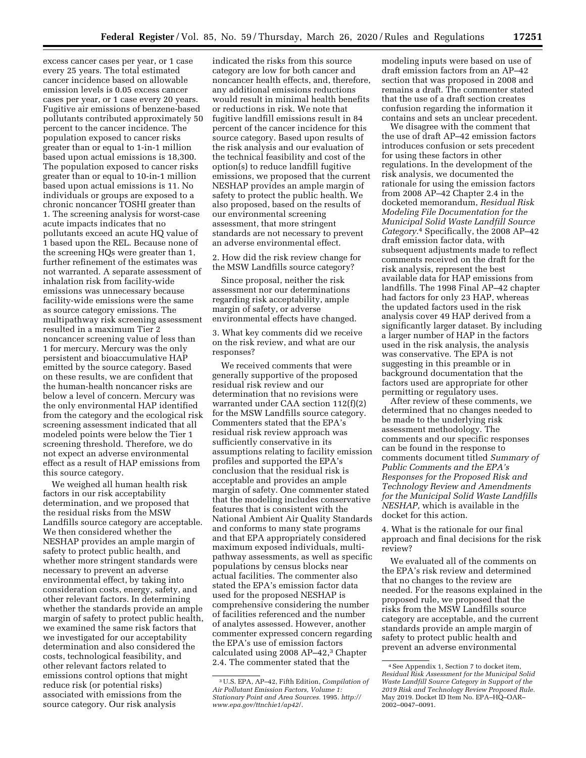excess cancer cases per year, or 1 case every 25 years. The total estimated cancer incidence based on allowable emission levels is 0.05 excess cancer cases per year, or 1 case every 20 years. Fugitive air emissions of benzene-based pollutants contributed approximately 50 percent to the cancer incidence. The population exposed to cancer risks greater than or equal to 1-in-1 million based upon actual emissions is 18,300. The population exposed to cancer risks greater than or equal to 10-in-1 million based upon actual emissions is 11. No individuals or groups are exposed to a chronic noncancer TOSHI greater than 1. The screening analysis for worst-case acute impacts indicates that no pollutants exceed an acute HQ value of 1 based upon the REL. Because none of the screening HQs were greater than 1, further refinement of the estimates was not warranted. A separate assessment of inhalation risk from facility-wide emissions was unnecessary because facility-wide emissions were the same as source category emissions. The multipathway risk screening assessment resulted in a maximum Tier 2 noncancer screening value of less than 1 for mercury. Mercury was the only persistent and bioaccumulative HAP emitted by the source category. Based on these results, we are confident that the human-health noncancer risks are below a level of concern. Mercury was the only environmental HAP identified from the category and the ecological risk screening assessment indicated that all modeled points were below the Tier 1 screening threshold. Therefore, we do not expect an adverse environmental effect as a result of HAP emissions from this source category.

We weighed all human health risk factors in our risk acceptability determination, and we proposed that the residual risks from the MSW Landfills source category are acceptable. We then considered whether the NESHAP provides an ample margin of safety to protect public health, and whether more stringent standards were necessary to prevent an adverse environmental effect, by taking into consideration costs, energy, safety, and other relevant factors. In determining whether the standards provide an ample margin of safety to protect public health, we examined the same risk factors that we investigated for our acceptability determination and also considered the costs, technological feasibility, and other relevant factors related to emissions control options that might reduce risk (or potential risks) associated with emissions from the source category. Our risk analysis indicated the risks from this source category are low for both cancer and noncancer health effects, and, therefore, any additional emissions reductions would result in minimal health benefits or reductions in risk. We note that fugitive landfill emissions result in 84 percent of the cancer incidence for this source category. Based upon results of the risk analysis and our evaluation of the technical feasibility and cost of the option(s) to reduce landfill fugitive emissions, we proposed that the current NESHAP provides an ample margin of safety to protect the public health. We also proposed, based on the results of our environmental screening assessment, that more stringent standards are not necessary to prevent an adverse environmental effect.

2. How did the risk review change for the MSW Landfills source category?

Since proposal, neither the risk assessment nor our determinations regarding risk acceptability, ample margin of safety, or adverse environmental effects have changed.

3. What key comments did we receive on the risk review, and what are our responses?

We received comments that were generally supportive of the proposed residual risk review and our determination that no revisions were warranted under CAA section 112(f)(2) for the MSW Landfills source category. Commenters stated that the EPA's residual risk review approach was sufficiently conservative in its assumptions relating to facility emission profiles and supported the EPA's conclusion that the residual risk is acceptable and provides an ample margin of safety. One commenter stated that the modeling includes conservative features that is consistent with the National Ambient Air Quality Standards and conforms to many state programs and that EPA appropriately considered maximum exposed individuals, multi-pathway assessments, as well as specific populations by census blocks near actual facilities. The commenter also stated the EPA's emission factor data used for the proposed NESHAP is comprehensive considering the number of facilities referenced and the number of analytes assessed. However, another commenter expressed concern regarding the EPA's use of emission factors calculated using 2008 AP–42,[3] Chapter 2.4. The commenter stated that the modeling inputs were based on use of draft emission factors from an AP–42 section that was proposed in 2008 and remains a draft. The commenter stated that the use of a draft section creates confusion regarding the information it contains and sets an unclear precedent.

We disagree with the comment that the use of draft AP–42 emission factors introduces confusion or sets precedent for using these factors in other regulations. In the development of the risk analysis, we documented the rationale for using the emission factors from 2008 AP–42 Chapter 2.4 in the docketed memorandum, *Residual Risk Modeling File Documentation for the Municipal Solid Waste Landfill Source Category*.[4] Specifically, the 2008 AP–42 draft emission factor data, with subsequent adjustments made to reflect comments received on the draft for the risk analysis, represent the best available data for HAP emissions from landfills. The 1998 Final AP–42 chapter had factors for only 23 HAP, whereas the updated factors used in the risk analysis cover 49 HAP derived from a significantly larger dataset. By including a larger number of HAP in the factors used in the risk analysis, the analysis was conservative. The EPA is not suggesting in this preamble or in background documentation that the factors used are appropriate for other permitting or regulatory uses.

After review of these comments, we determined that no changes needed to be made to the underlying risk assessment methodology. The comments and our specific responses can be found in the response to comments document titled *Summary of Public Comments and the EPA's Responses for the Proposed Risk and Technology Review and Amendments for the Municipal Solid Waste Landfills NESHAP,* which is available in the docket for this action.

4. What is the rationale for our final approach and final decisions for the risk review?

We evaluated all of the comments on the EPA's risk review and determined that no changes to the review are needed. For the reasons explained in the proposed rule, we proposed that the risks from the MSW Landfills source category are acceptable, and the current standards provide an ample margin of safety to protect public health and prevent an adverse environmental

[3] U.S. EPA, AP–42, Fifth Edition, *Compilation of Air Pollutant Emission Factors, Volume 1: Stationary Point and Area Sources.* 1995. *http://www.epa.gov/ttnchie1/ap42/*.

[4] See Appendix 1, Section 7 to docket item, *Residual Risk Assessment for the Municipal Solid Waste Landfill Source Category in Support of the 2019 Risk and Technology Review Proposed Rule.* May 2019. Docket ID Item No. EPA–HQ–OAR–2002–0047–0091.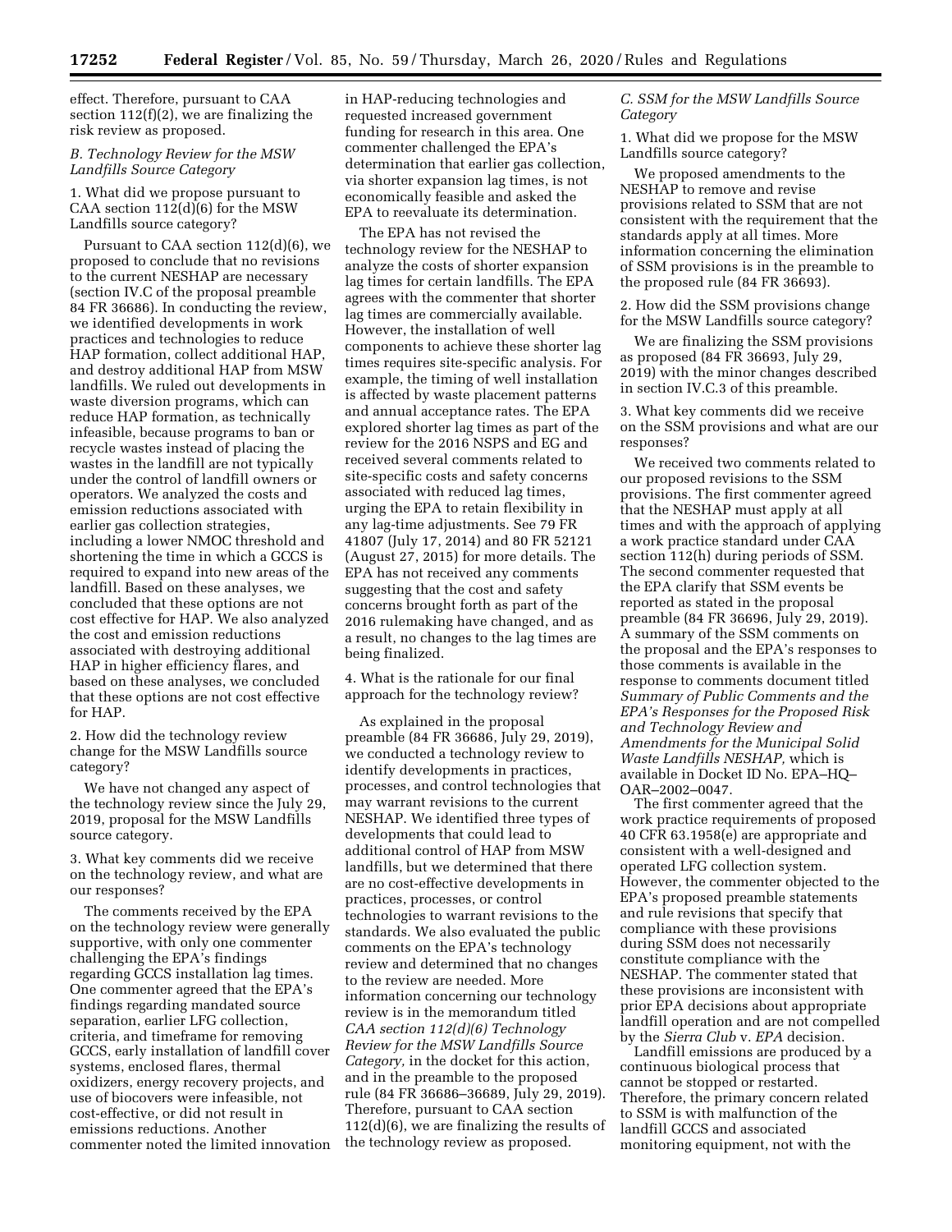effect. Therefore, pursuant to CAA section 112(f)(2), we are finalizing the risk review as proposed.

### B. Technology Review for the MSW Landfills Source Category

1. What did we propose pursuant to CAA section 112(d)(6) for the MSW Landfills source category?

Pursuant to CAA section 112(d)(6), we proposed to conclude that no revisions to the current NESHAP are necessary (section IV.C of the proposal preamble 84 FR 36686). In conducting the review, we identified developments in work practices and technologies to reduce HAP formation, collect additional HAP, and destroy additional HAP from MSW landfills. We ruled out developments in waste diversion programs, which can reduce HAP formation, as technically infeasible, because programs to ban or recycle wastes instead of placing the wastes in the landfill are not typically under the control of landfill owners or operators. We analyzed the costs and emission reductions associated with earlier gas collection strategies, including a lower NMOC threshold and shortening the time in which a GCCS is required to expand into new areas of the landfill. Based on these analyses, we concluded that these options are not cost effective for HAP. We also analyzed the cost and emission reductions associated with destroying additional HAP in higher efficiency flares, and based on these analyses, we concluded that these options are not cost effective for HAP.

2. How did the technology review change for the MSW Landfills source category?

We have not changed any aspect of the technology review since the July 29, 2019, proposal for the MSW Landfills source category.

3. What key comments did we receive on the technology review, and what are our responses?

The comments received by the EPA on the technology review were generally supportive, with only one commenter challenging the EPA's findings regarding GCCS installation lag times. One commenter agreed that the EPA's findings regarding mandated source separation, earlier LFG collection, criteria, and timeframe for removing GCCS, early installation of landfill cover systems, enclosed flares, thermal oxidizers, energy recovery projects, and use of biocovers were infeasible, not cost-effective, or did not result in emissions reductions. Another commenter noted the limited innovation in HAP-reducing technologies and requested increased government funding for research in this area. One commenter challenged the EPA's determination that earlier gas collection, via shorter expansion lag times, is not economically feasible and asked the EPA to reevaluate its determination.

The EPA has not revised the technology review for the NESHAP to analyze the costs of shorter expansion lag times for certain landfills. The EPA agrees with the commenter that shorter lag times are commercially available. However, the installation of well components to achieve these shorter lag times requires site-specific analysis. For example, the timing of well installation is affected by waste placement patterns and annual acceptance rates. The EPA explored shorter lag times as part of the review for the 2016 NSPS and EG and received several comments related to site-specific costs and safety concerns associated with reduced lag times, urging the EPA to retain flexibility in any lag-time adjustments. See 79 FR 41807 (July 17, 2014) and 80 FR 52121 (August 27, 2015) for more details. The EPA has not received any comments suggesting that the cost and safety concerns brought forth as part of the 2016 rulemaking have changed, and as a result, no changes to the lag times are being finalized.

4. What is the rationale for our final approach for the technology review?

As explained in the proposal preamble (84 FR 36686, July 29, 2019), we conducted a technology review to identify developments in practices, processes, and control technologies that may warrant revisions to the current NESHAP. We identified three types of developments that could lead to additional control of HAP from MSW landfills, but we determined that there are no cost-effective developments in practices, processes, or control technologies to warrant revisions to the standards. We also evaluated the public comments on the EPA's technology review and determined that no changes to the review are needed. More information concerning our technology review is in the memorandum titled *CAA section 112(d)(6) Technology Review for the MSW Landfills Source Category,* in the docket for this action, and in the preamble to the proposed rule (84 FR 36686–36689, July 29, 2019). Therefore, pursuant to CAA section 112(d)(6), we are finalizing the results of the technology review as proposed.

### C. SSM for the MSW Landfills Source Category

1. What did we propose for the MSW Landfills source category?

We proposed amendments to the NESHAP to remove and revise provisions related to SSM that are not consistent with the requirement that the standards apply at all times. More information concerning the elimination of SSM provisions is in the preamble to the proposed rule (84 FR 36693).

2. How did the SSM provisions change for the MSW Landfills source category?

We are finalizing the SSM provisions as proposed (84 FR 36693, July 29, 2019) with the minor changes described in section IV.C.3 of this preamble.

3. What key comments did we receive on the SSM provisions and what are our responses?

We received two comments related to our proposed revisions to the SSM provisions. The first commenter agreed that the NESHAP must apply at all times and with the approach of applying a work practice standard under CAA section 112(h) during periods of SSM. The second commenter requested that the EPA clarify that SSM events be reported as stated in the proposal preamble (84 FR 36696, July 29, 2019). A summary of the SSM comments on the proposal and the EPA's responses to those comments is available in the response to comments document titled *Summary of Public Comments and the EPA's Responses for the Proposed Risk and Technology Review and Amendments for the Municipal Solid Waste Landfills NESHAP,* which is available in Docket ID No. EPA–HQ–OAR–2002–0047.

The first commenter agreed that the work practice requirements of proposed 40 CFR 63.1958(e) are appropriate and consistent with a well-designed and operated LFG collection system. However, the commenter objected to the EPA's proposed preamble statements and rule revisions that specify that compliance with these provisions during SSM does not necessarily constitute compliance with the NESHAP. The commenter stated that these provisions are inconsistent with prior EPA decisions about appropriate landfill operation and are not compelled by the *Sierra Club* v. *EPA* decision.

Landfill emissions are produced by a continuous biological process that cannot be stopped or restarted. Therefore, the primary concern related to SSM is with malfunction of the landfill GCCS and associated monitoring equipment, not with the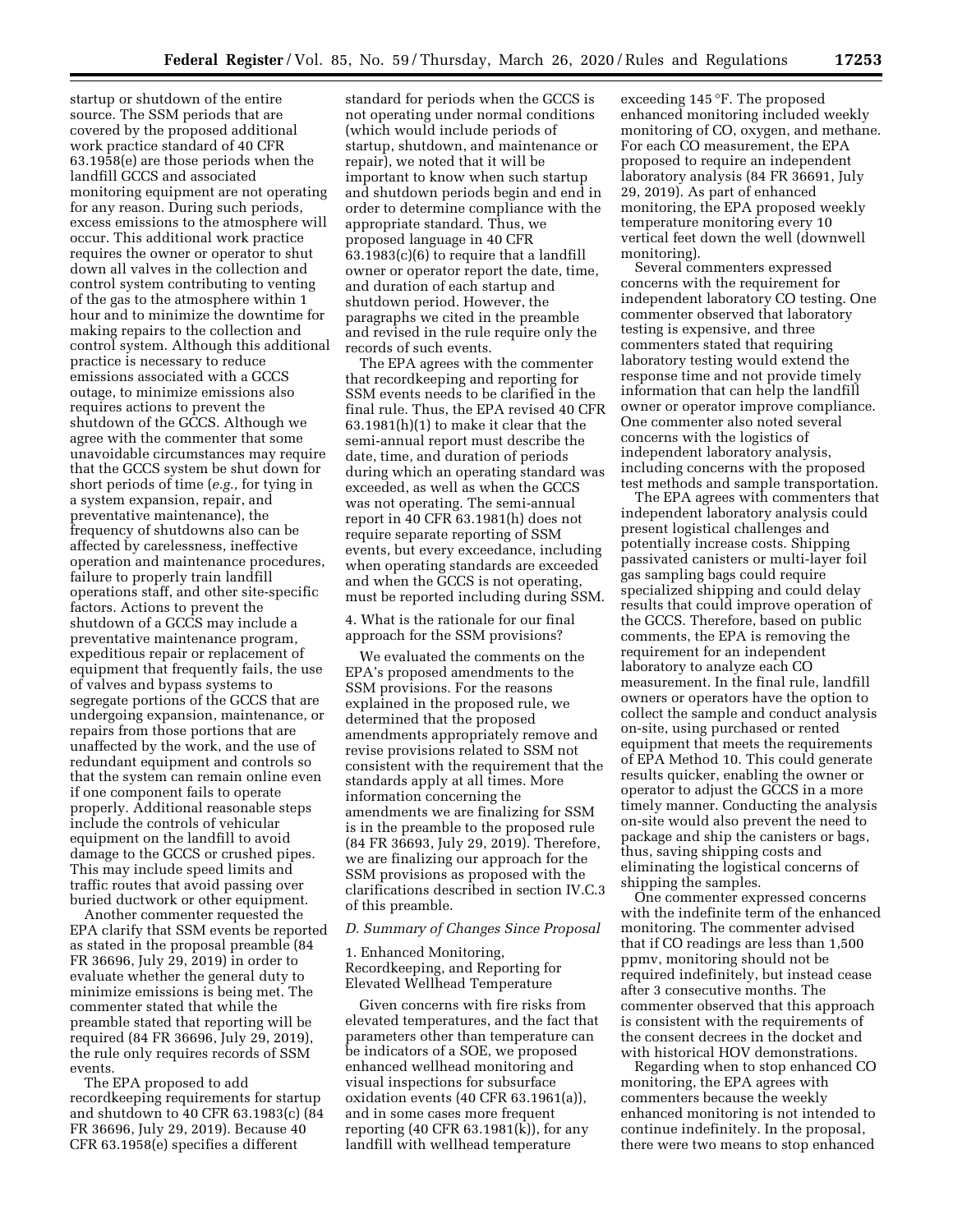startup or shutdown of the entire source. The SSM periods that are covered by the proposed additional work practice standard of 40 CFR 63.1958(e) are those periods when the landfill GCCS and associated monitoring equipment are not operating for any reason. During such periods, excess emissions to the atmosphere will occur. This additional work practice requires the owner or operator to shut down all valves in the collection and control system contributing to venting of the gas to the atmosphere within 1 hour and to minimize the downtime for making repairs to the collection and control system. Although this additional practice is necessary to reduce emissions associated with a GCCS outage, to minimize emissions also requires actions to prevent the shutdown of the GCCS. Although we agree with the commenter that some unavoidable circumstances may require that the GCCS system be shut down for short periods of time (*e.g.,* for tying in a system expansion, repair, and preventative maintenance), the frequency of shutdowns also can be affected by carelessness, ineffective operation and maintenance procedures, failure to properly train landfill operations staff, and other site-specific factors. Actions to prevent the shutdown of a GCCS may include a preventative maintenance program, expeditious repair or replacement of equipment that frequently fails, the use of valves and bypass systems to segregate portions of the GCCS that are undergoing expansion, maintenance, or repairs from those portions that are unaffected by the work, and the use of redundant equipment and controls so that the system can remain online even if one component fails to operate properly. Additional reasonable steps include the controls of vehicular equipment on the landfill to avoid damage to the GCCS or crushed pipes. This may include speed limits and traffic routes that avoid passing over buried ductwork or other equipment.

Another commenter requested the EPA clarify that SSM events be reported as stated in the proposal preamble (84 FR 36696, July 29, 2019) in order to evaluate whether the general duty to minimize emissions is being met. The commenter stated that while the preamble stated that reporting will be required (84 FR 36696, July 29, 2019), the rule only requires records of SSM events.

The EPA proposed to add recordkeeping requirements for startup and shutdown to 40 CFR 63.1983(c) (84 FR 36696, July 29, 2019). Because 40 CFR 63.1958(e) specifies a different standard for periods when the GCCS is not operating under normal conditions (which would include periods of startup, shutdown, and maintenance or repair), we noted that it will be important to know when such startup and shutdown periods begin and end in order to determine compliance with the appropriate standard. Thus, we proposed language in 40 CFR 63.1983(c)(6) to require that a landfill owner or operator report the date, time, and duration of each startup and shutdown period. However, the paragraphs we cited in the preamble and revised in the rule require only the records of such events.

The EPA agrees with the commenter that recordkeeping and reporting for SSM events needs to be clarified in the final rule. Thus, the EPA revised 40 CFR 63.1981(h)(1) to make it clear that the semi-annual report must describe the date, time, and duration of periods during which an operating standard was exceeded, as well as when the GCCS was not operating. The semi-annual report in 40 CFR 63.1981(h) does not require separate reporting of SSM events, but every exceedance, including when operating standards are exceeded and when the GCCS is not operating, must be reported including during SSM.

4. What is the rationale for our final approach for the SSM provisions?

We evaluated the comments on the EPA's proposed amendments to the SSM provisions. For the reasons explained in the proposed rule, we determined that the proposed amendments appropriately remove and revise provisions related to SSM not consistent with the requirement that the standards apply at all times. More information concerning the amendments we are finalizing for SSM is in the preamble to the proposed rule (84 FR 36693, July 29, 2019). Therefore, we are finalizing our approach for the SSM provisions as proposed with the clarifications described in section IV.C.3 of this preamble.

*D. Summary of Changes Since Proposal*

1. Enhanced Monitoring, Recordkeeping, and Reporting for Elevated Wellhead Temperature

Given concerns with fire risks from elevated temperatures, and the fact that parameters other than temperature can be indicators of a SOE, we proposed enhanced wellhead monitoring and visual inspections for subsurface oxidation events (40 CFR 63.1961(a)), and in some cases more frequent reporting (40 CFR 63.1981(k)), for any landfill with wellhead temperature exceeding 145 °F. The proposed enhanced monitoring included weekly monitoring of CO, oxygen, and methane. For each CO measurement, the EPA proposed to require an independent laboratory analysis (84 FR 36691, July 29, 2019). As part of enhanced monitoring, the EPA proposed weekly temperature monitoring every 10 vertical feet down the well (downwell monitoring).

Several commenters expressed concerns with the requirement for independent laboratory CO testing. One commenter observed that laboratory testing is expensive, and three commenters stated that requiring laboratory testing would extend the response time and not provide timely information that can help the landfill owner or operator improve compliance. One commenter also noted several concerns with the logistics of independent laboratory analysis, including concerns with the proposed test methods and sample transportation.

The EPA agrees with commenters that independent laboratory analysis could present logistical challenges and potentially increase costs. Shipping passivated canisters or multi-layer foil gas sampling bags could require specialized shipping and could delay results that could improve operation of the GCCS. Therefore, based on public comments, the EPA is removing the requirement for an independent laboratory to analyze each CO measurement. In the final rule, landfill owners or operators have the option to collect the sample and conduct analysis on-site, using purchased or rented equipment that meets the requirements of EPA Method 10. This could generate results quicker, enabling the owner or operator to adjust the GCCS in a more timely manner. Conducting the analysis on-site would also prevent the need to package and ship the canisters or bags, thus, saving shipping costs and eliminating the logistical concerns of shipping the samples.

One commenter expressed concerns with the indefinite term of the enhanced monitoring. The commenter advised that if CO readings are less than 1,500 ppmv, monitoring should not be required indefinitely, but instead cease after 3 consecutive months. The commenter observed that this approach is consistent with the requirements of the consent decrees in the docket and with historical HOV demonstrations.

Regarding when to stop enhanced CO monitoring, the EPA agrees with commenters because the weekly enhanced monitoring is not intended to continue indefinitely. In the proposal, there were two means to stop enhanced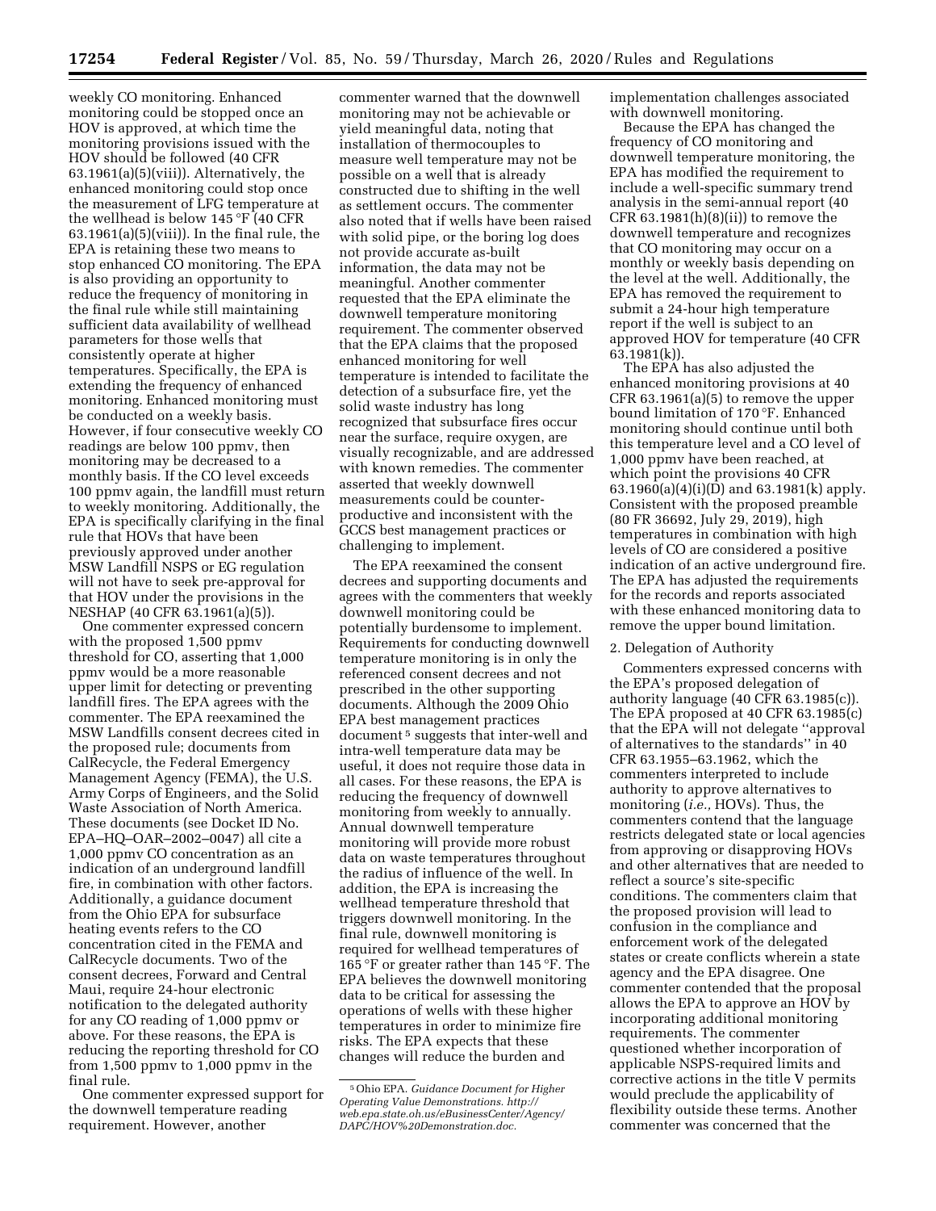weekly CO monitoring. Enhanced monitoring could be stopped once an HOV is approved, at which time the monitoring provisions issued with the HOV should be followed (40 CFR 63.1961(a)(5)(viii)). Alternatively, the enhanced monitoring could stop once the measurement of LFG temperature at the wellhead is below 145 °F (40 CFR 63.1961(a)(5)(viii)). In the final rule, the EPA is retaining these two means to stop enhanced CO monitoring. The EPA is also providing an opportunity to reduce the frequency of monitoring in the final rule while still maintaining sufficient data availability of wellhead parameters for those wells that consistently operate at higher temperatures. Specifically, the EPA is extending the frequency of enhanced monitoring. Enhanced monitoring must be conducted on a weekly basis. However, if four consecutive weekly CO readings are below 100 ppmv, then monitoring may be decreased to a monthly basis. If the CO level exceeds 100 ppmv again, the landfill must return to weekly monitoring. Additionally, the EPA is specifically clarifying in the final rule that HOVs that have been previously approved under another MSW Landfill NSPS or EG regulation will not have to seek pre-approval for that HOV under the provisions in the NESHAP (40 CFR 63.1961(a)(5)).

One commenter expressed concern with the proposed 1,500 ppmv threshold for CO, asserting that 1,000 ppmv would be a more reasonable upper limit for detecting or preventing landfill fires. The EPA agrees with the commenter. The EPA reexamined the MSW Landfills consent decrees cited in the proposed rule; documents from CalRecycle, the Federal Emergency Management Agency (FEMA), the U.S. Army Corps of Engineers, and the Solid Waste Association of North America. These documents (see Docket ID No. EPA–HQ–OAR–2002–0047) all cite a 1,000 ppmv CO concentration as an indication of an underground landfill fire, in combination with other factors. Additionally, a guidance document from the Ohio EPA for subsurface heating events refers to the CO concentration cited in the FEMA and CalRecycle documents. Two of the consent decrees, Forward and Central Maui, require 24-hour electronic notification to the delegated authority for any CO reading of 1,000 ppmv or above. For these reasons, the EPA is reducing the reporting threshold for CO from 1,500 ppmv to 1,000 ppmv in the final rule.

One commenter expressed support for the downwell temperature reading requirement. However, another commenter warned that the downwell monitoring may not be achievable or yield meaningful data, noting that installation of thermocouples to measure well temperature may not be possible on a well that is already constructed due to shifting in the well as settlement occurs. The commenter also noted that if wells have been raised with solid pipe, or the boring log does not provide accurate as-built information, the data may not be meaningful. Another commenter requested that the EPA eliminate the downwell temperature monitoring requirement. The commenter observed that the EPA claims that the proposed enhanced monitoring for well temperature is intended to facilitate the detection of a subsurface fire, yet the solid waste industry has long recognized that subsurface fires occur near the surface, require oxygen, are visually recognizable, and are addressed with known remedies. The commenter asserted that weekly downwell measurements could be counter-productive and inconsistent with the GCCS best management practices or challenging to implement.

The EPA reexamined the consent decrees and supporting documents and agrees with the commenters that weekly downwell monitoring could be potentially burdensome to implement. Requirements for conducting downwell temperature monitoring is in only the referenced consent decrees and not prescribed in the other supporting documents. Although the 2009 Ohio EPA best management practices document [5] suggests that inter-well and intra-well temperature data may be useful, it does not require those data in all cases. For these reasons, the EPA is reducing the frequency of downwell monitoring from weekly to annually. Annual downwell temperature monitoring will provide more robust data on waste temperatures throughout the radius of influence of the well. In addition, the EPA is increasing the wellhead temperature threshold that triggers downwell monitoring. In the final rule, downwell monitoring is required for wellhead temperatures of 165 °F or greater rather than 145 °F. The EPA believes the downwell monitoring data to be critical for assessing the operations of wells with these higher temperatures in order to minimize fire risks. The EPA expects that these changes will reduce the burden and implementation challenges associated with downwell monitoring.

Because the EPA has changed the frequency of CO monitoring and downwell temperature monitoring, the EPA has modified the requirement to include a well-specific summary trend analysis in the semi-annual report (40 CFR 63.1981(h)(8)(ii)) to remove the downwell temperature and recognizes that CO monitoring may occur on a monthly or weekly basis depending on the level at the well. Additionally, the EPA has removed the requirement to submit a 24-hour high temperature report if the well is subject to an approved HOV for temperature (40 CFR 63.1981(k)).

The EPA has also adjusted the enhanced monitoring provisions at 40 CFR 63.1961(a)(5) to remove the upper bound limitation of 170 °F. Enhanced monitoring should continue until both this temperature level and a CO level of 1,000 ppmv have been reached, at which point the provisions 40 CFR 63.1960(a)(4)(i)(D) and 63.1981(k) apply. Consistent with the proposed preamble (80 FR 36692, July 29, 2019), high temperatures in combination with high levels of CO are considered a positive indication of an active underground fire. The EPA has adjusted the requirements for the records and reports associated with these enhanced monitoring data to remove the upper bound limitation.

2. Delegation of Authority

Commenters expressed concerns with the EPA's proposed delegation of authority language (40 CFR 63.1985(c)). The EPA proposed at 40 CFR 63.1985(c) that the EPA will not delegate ''approval of alternatives to the standards'' in 40 CFR 63.1955–63.1962, which the commenters interpreted to include authority to approve alternatives to monitoring (*i.e.,* HOVs). Thus, the commenters contend that the language restricts delegated state or local agencies from approving or disapproving HOVs and other alternatives that are needed to reflect a source's site-specific conditions. The commenters claim that the proposed provision will lead to confusion in the compliance and enforcement work of the delegated states or create conflicts wherein a state agency and the EPA disagree. One commenter contended that the proposal allows the EPA to approve an HOV by incorporating additional monitoring requirements. The commenter questioned whether incorporation of applicable NSPS-required limits and corrective actions in the title V permits would preclude the applicability of flexibility outside these terms. Another commenter was concerned that the

[5] Ohio EPA. *Guidance Document for Higher Operating Value Demonstrations. http://web.epa.state.oh.us/eBusinessCenter/Agency/DAPC/HOV%20Demonstration.doc.*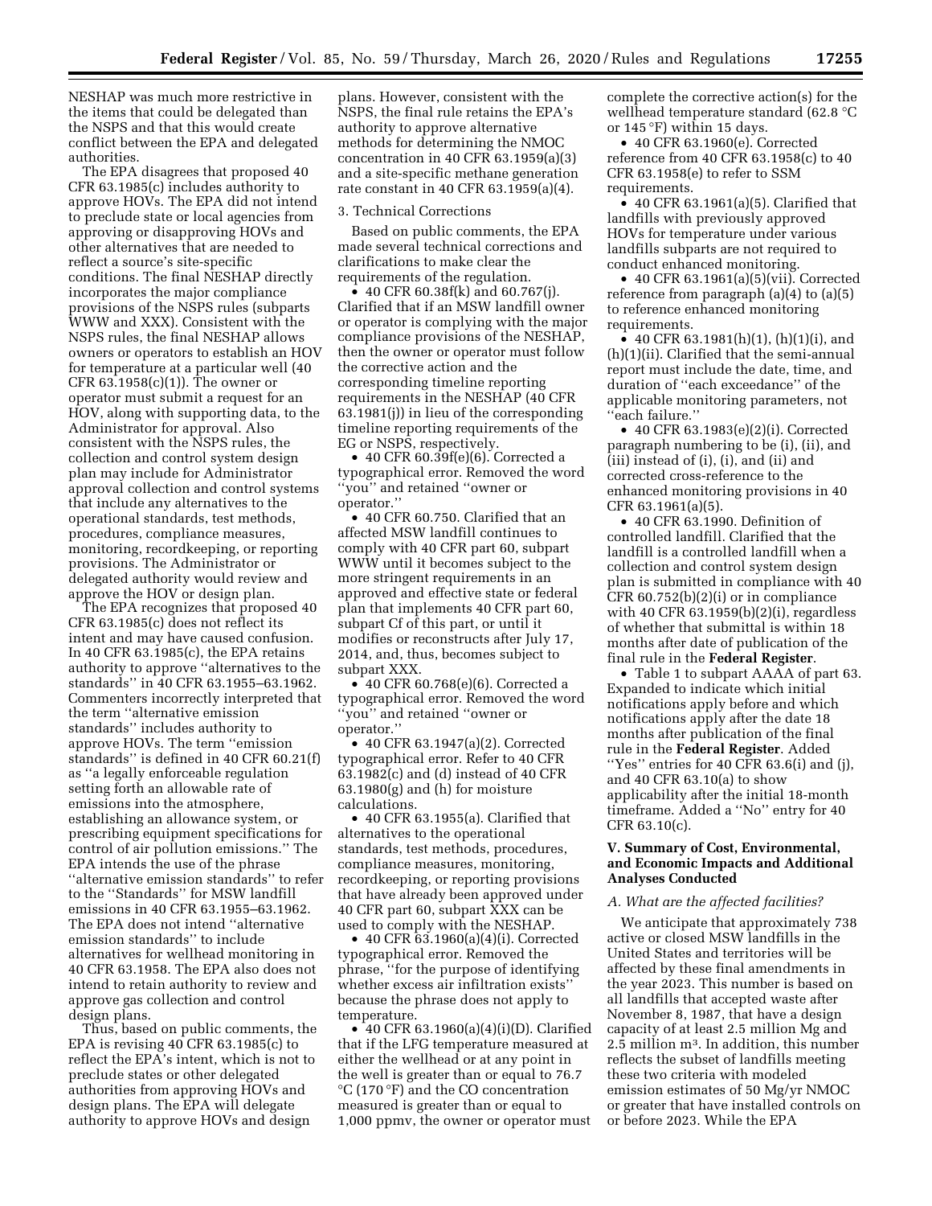NESHAP was much more restrictive in the items that could be delegated than the NSPS and that this would create conflict between the EPA and delegated authorities.

The EPA disagrees that proposed 40 CFR 63.1985(c) includes authority to approve HOVs. The EPA did not intend to preclude state or local agencies from approving or disapproving HOVs and other alternatives that are needed to reflect a source's site-specific conditions. The final NESHAP directly incorporates the major compliance provisions of the NSPS rules (subparts WWW and XXX). Consistent with the NSPS rules, the final NESHAP allows owners or operators to establish an HOV for temperature at a particular well (40 CFR 63.1958(c)(1)). The owner or operator must submit a request for an HOV, along with supporting data, to the Administrator for approval. Also consistent with the NSPS rules, the collection and control system design plan may include for Administrator approval collection and control systems that include any alternatives to the operational standards, test methods, procedures, compliance measures, monitoring, recordkeeping, or reporting provisions. The Administrator or delegated authority would review and approve the HOV or design plan.

The EPA recognizes that proposed 40 CFR 63.1985(c) does not reflect its intent and may have caused confusion. In 40 CFR 63.1985(c), the EPA retains authority to approve ''alternatives to the standards'' in 40 CFR 63.1955–63.1962. Commenters incorrectly interpreted that the term ''alternative emission standards'' includes authority to approve HOVs. The term ''emission standards'' is defined in 40 CFR 60.21(f) as ''a legally enforceable regulation setting forth an allowable rate of emissions into the atmosphere, establishing an allowance system, or prescribing equipment specifications for control of air pollution emissions.'' The EPA intends the use of the phrase ''alternative emission standards'' to refer to the ''Standards'' for MSW landfill emissions in 40 CFR 63.1955–63.1962. The EPA does not intend ''alternative emission standards'' to include alternatives for wellhead monitoring in 40 CFR 63.1958. The EPA also does not intend to retain authority to review and approve gas collection and control design plans.

Thus, based on public comments, the EPA is revising 40 CFR 63.1985(c) to reflect the EPA's intent, which is not to preclude states or other delegated authorities from approving HOVs and design plans. The EPA will delegate authority to approve HOVs and design plans. However, consistent with the NSPS, the final rule retains the EPA's authority to approve alternative methods for determining the NMOC concentration in 40 CFR 63.1959(a)(3) and a site-specific methane generation rate constant in 40 CFR 63.1959(a)(4).

3. Technical Corrections

Based on public comments, the EPA made several technical corrections and clarifications to make clear the requirements of the regulation.

- 40 CFR 60.38f(k) and 60.767(j). Clarified that if an MSW landfill owner or operator is complying with the major compliance provisions of the NESHAP, then the owner or operator must follow the corrective action and the corresponding timeline reporting requirements in the NESHAP (40 CFR 63.1981(j)) in lieu of the corresponding timeline reporting requirements of the EG or NSPS, respectively.
- 40 CFR 60.39f(e)(6). Corrected a typographical error. Removed the word ''you'' and retained ''owner or operator.''
- 40 CFR 60.750. Clarified that an affected MSW landfill continues to comply with 40 CFR part 60, subpart WWW until it becomes subject to the more stringent requirements in an approved and effective state or federal plan that implements 40 CFR part 60, subpart Cf of this part, or until it modifies or reconstructs after July 17, 2014, and, thus, becomes subject to subpart XXX.
- 40 CFR 60.768(e)(6). Corrected a typographical error. Removed the word ''you'' and retained ''owner or operator.''
- 40 CFR 63.1947(a)(2). Corrected typographical error. Refer to 40 CFR 63.1982(c) and (d) instead of 40 CFR 63.1980(g) and (h) for moisture calculations.
- 40 CFR 63.1955(a). Clarified that alternatives to the operational standards, test methods, procedures, compliance measures, monitoring, recordkeeping, or reporting provisions that have already been approved under 40 CFR part 60, subpart XXX can be used to comply with the NESHAP.
- 40 CFR 63.1960(a)(4)(i). Corrected typographical error. Removed the phrase, ''for the purpose of identifying whether excess air infiltration exists'' because the phrase does not apply to temperature.
- 40 CFR 63.1960(a)(4)(i)(D). Clarified that if the LFG temperature measured at either the wellhead or at any point in the well is greater than or equal to 76.7 °C (170 °F) and the CO concentration measured is greater than or equal to 1,000 ppmv, the owner or operator must complete the corrective action(s) for the wellhead temperature standard (62.8 °C or 145 °F) within 15 days.
- 40 CFR 63.1960(e). Corrected reference from 40 CFR 63.1958(c) to 40 CFR 63.1958(e) to refer to SSM requirements.
- 40 CFR 63.1961(a)(5). Clarified that landfills with previously approved HOVs for temperature under various landfills subparts are not required to conduct enhanced monitoring.
- 40 CFR 63.1961(a)(5)(vii). Corrected reference from paragraph (a)(4) to (a)(5) to reference enhanced monitoring requirements.
- 40 CFR 63.1981(h)(1), (h)(1)(i), and (h)(1)(ii). Clarified that the semi-annual report must include the date, time, and duration of ''each exceedance'' of the applicable monitoring parameters, not ''each failure.''
- 40 CFR 63.1983(e)(2)(i). Corrected paragraph numbering to be (i), (ii), and (iii) instead of (i), (i), and (ii) and corrected cross-reference to the enhanced monitoring provisions in 40 CFR 63.1961(a)(5).
- 40 CFR 63.1990. Definition of controlled landfill. Clarified that the landfill is a controlled landfill when a collection and control system design plan is submitted in compliance with 40 CFR 60.752(b)(2)(i) or in compliance with 40 CFR 63.1959(b)(2)(i), regardless of whether that submittal is within 18 months after date of publication of the final rule in the **Federal Register**.
- Table 1 to subpart AAAA of part 63. Expanded to indicate which initial notifications apply before and which notifications apply after the date 18 months after publication of the final rule in the **Federal Register**. Added ''Yes'' entries for 40 CFR 63.6(i) and (j), and 40 CFR 63.10(a) to show applicability after the initial 18-month timeframe. Added a ''No'' entry for 40 CFR 63.10(c).

## V. Summary of Cost, Environmental, and Economic Impacts and Additional Analyses Conducted

### *A. What are the affected facilities?*

We anticipate that approximately 738 active or closed MSW landfills in the United States and territories will be affected by these final amendments in the year 2023. This number is based on all landfills that accepted waste after November 8, 1987, that have a design capacity of at least 2.5 million Mg and 2.5 million $m^3$. In addition, this number reflects the subset of landfills meeting these two criteria with modeled emission estimates of 50 Mg/yr NMOC or greater that have installed controls on or before 2023. While the EPA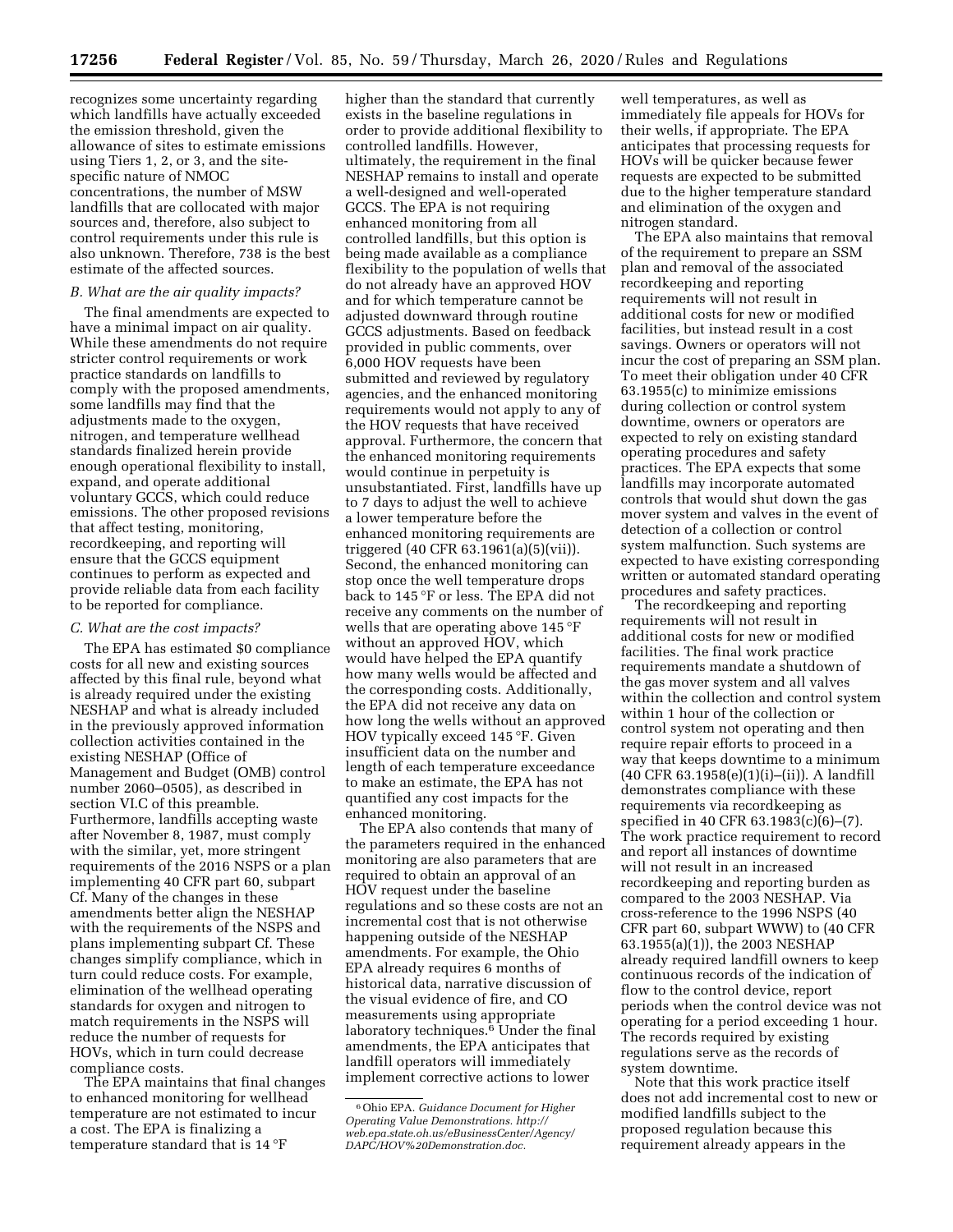recognizes some uncertainty regarding which landfills have actually exceeded the emission threshold, given the allowance of sites to estimate emissions using Tiers 1, 2, or 3, and the site-specific nature of NMOC concentrations, the number of MSW landfills that are collocated with major sources and, therefore, also subject to control requirements under this rule is also unknown. Therefore, 738 is the best estimate of the affected sources.

### B. What are the air quality impacts?

The final amendments are expected to have a minimal impact on air quality. While these amendments do not require stricter control requirements or work practice standards on landfills to comply with the proposed amendments, some landfills may find that the adjustments made to the oxygen, nitrogen, and temperature wellhead standards finalized herein provide enough operational flexibility to install, expand, and operate additional voluntary GCCS, which could reduce emissions. The other proposed revisions that affect testing, monitoring, recordkeeping, and reporting will ensure that the GCCS equipment continues to perform as expected and provide reliable data from each facility to be reported for compliance.

### C. What are the cost impacts?

The EPA has estimated $0 compliance costs for all new and existing sources affected by this final rule, beyond what is already required under the existing NESHAP and what is already included in the previously approved information collection activities contained in the existing NESHAP (Office of Management and Budget (OMB) control number 2060–0505), as described in section VI.C of this preamble. Furthermore, landfills accepting waste after November 8, 1987, must comply with the similar, yet, more stringent requirements of the 2016 NSPS or a plan implementing 40 CFR part 60, subpart Cf. Many of the changes in these amendments better align the NESHAP with the requirements of the NSPS and plans implementing subpart Cf. These changes simplify compliance, which in turn could reduce costs. For example, elimination of the wellhead operating standards for oxygen and nitrogen to match requirements in the NSPS will reduce the number of requests for HOVs, which in turn could decrease compliance costs.

The EPA maintains that final changes to enhanced monitoring for wellhead temperature are not estimated to incur a cost. The EPA is finalizing a temperature standard that is 14 °F higher than the standard that currently exists in the baseline regulations in order to provide additional flexibility to controlled landfills. However, ultimately, the requirement in the final NESHAP remains to install and operate a well-designed and well-operated GCCS. The EPA is not requiring enhanced monitoring from all controlled landfills, but this option is being made available as a compliance flexibility to the population of wells that do not already have an approved HOV and for which temperature cannot be adjusted downward through routine GCCS adjustments. Based on feedback provided in public comments, over 6,000 HOV requests have been submitted and reviewed by regulatory agencies, and the enhanced monitoring requirements would not apply to any of the HOV requests that have received approval. Furthermore, the concern that the enhanced monitoring requirements would continue in perpetuity is unsubstantiated. First, landfills have up to 7 days to adjust the well to achieve a lower temperature before the enhanced monitoring requirements are triggered (40 CFR 63.1961(a)(5)(vii)). Second, the enhanced monitoring can stop once the well temperature drops back to 145 °F or less. The EPA did not receive any comments on the number of wells that are operating above 145 °F without an approved HOV, which would have helped the EPA quantify how many wells would be affected and the corresponding costs. Additionally, the EPA did not receive any data on how long the wells without an approved HOV typically exceed 145 °F. Given insufficient data on the number and length of each temperature exceedance to make an estimate, the EPA has not quantified any cost impacts for the enhanced monitoring.

The EPA also contends that many of the parameters required in the enhanced monitoring are also parameters that are required to obtain an approval of an HOV request under the baseline regulations and so these costs are not an incremental cost that is not otherwise happening outside of the NESHAP amendments. For example, the Ohio EPA already requires 6 months of historical data, narrative discussion of the visual evidence of fire, and CO measurements using appropriate laboratory techniques.[6] Under the final amendments, the EPA anticipates that landfill operators will immediately implement corrective actions to lower well temperatures, as well as immediately file appeals for HOVs for their wells, if appropriate. The EPA anticipates that processing requests for HOVs will be quicker because fewer requests are expected to be submitted due to the higher temperature standard and elimination of the oxygen and nitrogen standard.

The EPA also maintains that removal of the requirement to prepare an SSM plan and removal of the associated recordkeeping and reporting requirements will not result in additional costs for new or modified facilities, but instead result in a cost savings. Owners or operators will not incur the cost of preparing an SSM plan. To meet their obligation under 40 CFR 63.1955(c) to minimize emissions during collection or control system downtime, owners or operators are expected to rely on existing standard operating procedures and safety practices. The EPA expects that some landfills may incorporate automated controls that would shut down the gas mover system and valves in the event of detection of a collection or control system malfunction. Such systems are expected to have existing corresponding written or automated standard operating procedures and safety practices.

The recordkeeping and reporting requirements will not result in additional costs for new or modified facilities. The final work practice requirements mandate a shutdown of the gas mover system and all valves within the collection and control system within 1 hour of the collection or control system not operating and then require repair efforts to proceed in a way that keeps downtime to a minimum (40 CFR 63.1958(e)(1)(i)–(ii)). A landfill demonstrates compliance with these requirements via recordkeeping as specified in 40 CFR 63.1983(c)(6)–(7). The work practice requirement to record and report all instances of downtime will not result in an increased recordkeeping and reporting burden as compared to the 2003 NESHAP. Via cross-reference to the 1996 NSPS (40 CFR part 60, subpart WWW) to (40 CFR 63.1955(a)(1)), the 2003 NESHAP already required landfill owners to keep continuous records of the indication of flow to the control device, report periods when the control device was not operating for a period exceeding 1 hour. The records required by existing regulations serve as the records of system downtime.

Note that this work practice itself does not add incremental cost to new or modified landfills subject to the proposed regulation because this requirement already appears in the

---

[6] Ohio EPA. *Guidance Document for Higher Operating Value Demonstrations. http://web.epa.state.oh.us/eBusinessCenter/Agency/DAPC/HOV%20Demonstration.doc.*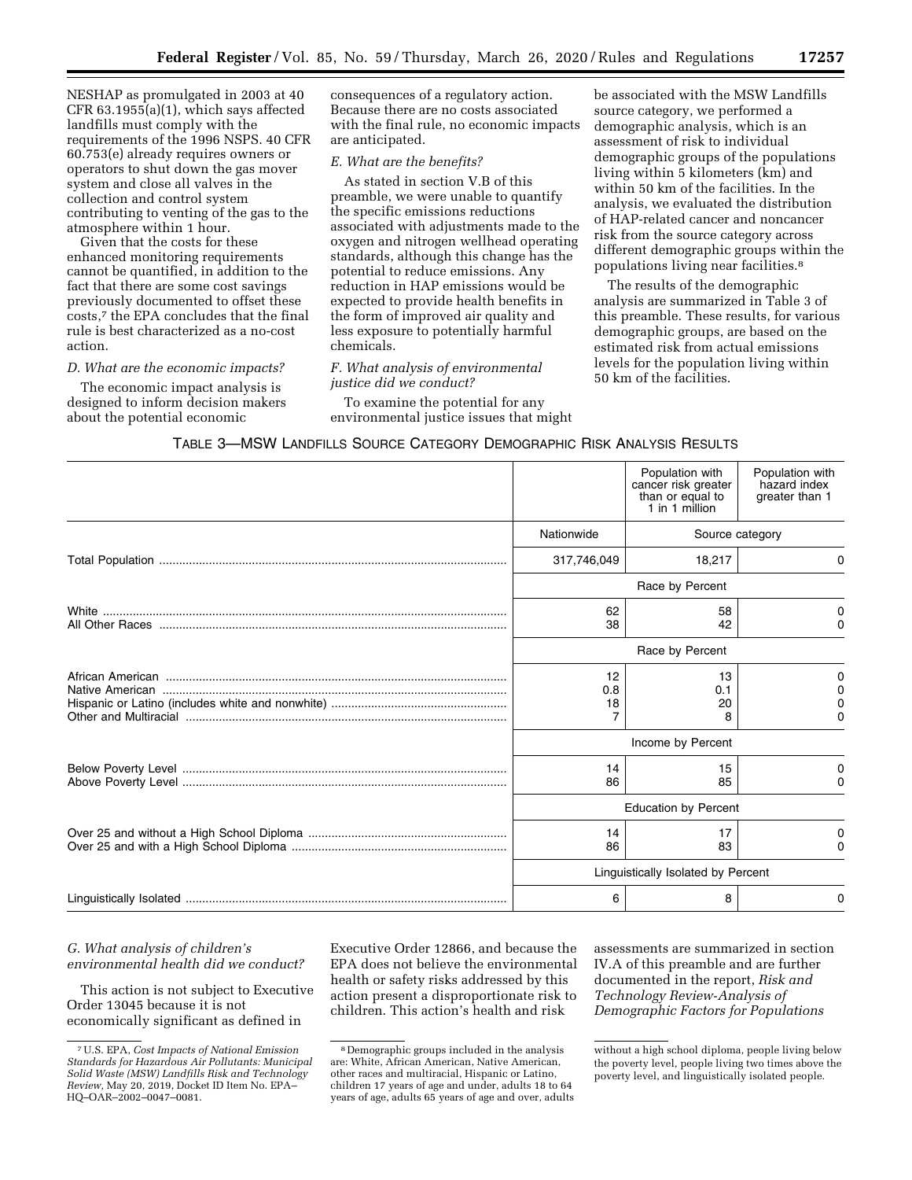NESHAP as promulgated in 2003 at 40 CFR 63.1955(a)(1), which says affected landfills must comply with the requirements of the 1996 NSPS. 40 CFR 60.753(e) already requires owners or operators to shut down the gas mover system and close all valves in the collection and control system contributing to venting of the gas to the atmosphere within 1 hour.

Given that the costs for these enhanced monitoring requirements cannot be quantified, in addition to the fact that there are some cost savings previously documented to offset these costs,[7] the EPA concludes that the final rule is best characterized as a no-cost action.

### D. What are the economic impacts?

The economic impact analysis is designed to inform decision makers about the potential economic consequences of a regulatory action. Because there are no costs associated with the final rule, no economic impacts are anticipated.

### E. What are the benefits?

As stated in section V.B of this preamble, we were unable to quantify the specific emissions reductions associated with adjustments made to the oxygen and nitrogen wellhead operating standards, although this change has the potential to reduce emissions. Any reduction in HAP emissions would be expected to provide health benefits in the form of improved air quality and less exposure to potentially harmful chemicals.

### F. What analysis of environmental justice did we conduct?

To examine the potential for any environmental justice issues that might be associated with the MSW Landfills source category, we performed a demographic analysis, which is an assessment of risk to individual demographic groups of the populations living within 5 kilometers (km) and within 50 km of the facilities. In the analysis, we evaluated the distribution of HAP-related cancer and noncancer risk from the source category across different demographic groups within the populations living near facilities.[8]

The results of the demographic analysis are summarized in Table 3 of this preamble. These results, for various demographic groups, are based on the estimated risk from actual emissions levels for the population living within 50 km of the facilities.

TABLE 3—MSW LANDFILLS SOURCE CATEGORY DEMOGRAPHIC RISK ANALYSIS RESULTS

| | | Population with cancer risk greater than or equal to 1 in 1 million | Population with hazard index greater than 1 |
|---|---|---|---|
| | Nationwide | Source category | |
| Total Population | 317,746,049 | 18,217 | 0 |
| | Race by Percent | | |
| White | 62 | 58 | 0 |
| All Other Races | 38 | 42 | 0 |
| | Race by Percent | | |
| African American | 12 | 13 | 0 |
| Native American | 0.8 | 0.1 | 0 |
| Hispanic or Latino (includes white and nonwhite) | 18 | 20 | 0 |
| Other and Multiracial | 7 | 8 | 0 |
| | Income by Percent | | |
| Below Poverty Level | 14 | 15 | 0 |
| Above Poverty Level | 86 | 85 | 0 |
| | Education by Percent | | |
| Over 25 and without a High School Diploma | 14 | 17 | 0 |
| Over 25 and with a High School Diploma | 86 | 83 | 0 |
| | Linguistically Isolated by Percent | | |
| Linguistically Isolated | 6 | 8 | 0 |

### G. What analysis of children's environmental health did we conduct?

This action is not subject to Executive Order 13045 because it is not economically significant as defined in Executive Order 12866, and because the EPA does not believe the environmental health or safety risks addressed by this action present a disproportionate risk to children. This action's health and risk assessments are summarized in section IV.A of this preamble and are further documented in the report, *Risk and Technology Review-Analysis of Demographic Factors for Populations*

---

[7] U.S. EPA, *Cost Impacts of National Emission Standards for Hazardous Air Pollutants: Municipal Solid Waste (MSW) Landfills Risk and Technology Review*, May 20, 2019, Docket ID Item No. EPA–HQ–OAR–2002–0047–0081.

[8] Demographic groups included in the analysis are: White, African American, Native American, other races and multiracial, Hispanic or Latino, children 17 years of age and under, adults 18 to 64 years of age, adults 65 years of age and over, adults without a high school diploma, people living below the poverty level, people living two times above the poverty level, and linguistically isolated people.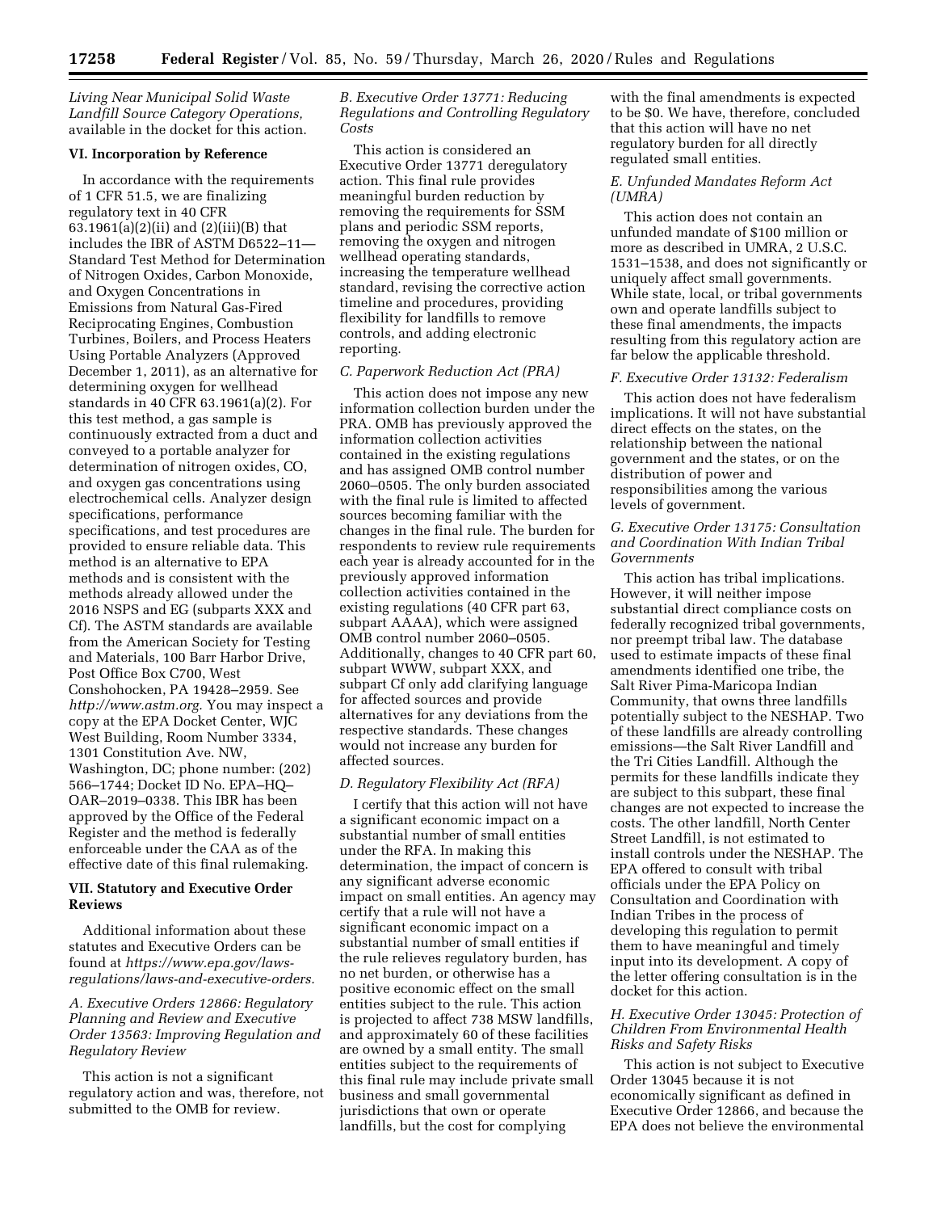*Living Near Municipal Solid Waste Landfill Source Category Operations,* available in the docket for this action.

## VI. Incorporation by Reference

In accordance with the requirements of 1 CFR 51.5, we are finalizing regulatory text in 40 CFR 63.1961(a)(2)(ii) and (2)(iii)(B) that includes the IBR of ASTM D6522–11—Standard Test Method for Determination of Nitrogen Oxides, Carbon Monoxide, and Oxygen Concentrations in Emissions from Natural Gas-Fired Reciprocating Engines, Combustion Turbines, Boilers, and Process Heaters Using Portable Analyzers (Approved December 1, 2011), as an alternative for determining oxygen for wellhead standards in 40 CFR 63.1961(a)(2). For this test method, a gas sample is continuously extracted from a duct and conveyed to a portable analyzer for determination of nitrogen oxides, CO, and oxygen gas concentrations using electrochemical cells. Analyzer design specifications, performance specifications, and test procedures are provided to ensure reliable data. This method is an alternative to EPA methods and is consistent with the methods already allowed under the 2016 NSPS and EG (subparts XXX and Cf). The ASTM standards are available from the American Society for Testing and Materials, 100 Barr Harbor Drive, Post Office Box C700, West Conshohocken, PA 19428–2959. See *http://www.astm.org.* You may inspect a copy at the EPA Docket Center, WJC West Building, Room Number 3334, 1301 Constitution Ave. NW, Washington, DC; phone number: (202) 566–1744; Docket ID No. EPA–HQ–OAR–2019–0338. This IBR has been approved by the Office of the Federal Register and the method is federally enforceable under the CAA as of the effective date of this final rulemaking.

## VII. Statutory and Executive Order Reviews

Additional information about these statutes and Executive Orders can be found at *https://www.epa.gov/laws-regulations/laws-and-executive-orders.*

### *A. Executive Orders 12866: Regulatory Planning and Review and Executive Order 13563: Improving Regulation and Regulatory Review*

This action is not a significant regulatory action and was, therefore, not submitted to the OMB for review.

### *B. Executive Order 13771: Reducing Regulations and Controlling Regulatory Costs*

This action is considered an Executive Order 13771 deregulatory action. This final rule provides meaningful burden reduction by removing the requirements for SSM plans and periodic SSM reports, removing the oxygen and nitrogen wellhead operating standards, increasing the temperature wellhead standard, revising the corrective action timeline and procedures, providing flexibility for landfills to remove controls, and adding electronic reporting.

### *C. Paperwork Reduction Act (PRA)*

This action does not impose any new information collection burden under the PRA. OMB has previously approved the information collection activities contained in the existing regulations and has assigned OMB control number 2060–0505. The only burden associated with the final rule is limited to affected sources becoming familiar with the changes in the final rule. The burden for respondents to review rule requirements each year is already accounted for in the previously approved information collection activities contained in the existing regulations (40 CFR part 63, subpart AAAA), which were assigned OMB control number 2060–0505. Additionally, changes to 40 CFR part 60, subpart WWW, subpart XXX, and subpart Cf only add clarifying language for affected sources and provide alternatives for any deviations from the respective standards. These changes would not increase any burden for affected sources.

### *D. Regulatory Flexibility Act (RFA)*

I certify that this action will not have a significant economic impact on a substantial number of small entities under the RFA. In making this determination, the impact of concern is any significant adverse economic impact on small entities. An agency may certify that a rule will not have a significant economic impact on a substantial number of small entities if the rule relieves regulatory burden, has no net burden, or otherwise has a positive economic effect on the small entities subject to the rule. This action is projected to affect 738 MSW landfills, and approximately 60 of these facilities are owned by a small entity. The small entities subject to the requirements of this final rule may include private small business and small governmental jurisdictions that own or operate landfills, but the cost for complying with the final amendments is expected to be $0. We have, therefore, concluded that this action will have no net regulatory burden for all directly regulated small entities.

### *E. Unfunded Mandates Reform Act (UMRA)*

This action does not contain an unfunded mandate of $100 million or more as described in UMRA, 2 U.S.C. 1531–1538, and does not significantly or uniquely affect small governments. While state, local, or tribal governments own and operate landfills subject to these final amendments, the impacts resulting from this regulatory action are far below the applicable threshold.

### *F. Executive Order 13132: Federalism*

This action does not have federalism implications. It will not have substantial direct effects on the states, on the relationship between the national government and the states, or on the distribution of power and responsibilities among the various levels of government.

### *G. Executive Order 13175: Consultation and Coordination With Indian Tribal Governments*

This action has tribal implications. However, it will neither impose substantial direct compliance costs on federally recognized tribal governments, nor preempt tribal law. The database used to estimate impacts of these final amendments identified one tribe, the Salt River Pima-Maricopa Indian Community, that owns three landfills potentially subject to the NESHAP. Two of these landfills are already controlling emissions—the Salt River Landfill and the Tri Cities Landfill. Although the permits for these landfills indicate they are subject to this subpart, these final changes are not expected to increase the costs. The other landfill, North Center Street Landfill, is not estimated to install controls under the NESHAP. The EPA offered to consult with tribal officials under the EPA Policy on Consultation and Coordination with Indian Tribes in the process of developing this regulation to permit them to have meaningful and timely input into its development. A copy of the letter offering consultation is in the docket for this action.

### *H. Executive Order 13045: Protection of Children From Environmental Health Risks and Safety Risks*

This action is not subject to Executive Order 13045 because it is not economically significant as defined in Executive Order 12866, and because the EPA does not believe the environmental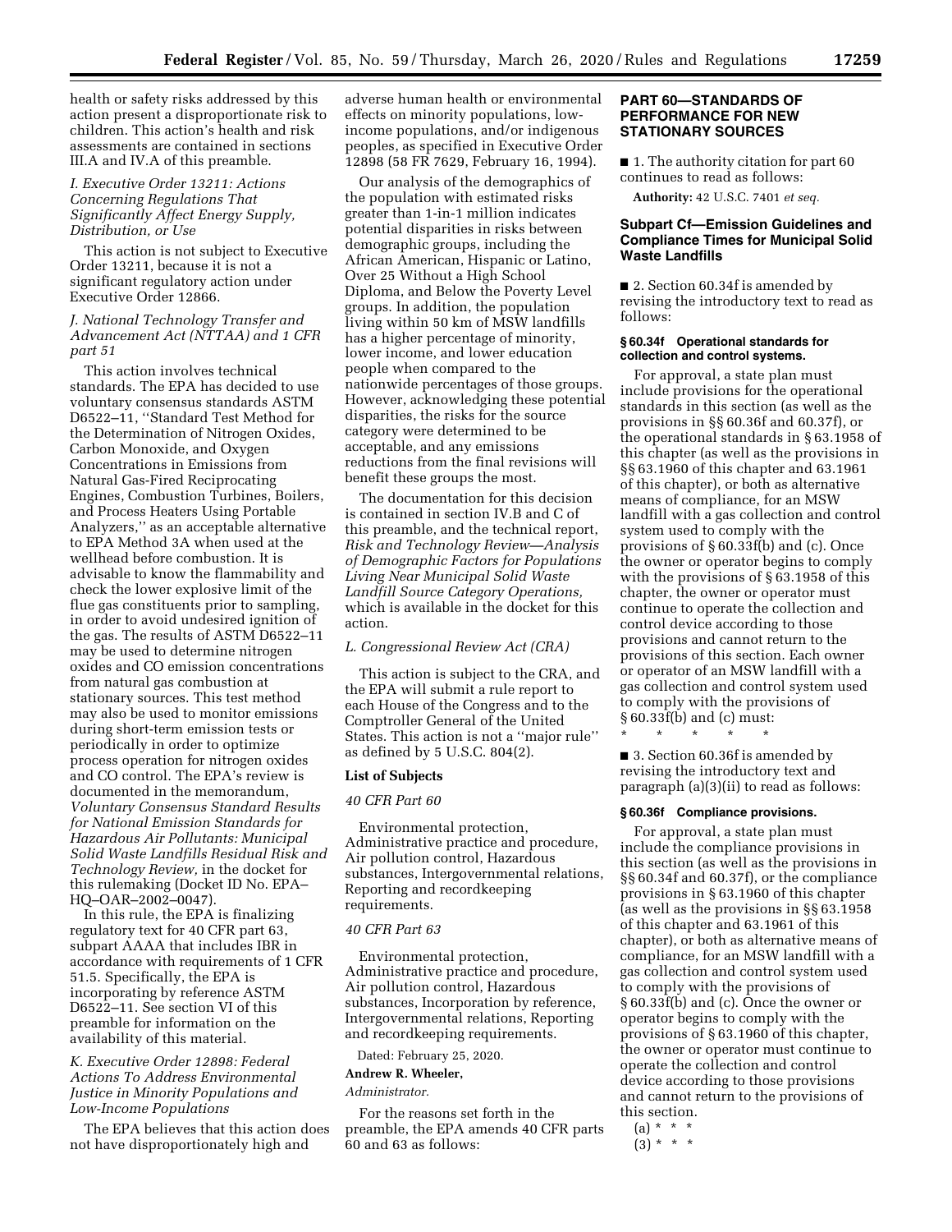health or safety risks addressed by this action present a disproportionate risk to children. This action's health and risk assessments are contained in sections III.A and IV.A of this preamble.

### *I. Executive Order 13211: Actions Concerning Regulations That Significantly Affect Energy Supply, Distribution, or Use*

This action is not subject to Executive Order 13211, because it is not a significant regulatory action under Executive Order 12866.

### *J. National Technology Transfer and Advancement Act (NTTAA) and 1 CFR part 51*

This action involves technical standards. The EPA has decided to use voluntary consensus standards ASTM D6522–11, ''Standard Test Method for the Determination of Nitrogen Oxides, Carbon Monoxide, and Oxygen Concentrations in Emissions from Natural Gas-Fired Reciprocating Engines, Combustion Turbines, Boilers, and Process Heaters Using Portable Analyzers,'' as an acceptable alternative to EPA Method 3A when used at the wellhead before combustion. It is advisable to know the flammability and check the lower explosive limit of the flue gas constituents prior to sampling, in order to avoid undesired ignition of the gas. The results of ASTM D6522–11 may be used to determine nitrogen oxides and CO emission concentrations from natural gas combustion at stationary sources. This test method may also be used to monitor emissions during short-term emission tests or periodically in order to optimize process operation for nitrogen oxides and CO control. The EPA's review is documented in the memorandum, *Voluntary Consensus Standard Results for National Emission Standards for Hazardous Air Pollutants: Municipal Solid Waste Landfills Residual Risk and Technology Review,* in the docket for this rulemaking (Docket ID No. EPA–HQ–OAR–2002–0047).

In this rule, the EPA is finalizing regulatory text for 40 CFR part 63, subpart AAAA that includes IBR in accordance with requirements of 1 CFR 51.5. Specifically, the EPA is incorporating by reference ASTM D6522–11. See section VI of this preamble for information on the availability of this material.

### *K. Executive Order 12898: Federal Actions To Address Environmental Justice in Minority Populations and Low-Income Populations*

The EPA believes that this action does not have disproportionately high and adverse human health or environmental effects on minority populations, low-income populations, and/or indigenous peoples, as specified in Executive Order 12898 (58 FR 7629, February 16, 1994).

Our analysis of the demographics of the population with estimated risks greater than 1-in-1 million indicates potential disparities in risks between demographic groups, including the African American, Hispanic or Latino, Over 25 Without a High School Diploma, and Below the Poverty Level groups. In addition, the population living within 50 km of MSW landfills has a higher percentage of minority, lower income, and lower education people when compared to the nationwide percentages of those groups. However, acknowledging these potential disparities, the risks for the source category were determined to be acceptable, and any emissions reductions from the final revisions will benefit these groups the most.

The documentation for this decision is contained in section IV.B and C of this preamble, and the technical report, *Risk and Technology Review—Analysis of Demographic Factors for Populations Living Near Municipal Solid Waste Landfill Source Category Operations,* which is available in the docket for this action.

### *L. Congressional Review Act (CRA)*

This action is subject to the CRA, and the EPA will submit a rule report to each House of the Congress and to the Comptroller General of the United States. This action is not a ''major rule'' as defined by 5 U.S.C. 804(2).

### List of Subjects

*40 CFR Part 60*

Environmental protection, Administrative practice and procedure, Air pollution control, Hazardous substances, Intergovernmental relations, Reporting and recordkeeping requirements.

*40 CFR Part 63*

Environmental protection, Administrative practice and procedure, Air pollution control, Hazardous substances, Incorporation by reference, Intergovernmental relations, Reporting and recordkeeping requirements.

Dated: February 25, 2020.

**Andrew R. Wheeler,**

*Administrator.*

For the reasons set forth in the preamble, the EPA amends 40 CFR parts 60 and 63 as follows:

## PART 60—STANDARDS OF PERFORMANCE FOR NEW STATIONARY SOURCES

■ 1. The authority citation for part 60 continues to read as follows:

**Authority:** 42 U.S.C. 7401 *et seq.*

### Subpart Cf—Emission Guidelines and Compliance Times for Municipal Solid Waste Landfills

■ 2. Section 60.34f is amended by revising the introductory text to read as follows:

#### § 60.34f Operational standards for collection and control systems.

For approval, a state plan must include provisions for the operational standards in this section (as well as the provisions in §§ 60.36f and 60.37f), or the operational standards in § 63.1958 of this chapter (as well as the provisions in §§ 63.1960 of this chapter and 63.1961 of this chapter), or both as alternative means of compliance, for an MSW landfill with a gas collection and control system used to comply with the provisions of § 60.33f(b) and (c). Once the owner or operator begins to comply with the provisions of § 63.1958 of this chapter, the owner or operator must continue to operate the collection and control device according to those provisions and cannot return to the provisions of this section. Each owner or operator of an MSW landfill with a gas collection and control system used to comply with the provisions of § 60.33f(b) and (c) must:

\* \* \* \* \*

■ 3. Section 60.36f is amended by revising the introductory text and paragraph (a)(3)(ii) to read as follows:

#### § 60.36f Compliance provisions.

For approval, a state plan must include the compliance provisions in this section (as well as the provisions in §§ 60.34f and 60.37f), or the compliance provisions in § 63.1960 of this chapter (as well as the provisions in §§ 63.1958 of this chapter and 63.1961 of this chapter), or both as alternative means of compliance, for an MSW landfill with a gas collection and control system used to comply with the provisions of § 60.33f(b) and (c). Once the owner or operator begins to comply with the provisions of § 63.1960 of this chapter, the owner or operator must continue to operate the collection and control device according to those provisions and cannot return to the provisions of this section.

(a) \* \* \*

(3) \* \* \*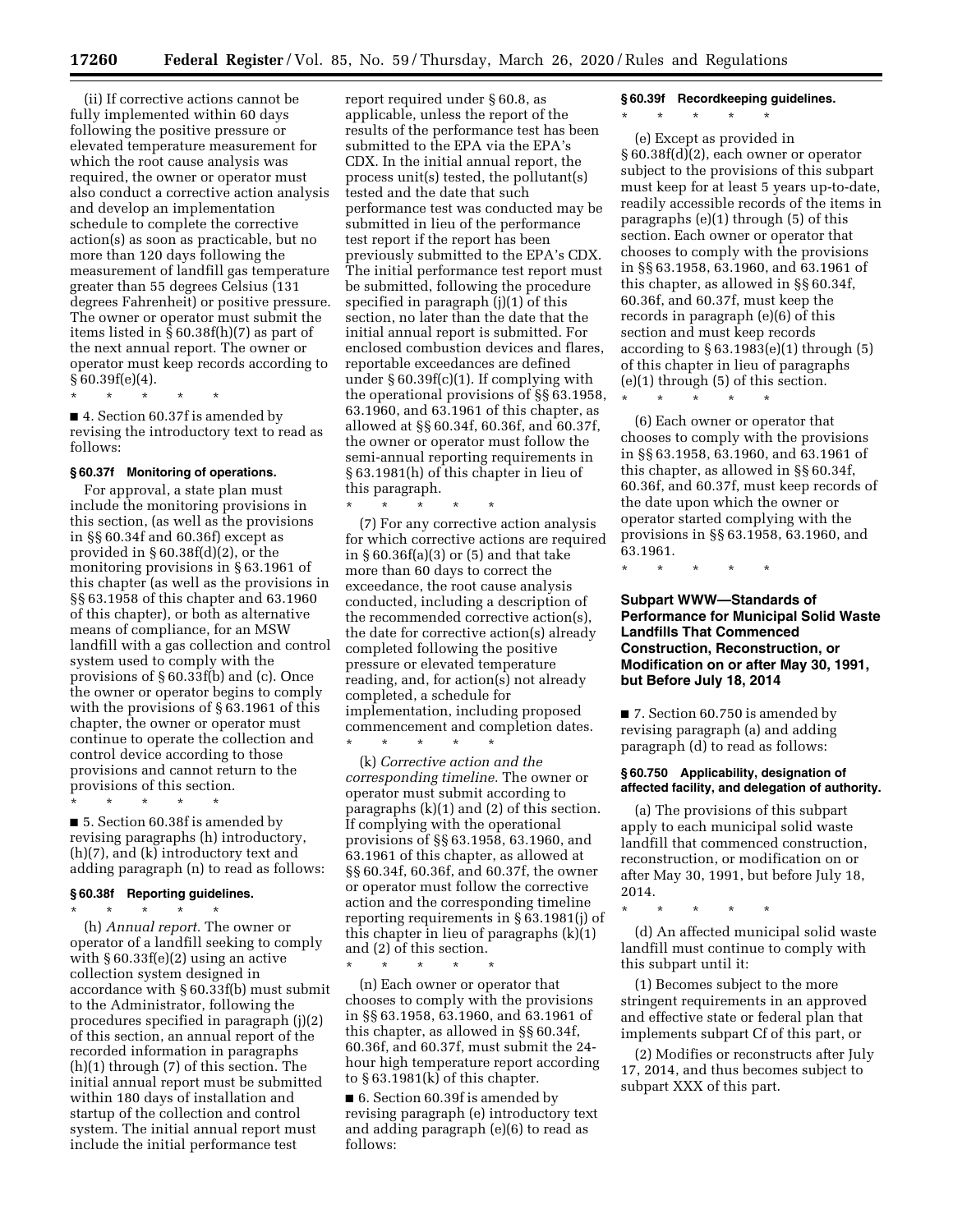(ii) If corrective actions cannot be fully implemented within 60 days following the positive pressure or elevated temperature measurement for which the root cause analysis was required, the owner or operator must also conduct a corrective action analysis and develop an implementation schedule to complete the corrective action(s) as soon as practicable, but no more than 120 days following the measurement of landfill gas temperature greater than 55 degrees Celsius (131 degrees Fahrenheit) or positive pressure. The owner or operator must submit the items listed in § 60.38f(h)(7) as part of the next annual report. The owner or operator must keep records according to § 60.39f(e)(4).

\* \* \* \* \*

■ 4. Section 60.37f is amended by revising the introductory text to read as follows:

**§ 60.37f Monitoring of operations.**

For approval, a state plan must include the monitoring provisions in this section, (as well as the provisions in §§ 60.34f and 60.36f) except as provided in § 60.38f(d)(2), or the monitoring provisions in § 63.1961 of this chapter (as well as the provisions in §§ 63.1958 of this chapter and 63.1960 of this chapter), or both as alternative means of compliance, for an MSW landfill with a gas collection and control system used to comply with the provisions of § 60.33f(b) and (c). Once the owner or operator begins to comply with the provisions of § 63.1961 of this chapter, the owner or operator must continue to operate the collection and control device according to those provisions and cannot return to the provisions of this section.

\* \* \* \* \*

■ 5. Section 60.38f is amended by revising paragraphs (h) introductory, (h)(7), and (k) introductory text and adding paragraph (n) to read as follows:

**§ 60.38f Reporting guidelines.**

\* \* \* \* \*

(h) *Annual report.* The owner or operator of a landfill seeking to comply with § 60.33f(e)(2) using an active collection system designed in accordance with § 60.33f(b) must submit to the Administrator, following the procedures specified in paragraph (j)(2) of this section, an annual report of the recorded information in paragraphs (h)(1) through (7) of this section. The initial annual report must be submitted within 180 days of installation and startup of the collection and control system. The initial annual report must include the initial performance test report required under § 60.8, as applicable, unless the report of the results of the performance test has been submitted to the EPA via the EPA's CDX. In the initial annual report, the process unit(s) tested, the pollutant(s) tested and the date that such performance test was conducted may be submitted in lieu of the performance test report if the report has been previously submitted to the EPA's CDX. The initial performance test report must be submitted, following the procedure specified in paragraph (j)(1) of this section, no later than the date that the initial annual report is submitted. For enclosed combustion devices and flares, reportable exceedances are defined under § 60.39f(c)(1). If complying with the operational provisions of §§ 63.1958, 63.1960, and 63.1961 of this chapter, as allowed at §§ 60.34f, 60.36f, and 60.37f, the owner or operator must follow the semi-annual reporting requirements in § 63.1981(h) of this chapter in lieu of this paragraph.

\* \* \* \* \*

(7) For any corrective action analysis for which corrective actions are required in § 60.36f(a)(3) or (5) and that take more than 60 days to correct the exceedance, the root cause analysis conducted, including a description of the recommended corrective action(s), the date for corrective action(s) already completed following the positive pressure or elevated temperature reading, and, for action(s) not already completed, a schedule for implementation, including proposed commencement and completion dates.

\* \* \* \* \*

(k) *Corrective action and the corresponding timeline.* The owner or operator must submit according to paragraphs (k)(1) and (2) of this section. If complying with the operational provisions of §§ 63.1958, 63.1960, and 63.1961 of this chapter, as allowed at §§ 60.34f, 60.36f, and 60.37f, the owner or operator must follow the corrective action and the corresponding timeline reporting requirements in § 63.1981(j) of this chapter in lieu of paragraphs (k)(1) and (2) of this section.

\* \* \* \* \*

(n) Each owner or operator that chooses to comply with the provisions in §§ 63.1958, 63.1960, and 63.1961 of this chapter, as allowed in §§ 60.34f, 60.36f, and 60.37f, must submit the 24-hour high temperature report according to § 63.1981(k) of this chapter.

■ 6. Section 60.39f is amended by revising paragraph (e) introductory text and adding paragraph (e)(6) to read as follows:

**§ 60.39f Recordkeeping guidelines.**

\* \* \* \* \*

(e) Except as provided in § 60.38f(d)(2), each owner or operator subject to the provisions of this subpart must keep for at least 5 years up-to-date, readily accessible records of the items in paragraphs (e)(1) through (5) of this section. Each owner or operator that chooses to comply with the provisions in §§ 63.1958, 63.1960, and 63.1961 of this chapter, as allowed in §§ 60.34f, 60.36f, and 60.37f, must keep the records in paragraph (e)(6) of this section and must keep records according to § 63.1983(e)(1) through (5) of this chapter in lieu of paragraphs (e)(1) through (5) of this section.

\* \* \* \* \*

(6) Each owner or operator that chooses to comply with the provisions in §§ 63.1958, 63.1960, and 63.1961 of this chapter, as allowed in §§ 60.34f, 60.36f, and 60.37f, must keep records of the date upon which the owner or operator started complying with the provisions in §§ 63.1958, 63.1960, and 63.1961.

\* \* \* \* \*

## Subpart WWW—Standards of Performance for Municipal Solid Waste Landfills That Commenced Construction, Reconstruction, or Modification on or after May 30, 1991, but Before July 18, 2014

■ 7. Section 60.750 is amended by revising paragraph (a) and adding paragraph (d) to read as follows:

**§ 60.750 Applicability, designation of affected facility, and delegation of authority.**

(a) The provisions of this subpart apply to each municipal solid waste landfill that commenced construction, reconstruction, or modification on or after May 30, 1991, but before July 18, 2014.

\* \* \* \* \*

(d) An affected municipal solid waste landfill must continue to comply with this subpart until it:

(1) Becomes subject to the more stringent requirements in an approved and effective state or federal plan that implements subpart Cf of this part, or

(2) Modifies or reconstructs after July 17, 2014, and thus becomes subject to subpart XXX of this part.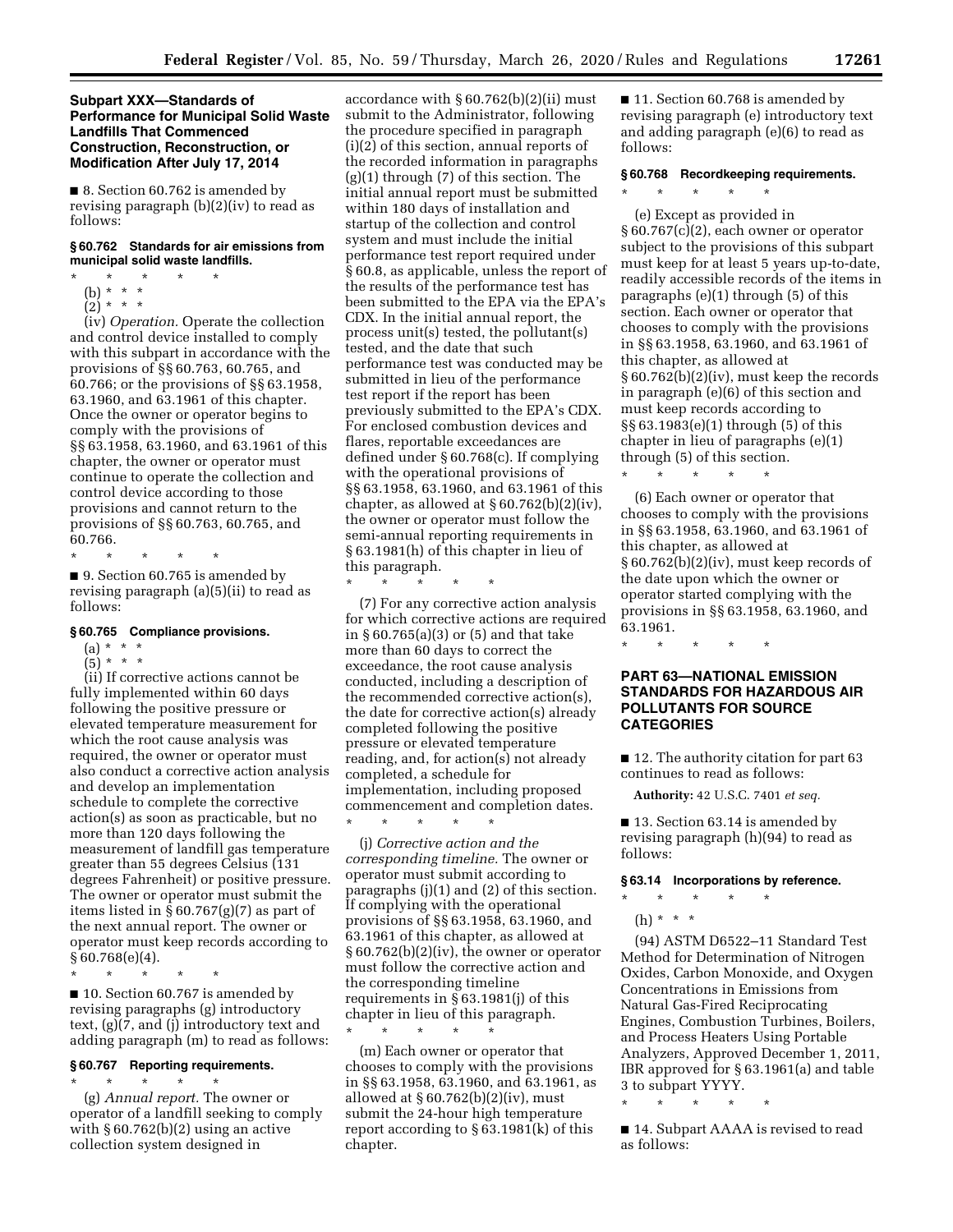### Subpart XXX—Standards of Performance for Municipal Solid Waste Landfills That Commenced Construction, Reconstruction, or Modification After July 17, 2014

■ 8. Section 60.762 is amended by revising paragraph (b)(2)(iv) to read as follows:

#### § 60.762 Standards for air emissions from municipal solid waste landfills.

\* \* \* \* \*

(b) \* \* \*

(2) \* \* \*

(iv) *Operation.* Operate the collection and control device installed to comply with this subpart in accordance with the provisions of §§ 60.763, 60.765, and 60.766; or the provisions of §§ 63.1958, 63.1960, and 63.1961 of this chapter. Once the owner or operator begins to comply with the provisions of §§ 63.1958, 63.1960, and 63.1961 of this chapter, the owner or operator must continue to operate the collection and control device according to those provisions and cannot return to the provisions of §§ 60.763, 60.765, and 60.766.

\* \* \* \* \*

■ 9. Section 60.765 is amended by revising paragraph (a)(5)(ii) to read as follows:

#### § 60.765 Compliance provisions.

(a) \* \* \*

(5) \* \* \*

(ii) If corrective actions cannot be fully implemented within 60 days following the positive pressure or elevated temperature measurement for which the root cause analysis was required, the owner or operator must also conduct a corrective action analysis and develop an implementation schedule to complete the corrective action(s) as soon as practicable, but no more than 120 days following the measurement of landfill gas temperature greater than 55 degrees Celsius (131 degrees Fahrenheit) or positive pressure. The owner or operator must submit the items listed in § 60.767(g)(7) as part of the next annual report. The owner or operator must keep records according to § 60.768(e)(4).

\* \* \* \* \*

■ 10. Section 60.767 is amended by revising paragraphs (g) introductory text, (g)(7, and (j) introductory text and adding paragraph (m) to read as follows:

#### § 60.767 Reporting requirements.

\* \* \* \* \*

(g) *Annual report.* The owner or operator of a landfill seeking to comply with § 60.762(b)(2) using an active collection system designed in accordance with § 60.762(b)(2)(ii) must submit to the Administrator, following the procedure specified in paragraph (i)(2) of this section, annual reports of the recorded information in paragraphs (g)(1) through (7) of this section. The initial annual report must be submitted within 180 days of installation and startup of the collection and control system and must include the initial performance test report required under § 60.8, as applicable, unless the report of the results of the performance test has been submitted to the EPA via the EPA's CDX. In the initial annual report, the process unit(s) tested, the pollutant(s) tested, and the date that such performance test was conducted may be submitted in lieu of the performance test report if the report has been previously submitted to the EPA's CDX. For enclosed combustion devices and flares, reportable exceedances are defined under § 60.768(c). If complying with the operational provisions of §§ 63.1958, 63.1960, and 63.1961 of this chapter, as allowed at § 60.762(b)(2)(iv), the owner or operator must follow the semi-annual reporting requirements in § 63.1981(h) of this chapter in lieu of this paragraph.

\* \* \* \* \*

(7) For any corrective action analysis for which corrective actions are required in § 60.765(a)(3) or (5) and that take more than 60 days to correct the exceedance, the root cause analysis conducted, including a description of the recommended corrective action(s), the date for corrective action(s) already completed following the positive pressure or elevated temperature reading, and, for action(s) not already completed, a schedule for implementation, including proposed commencement and completion dates.

\* \* \* \* \*

(j) *Corrective action and the corresponding timeline.* The owner or operator must submit according to paragraphs (j)(1) and (2) of this section. If complying with the operational provisions of §§ 63.1958, 63.1960, and 63.1961 of this chapter, as allowed at § 60.762(b)(2)(iv), the owner or operator must follow the corrective action and the corresponding timeline requirements in § 63.1981(j) of this chapter in lieu of this paragraph.

\* \* \* \* \*

(m) Each owner or operator that chooses to comply with the provisions in §§ 63.1958, 63.1960, and 63.1961, as allowed at § 60.762(b)(2)(iv), must submit the 24-hour high temperature report according to § 63.1981(k) of this chapter.

■ 11. Section 60.768 is amended by revising paragraph (e) introductory text and adding paragraph (e)(6) to read as follows:

#### § 60.768 Recordkeeping requirements.

\* \* \* \* \*

(e) Except as provided in § 60.767(c)(2), each owner or operator subject to the provisions of this subpart must keep for at least 5 years up-to-date, readily accessible records of the items in paragraphs (e)(1) through (5) of this section. Each owner or operator that chooses to comply with the provisions in §§ 63.1958, 63.1960, and 63.1961 of this chapter, as allowed at § 60.762(b)(2)(iv), must keep the records in paragraph (e)(6) of this section and must keep records according to §§ 63.1983(e)(1) through (5) of this chapter in lieu of paragraphs (e)(1) through (5) of this section.

\* \* \* \* \*

(6) Each owner or operator that chooses to comply with the provisions in §§ 63.1958, 63.1960, and 63.1961 of this chapter, as allowed at § 60.762(b)(2)(iv), must keep records of the date upon which the owner or operator started complying with the provisions in §§ 63.1958, 63.1960, and 63.1961.

\* \* \* \* \*

## PART 63—NATIONAL EMISSION STANDARDS FOR HAZARDOUS AIR POLLUTANTS FOR SOURCE CATEGORIES

■ 12. The authority citation for part 63 continues to read as follows:

**Authority:** 42 U.S.C. 7401 *et seq.*

■ 13. Section 63.14 is amended by revising paragraph (h)(94) to read as follows:

#### § 63.14 Incorporations by reference.

\* \* \* \* \*

(h) \* \* \*

(94) ASTM D6522–11 Standard Test Method for Determination of Nitrogen Oxides, Carbon Monoxide, and Oxygen Concentrations in Emissions from Natural Gas-Fired Reciprocating Engines, Combustion Turbines, Boilers, and Process Heaters Using Portable Analyzers, Approved December 1, 2011, IBR approved for § 63.1961(a) and table 3 to subpart YYYY.

\* \* \* \* \*

■ 14. Subpart AAAA is revised to read as follows: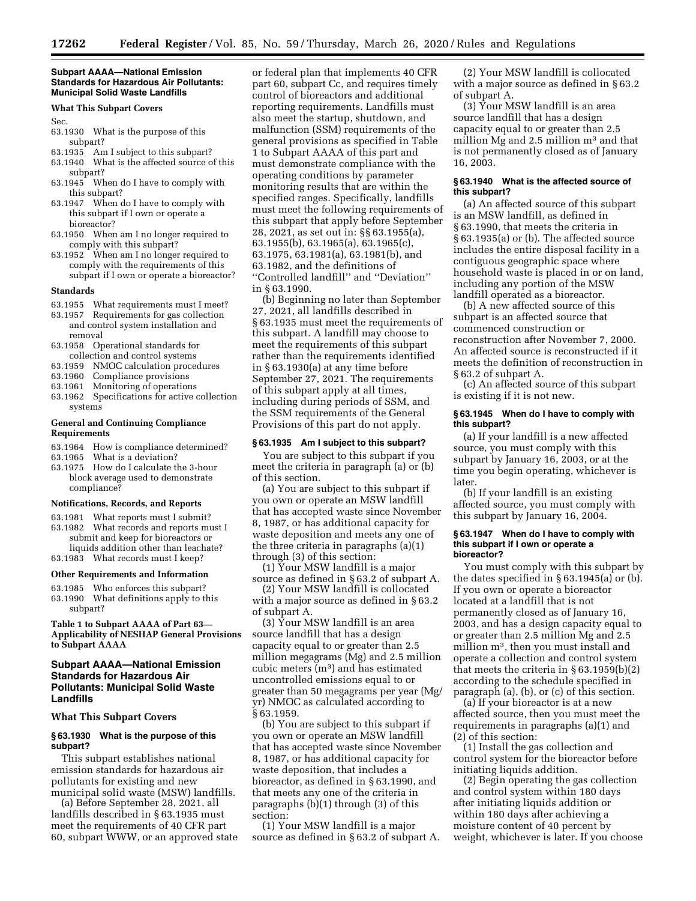#### Subpart AAAA—National Emission Standards for Hazardous Air Pollutants: Municipal Solid Waste Landfills

**What This Subpart Covers**

Sec.

63.1930 What is the purpose of this subpart?

63.1935 Am I subject to this subpart?

63.1940 What is the affected source of this subpart?

63.1945 When do I have to comply with this subpart?

63.1947 When do I have to comply with this subpart if I own or operate a bioreactor?

63.1950 When am I no longer required to comply with this subpart?

63.1952 When am I no longer required to comply with the requirements of this subpart if I own or operate a bioreactor?

**Standards**

63.1955 What requirements must I meet?

63.1957 Requirements for gas collection and control system installation and removal

63.1958 Operational standards for collection and control systems

63.1959 NMOC calculation procedures

63.1960 Compliance provisions

63.1961 Monitoring of operations

63.1962 Specifications for active collection systems

**General and Continuing Compliance Requirements**

63.1964 How is compliance determined?

63.1965 What is a deviation?

63.1975 How do I calculate the 3-hour block average used to demonstrate compliance?

**Notifications, Records, and Reports**

63.1981 What reports must I submit?

63.1982 What records and reports must I submit and keep for bioreactors or liquids addition other than leachate?

63.1983 What records must I keep?

**Other Requirements and Information**

63.1985 Who enforces this subpart?

63.1990 What definitions apply to this subpart?

**Table 1 to Subpart AAAA of Part 63—Applicability of NESHAP General Provisions to Subpart AAAA**

## Subpart AAAA—National Emission Standards for Hazardous Air Pollutants: Municipal Solid Waste Landfills

### What This Subpart Covers

#### § 63.1930 What is the purpose of this subpart?

This subpart establishes national emission standards for hazardous air pollutants for existing and new municipal solid waste (MSW) landfills.

(a) Before September 28, 2021, all landfills described in § 63.1935 must meet the requirements of 40 CFR part 60, subpart WWW, or an approved state or federal plan that implements 40 CFR part 60, subpart Cc, and requires timely control of bioreactors and additional reporting requirements. Landfills must also meet the startup, shutdown, and malfunction (SSM) requirements of the general provisions as specified in Table 1 to Subpart AAAA of this part and must demonstrate compliance with the operating conditions by parameter monitoring results that are within the specified ranges. Specifically, landfills must meet the following requirements of this subpart that apply before September 28, 2021, as set out in: §§ 63.1955(a), 63.1955(b), 63.1965(a), 63.1965(c), 63.1975, 63.1981(a), 63.1981(b), and 63.1982, and the definitions of "Controlled landfill" and "Deviation" in § 63.1990.

(b) Beginning no later than September 27, 2021, all landfills described in § 63.1935 must meet the requirements of this subpart. A landfill may choose to meet the requirements of this subpart rather than the requirements identified in § 63.1930(a) at any time before September 27, 2021. The requirements of this subpart apply at all times, including during periods of SSM, and the SSM requirements of the General Provisions of this part do not apply.

#### § 63.1935 Am I subject to this subpart?

You are subject to this subpart if you meet the criteria in paragraph (a) or (b) of this section.

(a) You are subject to this subpart if you own or operate an MSW landfill that has accepted waste since November 8, 1987, or has additional capacity for waste deposition and meets any one of the three criteria in paragraphs (a)(1) through (3) of this section:

(1) Your MSW landfill is a major source as defined in § 63.2 of subpart A.

(2) Your MSW landfill is collocated with a major source as defined in § 63.2 of subpart A.

(3) Your MSW landfill is an area source landfill that has a design capacity equal to or greater than 2.5 million megagrams (Mg) and 2.5 million cubic meters ($m^3$) and has estimated uncontrolled emissions equal to or greater than 50 megagrams per year (Mg/yr) NMOC as calculated according to § 63.1959.

(b) You are subject to this subpart if you own or operate an MSW landfill that has accepted waste since November 8, 1987, or has additional capacity for waste deposition, that includes a bioreactor, as defined in § 63.1990, and that meets any one of the criteria in paragraphs (b)(1) through (3) of this section:

(1) Your MSW landfill is a major source as defined in § 63.2 of subpart A.

(2) Your MSW landfill is collocated with a major source as defined in § 63.2 of subpart A.

(3) Your MSW landfill is an area source landfill that has a design capacity equal to or greater than 2.5 million Mg and 2.5 million $m^3$ and that is not permanently closed as of January 16, 2003.

#### § 63.1940 What is the affected source of this subpart?

(a) An affected source of this subpart is an MSW landfill, as defined in § 63.1990, that meets the criteria in § 63.1935(a) or (b). The affected source includes the entire disposal facility in a contiguous geographic space where household waste is placed in or on land, including any portion of the MSW landfill operated as a bioreactor.

(b) A new affected source of this subpart is an affected source that commenced construction or reconstruction after November 7, 2000. An affected source is reconstructed if it meets the definition of reconstruction in § 63.2 of subpart A.

(c) An affected source of this subpart is existing if it is not new.

#### § 63.1945 When do I have to comply with this subpart?

(a) If your landfill is a new affected source, you must comply with this subpart by January 16, 2003, or at the time you begin operating, whichever is later.

(b) If your landfill is an existing affected source, you must comply with this subpart by January 16, 2004.

#### § 63.1947 When do I have to comply with this subpart if I own or operate a bioreactor?

You must comply with this subpart by the dates specified in § 63.1945(a) or (b). If you own or operate a bioreactor located at a landfill that is not permanently closed as of January 16, 2003, and has a design capacity equal to or greater than 2.5 million Mg and 2.5 million $m^3$, then you must install and operate a collection and control system that meets the criteria in § 63.1959(b)(2) according to the schedule specified in paragraph (a), (b), or (c) of this section.

(a) If your bioreactor is at a new affected source, then you must meet the requirements in paragraphs (a)(1) and (2) of this section:

(1) Install the gas collection and control system for the bioreactor before initiating liquids addition.

(2) Begin operating the gas collection and control system within 180 days after initiating liquids addition or within 180 days after achieving a moisture content of 40 percent by weight, whichever is later. If you choose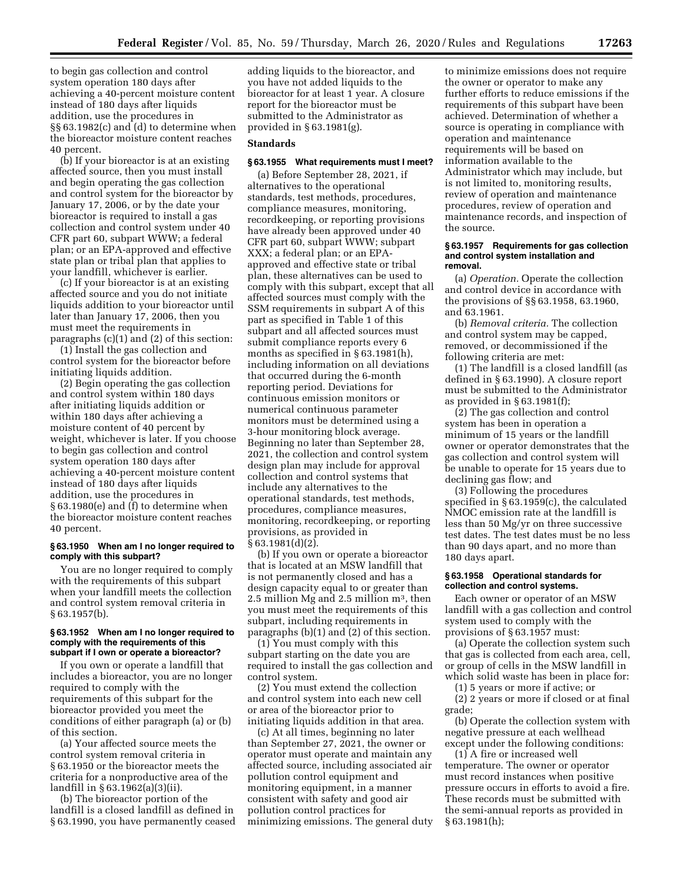to begin gas collection and control system operation 180 days after achieving a 40-percent moisture content instead of 180 days after liquids addition, use the procedures in §§ 63.1982(c) and (d) to determine when the bioreactor moisture content reaches 40 percent.

(b) If your bioreactor is at an existing affected source, then you must install and begin operating the gas collection and control system for the bioreactor by January 17, 2006, or by the date your bioreactor is required to install a gas collection and control system under 40 CFR part 60, subpart WWW; a federal plan; or an EPA-approved and effective state plan or tribal plan that applies to your landfill, whichever is earlier.

(c) If your bioreactor is at an existing affected source and you do not initiate liquids addition to your bioreactor until later than January 17, 2006, then you must meet the requirements in paragraphs (c)(1) and (2) of this section:

(1) Install the gas collection and control system for the bioreactor before initiating liquids addition.

(2) Begin operating the gas collection and control system within 180 days after initiating liquids addition or within 180 days after achieving a moisture content of 40 percent by weight, whichever is later. If you choose to begin gas collection and control system operation 180 days after achieving a 40-percent moisture content instead of 180 days after liquids addition, use the procedures in § 63.1980(e) and (f) to determine when the bioreactor moisture content reaches 40 percent.

### § 63.1950 When am I no longer required to comply with this subpart?

You are no longer required to comply with the requirements of this subpart when your landfill meets the collection and control system removal criteria in § 63.1957(b).

### § 63.1952 When am I no longer required to comply with the requirements of this subpart if I own or operate a bioreactor?

If you own or operate a landfill that includes a bioreactor, you are no longer required to comply with the requirements of this subpart for the bioreactor provided you meet the conditions of either paragraph (a) or (b) of this section.

(a) Your affected source meets the control system removal criteria in § 63.1950 or the bioreactor meets the criteria for a nonproductive area of the landfill in § 63.1962(a)(3)(ii).

(b) The bioreactor portion of the landfill is a closed landfill as defined in § 63.1990, you have permanently ceased adding liquids to the bioreactor, and you have not added liquids to the bioreactor for at least 1 year. A closure report for the bioreactor must be submitted to the Administrator as provided in § 63.1981(g).

## Standards

### § 63.1955 What requirements must I meet?

(a) Before September 28, 2021, if alternatives to the operational standards, test methods, procedures, compliance measures, monitoring, recordkeeping, or reporting provisions have already been approved under 40 CFR part 60, subpart WWW; subpart XXX; a federal plan; or an EPA-approved and effective state or tribal plan, these alternatives can be used to comply with this subpart, except that all affected sources must comply with the SSM requirements in subpart A of this part as specified in Table 1 of this subpart and all affected sources must submit compliance reports every 6 months as specified in § 63.1981(h), including information on all deviations that occurred during the 6-month reporting period. Deviations for continuous emission monitors or numerical continuous parameter monitors must be determined using a 3-hour monitoring block average. Beginning no later than September 28, 2021, the collection and control system design plan may include for approval collection and control systems that include any alternatives to the operational standards, test methods, procedures, compliance measures, monitoring, recordkeeping, or reporting provisions, as provided in § 63.1981(d)(2).

(b) If you own or operate a bioreactor that is located at an MSW landfill that is not permanently closed and has a design capacity equal to or greater than 2.5 million Mg and 2.5 million $m^3$, then you must meet the requirements of this subpart, including requirements in paragraphs (b)(1) and (2) of this section.

(1) You must comply with this subpart starting on the date you are required to install the gas collection and control system.

(2) You must extend the collection and control system into each new cell or area of the bioreactor prior to initiating liquids addition in that area.

(c) At all times, beginning no later than September 27, 2021, the owner or operator must operate and maintain any affected source, including associated air pollution control equipment and monitoring equipment, in a manner consistent with safety and good air pollution control practices for minimizing emissions. The general duty to minimize emissions does not require the owner or operator to make any further efforts to reduce emissions if the requirements of this subpart have been achieved. Determination of whether a source is operating in compliance with operation and maintenance requirements will be based on information available to the Administrator which may include, but is not limited to, monitoring results, review of operation and maintenance procedures, review of operation and maintenance records, and inspection of the source.

### § 63.1957 Requirements for gas collection and control system installation and removal.

(a) *Operation.* Operate the collection and control device in accordance with the provisions of §§ 63.1958, 63.1960, and 63.1961.

(b) *Removal criteria.* The collection and control system may be capped, removed, or decommissioned if the following criteria are met:

(1) The landfill is a closed landfill (as defined in § 63.1990). A closure report must be submitted to the Administrator as provided in § 63.1981(f);

(2) The gas collection and control system has been in operation a minimum of 15 years or the landfill owner or operator demonstrates that the gas collection and control system will be unable to operate for 15 years due to declining gas flow; and

(3) Following the procedures specified in § 63.1959(c), the calculated NMOC emission rate at the landfill is less than 50 Mg/yr on three successive test dates. The test dates must be no less than 90 days apart, and no more than 180 days apart.

### § 63.1958 Operational standards for collection and control systems.

Each owner or operator of an MSW landfill with a gas collection and control system used to comply with the provisions of § 63.1957 must:

(a) Operate the collection system such that gas is collected from each area, cell, or group of cells in the MSW landfill in which solid waste has been in place for:

(1) 5 years or more if active; or

(2) 2 years or more if closed or at final grade;

(b) Operate the collection system with negative pressure at each wellhead except under the following conditions:

(1) A fire or increased well temperature. The owner or operator must record instances when positive pressure occurs in efforts to avoid a fire. These records must be submitted with the semi-annual reports as provided in § 63.1981(h);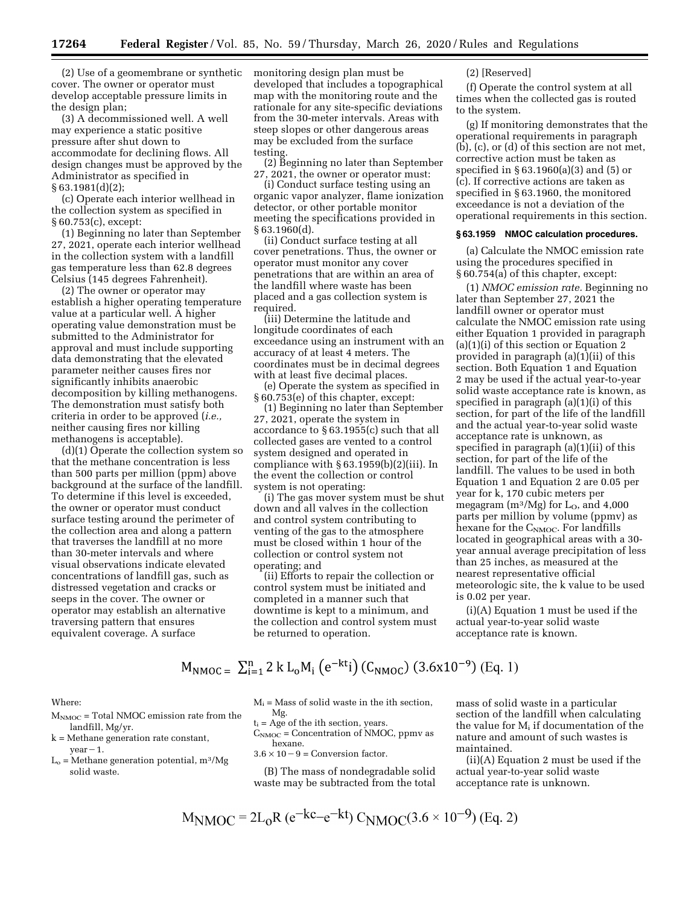(2) Use of a geomembrane or synthetic cover. The owner or operator must develop acceptable pressure limits in the design plan;

(3) A decommissioned well. A well may experience a static positive pressure after shut down to accommodate for declining flows. All design changes must be approved by the Administrator as specified in § 63.1981(d)(2);

(c) Operate each interior wellhead in the collection system as specified in § 60.753(c), except:

(1) Beginning no later than September 27, 2021, operate each interior wellhead in the collection system with a landfill gas temperature less than 62.8 degrees Celsius (145 degrees Fahrenheit).

(2) The owner or operator may establish a higher operating temperature value at a particular well. A higher operating value demonstration must be submitted to the Administrator for approval and must include supporting data demonstrating that the elevated parameter neither causes fires nor significantly inhibits anaerobic decomposition by killing methanogens. The demonstration must satisfy both criteria in order to be approved (*i.e.,* neither causing fires nor killing methanogens is acceptable).

(d)(1) Operate the collection system so that the methane concentration is less than 500 parts per million (ppm) above background at the surface of the landfill. To determine if this level is exceeded, the owner or operator must conduct surface testing around the perimeter of the collection area and along a pattern that traverses the landfill at no more than 30-meter intervals and where visual observations indicate elevated concentrations of landfill gas, such as distressed vegetation and cracks or seeps in the cover. The owner or operator may establish an alternative traversing pattern that ensures equivalent coverage. A surface monitoring design plan must be developed that includes a topographical map with the monitoring route and the rationale for any site-specific deviations from the 30-meter intervals. Areas with steep slopes or other dangerous areas may be excluded from the surface testing.

(2) Beginning no later than September 27, 2021, the owner or operator must:

(i) Conduct surface testing using an organic vapor analyzer, flame ionization detector, or other portable monitor meeting the specifications provided in § 63.1960(d).

(ii) Conduct surface testing at all cover penetrations. Thus, the owner or operator must monitor any cover penetrations that are within an area of the landfill where waste has been placed and a gas collection system is required.

(iii) Determine the latitude and longitude coordinates of each exceedance using an instrument with an accuracy of at least 4 meters. The coordinates must be in decimal degrees with at least five decimal places.

(e) Operate the system as specified in § 60.753(e) of this chapter, except:

(1) Beginning no later than September 27, 2021, operate the system in accordance to § 63.1955(c) such that all collected gases are vented to a control system designed and operated in compliance with § 63.1959(b)(2)(iii). In the event the collection or control system is not operating:

(i) The gas mover system must be shut down and all valves in the collection and control system contributing to venting of the gas to the atmosphere must be closed within 1 hour of the collection or control system not operating; and

(ii) Efforts to repair the collection or control system must be initiated and completed in a manner such that downtime is kept to a minimum, and the collection and control system must be returned to operation.

(2) [Reserved]

(f) Operate the control system at all times when the collected gas is routed to the system.

(g) If monitoring demonstrates that the operational requirements in paragraph (b), (c), or (d) of this section are not met, corrective action must be taken as specified in § 63.1960(a)(3) and (5) or (c). If corrective actions are taken as specified in § 63.1960, the monitored exceedance is not a deviation of the operational requirements in this section.

#### § 63.1959 NMOC calculation procedures.

(a) Calculate the NMOC emission rate using the procedures specified in § 60.754(a) of this chapter, except:

(1) *NMOC emission rate.* Beginning no later than September 27, 2021 the landfill owner or operator must calculate the NMOC emission rate using either Equation 1 provided in paragraph (a)(1)(i) of this section or Equation 2 provided in paragraph (a)(1)(ii) of this section. Both Equation 1 and Equation 2 may be used if the actual year-to-year solid waste acceptance rate is known, as specified in paragraph (a)(1)(i) of this section, for part of the life of the landfill and the actual year-to-year solid waste acceptance rate is unknown, as specified in paragraph (a)(1)(ii) of this section, for part of the life of the landfill. The values to be used in both Equation 1 and Equation 2 are 0.05 per year for k, 170 cubic meters per megagram ($m^3/Mg$) for $L_O$, and 4,000 parts per million by volume (ppmv) as hexane for the $C_{NMOC}$. For landfills located in geographical areas with a 30-year annual average precipitation of less than 25 inches, as measured at the nearest representative official meteorologic site, the k value to be used is 0.02 per year.

(i)(A) Equation 1 must be used if the actual year-to-year solid waste acceptance rate is known.

$$M_{NMOC} = \sum_{i=1}^{n} 2\, k\, L_o M_i \left(e^{-kt_i}\right) \left(C_{NMOC}\right) \left(3.6\text{x}10^{-9}\right) \text{ (Eq. 1)}$$

Where:

$M_{NMOC}$ = Total NMOC emission rate from the landfill, Mg/yr.

k = Methane generation rate constant, year − 1.

$L_o$ = Methane generation potential, $m^3/Mg$ solid waste.

$M_i$ = Mass of solid waste in the ith section, Mg.

$t_i$ = Age of the ith section, years.

$C_{NMOC}$ = Concentration of NMOC, ppmv as hexane.

3.6 × 10 − 9 = Conversion factor.

(B) The mass of nondegradable solid waste may be subtracted from the total mass of solid waste in a particular section of the landfill when calculating the value for $M_i$ if documentation of the nature and amount of such wastes is maintained.

(ii)(A) Equation 2 must be used if the actual year-to-year solid waste acceptance rate is unknown.

$$M_{NMOC} = 2L_oR\left(e^{-kc}-e^{-kt}\right) C_{NMOC}\left(3.6 \times 10^{-9}\right) \text{ (Eq. 2)}$$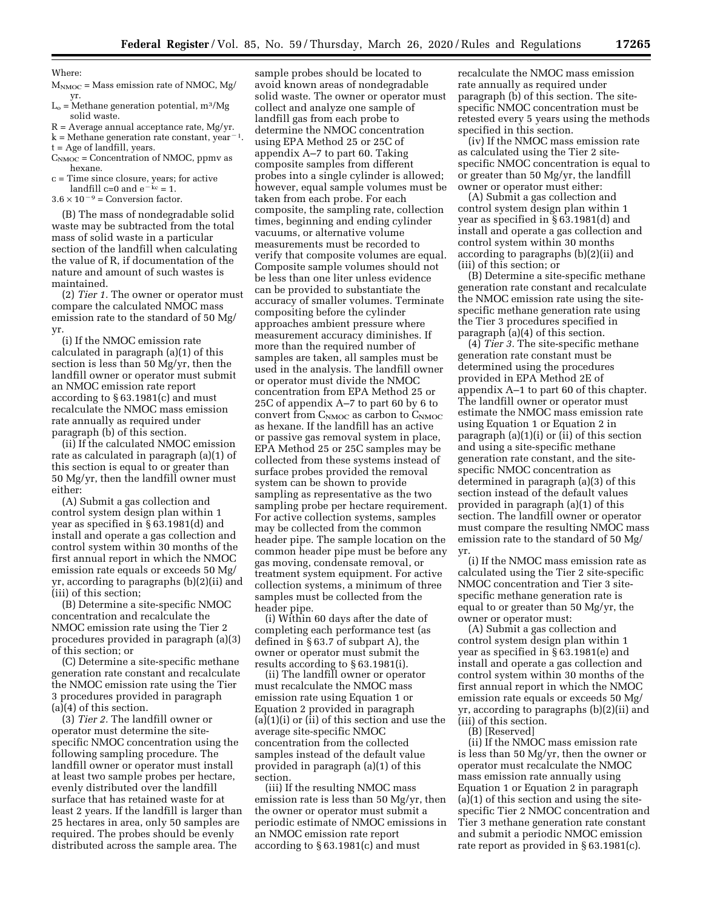Where:

$M_{NMOC}$ = Mass emission rate of NMOC, Mg/yr.

$L_o$ = Methane generation potential, $m^3$/Mg solid waste.

R = Average annual acceptance rate, Mg/yr.

k = Methane generation rate constant, $year^{-1}$.

t = Age of landfill, years.

$C_{NMOC}$ = Concentration of NMOC, ppmv as hexane.

c = Time since closure, years; for active landfill c=0 and $e^{-kc}$ = 1.

$3.6 \times 10^{-9}$ = Conversion factor.

(B) The mass of nondegradable solid waste may be subtracted from the total mass of solid waste in a particular section of the landfill when calculating the value of R, if documentation of the nature and amount of such wastes is maintained.

(2) *Tier 1.* The owner or operator must compare the calculated NMOC mass emission rate to the standard of 50 Mg/yr.

(i) If the NMOC emission rate calculated in paragraph (a)(1) of this section is less than 50 Mg/yr, then the landfill owner or operator must submit an NMOC emission rate report according to § 63.1981(c) and must recalculate the NMOC mass emission rate annually as required under paragraph (b) of this section.

(ii) If the calculated NMOC emission rate as calculated in paragraph (a)(1) of this section is equal to or greater than 50 Mg/yr, then the landfill owner must either:

(A) Submit a gas collection and control system design plan within 1 year as specified in § 63.1981(d) and install and operate a gas collection and control system within 30 months of the first annual report in which the NMOC emission rate equals or exceeds 50 Mg/yr, according to paragraphs (b)(2)(ii) and (iii) of this section;

(B) Determine a site-specific NMOC concentration and recalculate the NMOC emission rate using the Tier 2 procedures provided in paragraph (a)(3) of this section; or

(C) Determine a site-specific methane generation rate constant and recalculate the NMOC emission rate using the Tier 3 procedures provided in paragraph (a)(4) of this section.

(3) *Tier 2.* The landfill owner or operator must determine the site-specific NMOC concentration using the following sampling procedure. The landfill owner or operator must install at least two sample probes per hectare, evenly distributed over the landfill surface that has retained waste for at least 2 years. If the landfill is larger than 25 hectares in area, only 50 samples are required. The probes should be evenly distributed across the sample area. The sample probes should be located to avoid known areas of nondegradable solid waste. The owner or operator must collect and analyze one sample of landfill gas from each probe to determine the NMOC concentration using EPA Method 25 or 25C of appendix A–7 to part 60. Taking composite samples from different probes into a single cylinder is allowed; however, equal sample volumes must be taken from each probe. For each composite, the sampling rate, collection times, beginning and ending cylinder vacuums, or alternative volume measurements must be recorded to verify that composite volumes are equal. Composite sample volumes should not be less than one liter unless evidence can be provided to substantiate the accuracy of smaller volumes. Terminate compositing before the cylinder approaches ambient pressure where measurement accuracy diminishes. If more than the required number of samples are taken, all samples must be used in the analysis. The landfill owner or operator must divide the NMOC concentration from EPA Method 25 or 25C of appendix A–7 to part 60 by 6 to convert from $C_{NMOC}$ as carbon to $C_{NMOC}$ as hexane. If the landfill has an active or passive gas removal system in place, EPA Method 25 or 25C samples may be collected from these systems instead of surface probes provided the removal system can be shown to provide sampling as representative as the two sampling probe per hectare requirement. For active collection systems, samples may be collected from the common header pipe. The sample location on the common header pipe must be before any gas moving, condensate removal, or treatment system equipment. For active collection systems, a minimum of three samples must be collected from the header pipe.

(i) Within 60 days after the date of completing each performance test (as defined in § 63.7 of subpart A), the owner or operator must submit the results according to § 63.1981(i).

(ii) The landfill owner or operator must recalculate the NMOC mass emission rate using Equation 1 or Equation 2 provided in paragraph (a)(1)(i) or (ii) of this section and use the average site-specific NMOC concentration from the collected samples instead of the default value provided in paragraph (a)(1) of this section.

(iii) If the resulting NMOC mass emission rate is less than 50 Mg/yr, then the owner or operator must submit a periodic estimate of NMOC emissions in an NMOC emission rate report according to § 63.1981(c) and must recalculate the NMOC mass emission rate annually as required under paragraph (b) of this section. The site-specific NMOC concentration must be retested every 5 years using the methods specified in this section.

(iv) If the NMOC mass emission rate as calculated using the Tier 2 site-specific NMOC concentration is equal to or greater than 50 Mg/yr, the landfill owner or operator must either:

(A) Submit a gas collection and control system design plan within 1 year as specified in § 63.1981(d) and install and operate a gas collection and control system within 30 months according to paragraphs (b)(2)(ii) and (iii) of this section; or

(B) Determine a site-specific methane generation rate constant and recalculate the NMOC emission rate using the site-specific methane generation rate using the Tier 3 procedures specified in paragraph (a)(4) of this section.

(4) *Tier 3.* The site-specific methane generation rate constant must be determined using the procedures provided in EPA Method 2E of appendix A–1 to part 60 of this chapter. The landfill owner or operator must estimate the NMOC mass emission rate using Equation 1 or Equation 2 in paragraph (a)(1)(i) or (ii) of this section and using a site-specific methane generation rate constant, and the site-specific NMOC concentration as determined in paragraph (a)(3) of this section instead of the default values provided in paragraph (a)(1) of this section. The landfill owner or operator must compare the resulting NMOC mass emission rate to the standard of 50 Mg/yr.

(i) If the NMOC mass emission rate as calculated using the Tier 2 site-specific NMOC concentration and Tier 3 site-specific methane generation rate is equal to or greater than 50 Mg/yr, the owner or operator must:

(A) Submit a gas collection and control system design plan within 1 year as specified in § 63.1981(e) and install and operate a gas collection and control system within 30 months of the first annual report in which the NMOC emission rate equals or exceeds 50 Mg/yr, according to paragraphs (b)(2)(ii) and (iii) of this section.

(B) [Reserved]

(ii) If the NMOC mass emission rate is less than 50 Mg/yr, then the owner or operator must recalculate the NMOC mass emission rate annually using Equation 1 or Equation 2 in paragraph (a)(1) of this section and using the site-specific Tier 2 NMOC concentration and Tier 3 methane generation rate constant and submit a periodic NMOC emission rate report as provided in § 63.1981(c).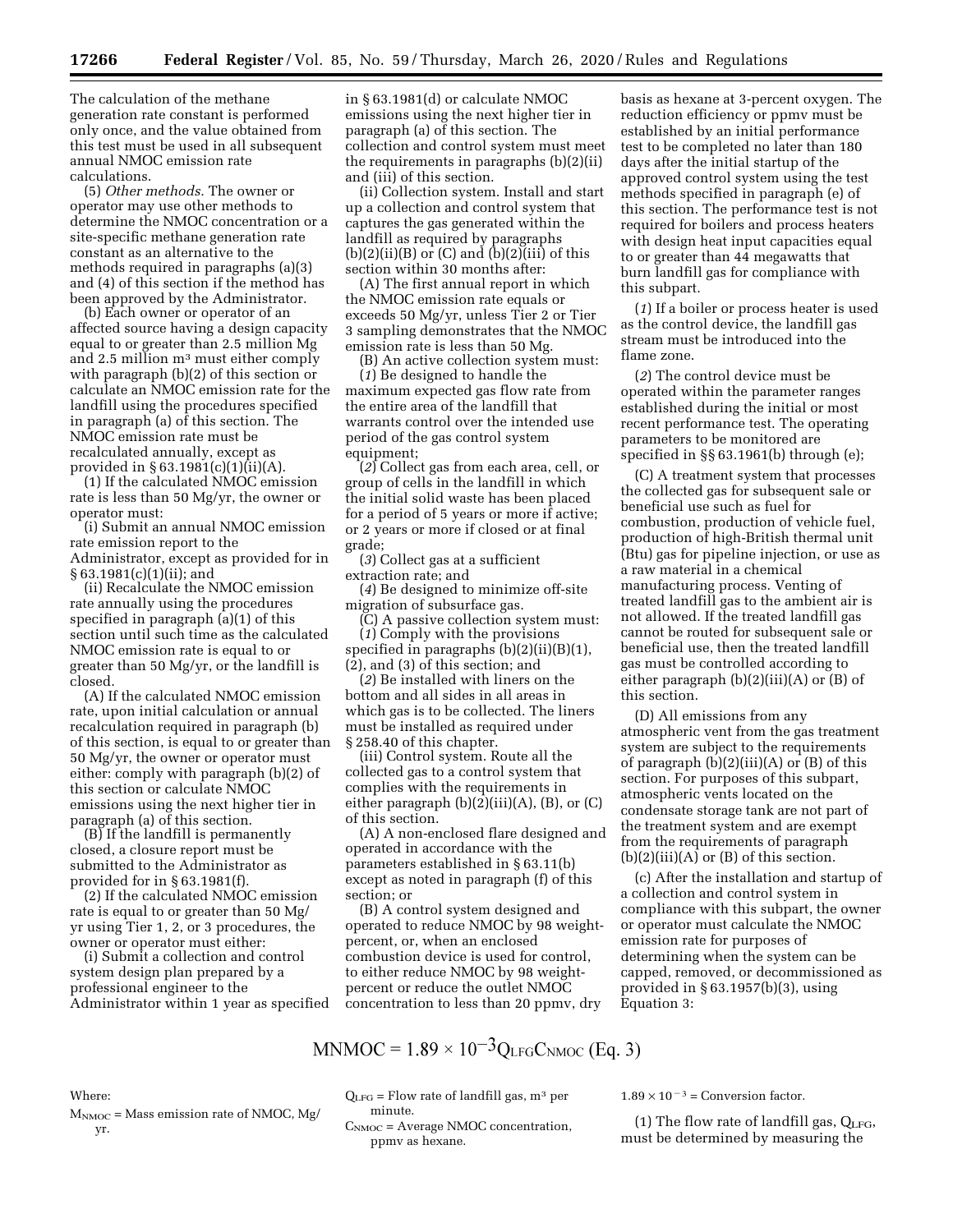The calculation of the methane generation rate constant is performed only once, and the value obtained from this test must be used in all subsequent annual NMOC emission rate calculations.

(5) *Other methods.* The owner or operator may use other methods to determine the NMOC concentration or a site-specific methane generation rate constant as an alternative to the methods required in paragraphs (a)(3) and (4) of this section if the method has been approved by the Administrator.

(b) Each owner or operator of an affected source having a design capacity equal to or greater than 2.5 million Mg and 2.5 million $m^3$ must either comply with paragraph (b)(2) of this section or calculate an NMOC emission rate for the landfill using the procedures specified in paragraph (a) of this section. The NMOC emission rate must be recalculated annually, except as provided in § 63.1981(c)(1)(ii)(A).

(1) If the calculated NMOC emission rate is less than 50 Mg/yr, the owner or operator must:

(i) Submit an annual NMOC emission rate emission report to the Administrator, except as provided for in § 63.1981(c)(1)(ii); and

(ii) Recalculate the NMOC emission rate annually using the procedures specified in paragraph (a)(1) of this section until such time as the calculated NMOC emission rate is equal to or greater than 50 Mg/yr, or the landfill is closed.

(A) If the calculated NMOC emission rate, upon initial calculation or annual recalculation required in paragraph (b) of this section, is equal to or greater than 50 Mg/yr, the owner or operator must either: comply with paragraph (b)(2) of this section or calculate NMOC emissions using the next higher tier in paragraph (a) of this section.

(B) If the landfill is permanently closed, a closure report must be submitted to the Administrator as provided for in § 63.1981(f).

(2) If the calculated NMOC emission rate is equal to or greater than 50 Mg/yr using Tier 1, 2, or 3 procedures, the owner or operator must either:

(i) Submit a collection and control system design plan prepared by a professional engineer to the Administrator within 1 year as specified in § 63.1981(d) or calculate NMOC emissions using the next higher tier in paragraph (a) of this section. The collection and control system must meet the requirements in paragraphs (b)(2)(ii) and (iii) of this section.

(ii) Collection system. Install and start up a collection and control system that captures the gas generated within the landfill as required by paragraphs (b)(2)(ii)(B) or (C) and (b)(2)(iii) of this section within 30 months after:

(A) The first annual report in which the NMOC emission rate equals or exceeds 50 Mg/yr, unless Tier 2 or Tier 3 sampling demonstrates that the NMOC emission rate is less than 50 Mg.

(B) An active collection system must:

(*1*) Be designed to handle the maximum expected gas flow rate from the entire area of the landfill that warrants control over the intended use period of the gas control system equipment;

(*2*) Collect gas from each area, cell, or group of cells in the landfill in which the initial solid waste has been placed for a period of 5 years or more if active; or 2 years or more if closed or at final grade;

(*3*) Collect gas at a sufficient extraction rate; and

(*4*) Be designed to minimize off-site migration of subsurface gas.

(C) A passive collection system must:

(*1*) Comply with the provisions specified in paragraphs (b)(2)(ii)(B)(1), (2), and (3) of this section; and

(*2*) Be installed with liners on the bottom and all sides in all areas in which gas is to be collected. The liners must be installed as required under § 258.40 of this chapter.

(iii) Control system. Route all the collected gas to a control system that complies with the requirements in either paragraph (b)(2)(iii)(A), (B), or (C) of this section.

(A) A non-enclosed flare designed and operated in accordance with the parameters established in § 63.11(b) except as noted in paragraph (f) of this section; or

(B) A control system designed and operated to reduce NMOC by 98 weight-percent, or, when an enclosed combustion device is used for control, to either reduce NMOC by 98 weight-percent or reduce the outlet NMOC concentration to less than 20 ppmv, dry basis as hexane at 3-percent oxygen. The reduction efficiency or ppmv must be established by an initial performance test to be completed no later than 180 days after the initial startup of the approved control system using the test methods specified in paragraph (e) of this section. The performance test is not required for boilers and process heaters with design heat input capacities equal to or greater than 44 megawatts that burn landfill gas for compliance with this subpart.

(*1*) If a boiler or process heater is used as the control device, the landfill gas stream must be introduced into the flame zone.

(*2*) The control device must be operated within the parameter ranges established during the initial or most recent performance test. The operating parameters to be monitored are specified in §§ 63.1961(b) through (e);

(C) A treatment system that processes the collected gas for subsequent sale or beneficial use such as fuel for combustion, production of vehicle fuel, production of high-British thermal unit (Btu) gas for pipeline injection, or use as a raw material in a chemical manufacturing process. Venting of treated landfill gas to the ambient air is not allowed. If the treated landfill gas cannot be routed for subsequent sale or beneficial use, then the treated landfill gas must be controlled according to either paragraph (b)(2)(iii)(A) or (B) of this section.

(D) All emissions from any atmospheric vent from the gas treatment system are subject to the requirements of paragraph (b)(2)(iii)(A) or (B) of this section. For purposes of this subpart, atmospheric vents located on the condensate storage tank are not part of the treatment system and are exempt from the requirements of paragraph (b)(2)(iii)(A) or (B) of this section.

(c) After the installation and startup of a collection and control system in compliance with this subpart, the owner or operator must calculate the NMOC emission rate for purposes of determining when the system can be capped, removed, or decommissioned as provided in § 63.1957(b)(3), using Equation 3:

$$M_{NMOC} = 1.89 \times 10^{-3} Q_{LFG} C_{NMOC} \quad \text{(Eq. 3)}$$

Where:

$M_{NMOC}$ = Mass emission rate of NMOC, Mg/yr.

$Q_{LFG}$ = Flow rate of landfill gas, $m^3$ per minute.

$C_{NMOC}$ = Average NMOC concentration, ppmv as hexane.

$1.89 \times 10^{-3}$ = Conversion factor.

(1) The flow rate of landfill gas, $Q_{LFG}$, must be determined by measuring the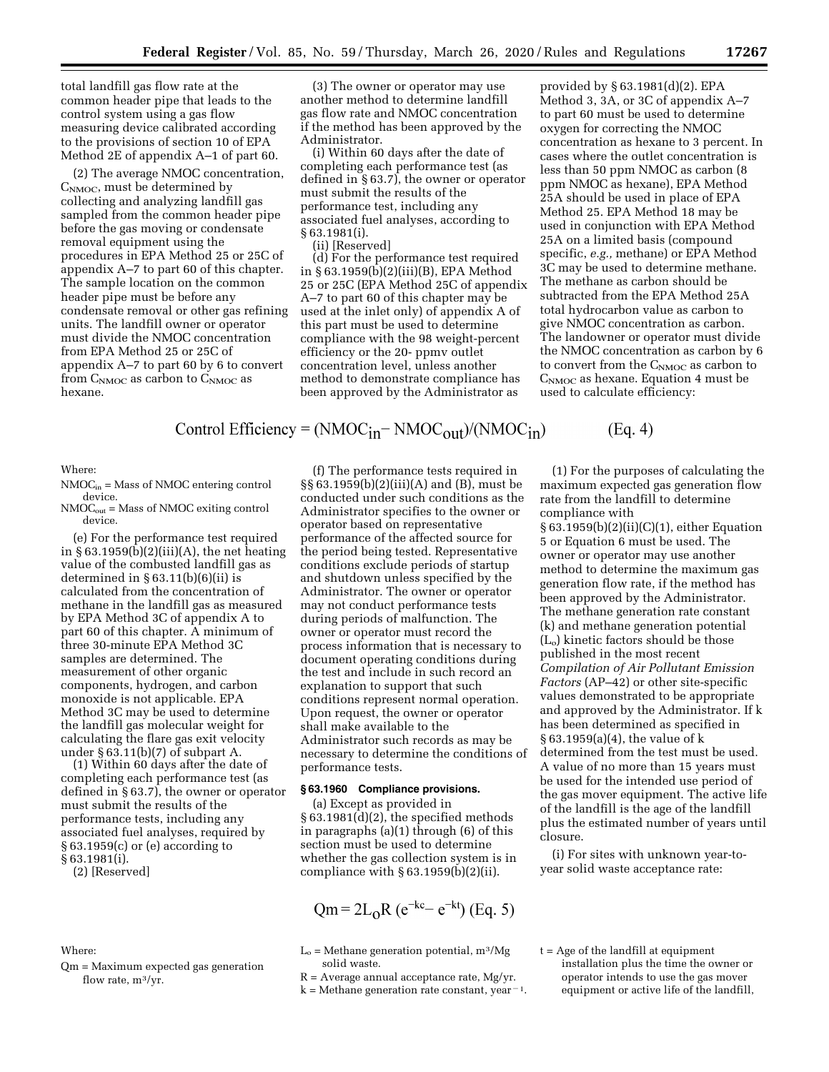total landfill gas flow rate at the common header pipe that leads to the control system using a gas flow measuring device calibrated according to the provisions of section 10 of EPA Method 2E of appendix A–1 of part 60.

(2) The average NMOC concentration, $C_{NMOC}$, must be determined by collecting and analyzing landfill gas sampled from the common header pipe before the gas moving or condensate removal equipment using the procedures in EPA Method 25 or 25C of appendix A–7 to part 60 of this chapter. The sample location on the common header pipe must be before any condensate removal or other gas refining units. The landfill owner or operator must divide the NMOC concentration from EPA Method 25 or 25C of appendix A–7 to part 60 by 6 to convert from $C_{NMOC}$ as carbon to $C_{NMOC}$ as hexane.

(3) The owner or operator may use another method to determine landfill gas flow rate and NMOC concentration if the method has been approved by the Administrator.

(i) Within 60 days after the date of completing each performance test (as defined in § 63.7), the owner or operator must submit the results of the performance test, including any associated fuel analyses, according to § 63.1981(i).

(ii) [Reserved]

(d) For the performance test required in § 63.1959(b)(2)(iii)(B), EPA Method 25 or 25C (EPA Method 25C of appendix A–7 to part 60 of this chapter may be used at the inlet only) of appendix A of this part must be used to determine compliance with the 98 weight-percent efficiency or the 20- ppmv outlet concentration level, unless another method to demonstrate compliance has been approved by the Administrator as provided by § 63.1981(d)(2). EPA Method 3, 3A, or 3C of appendix A–7 to part 60 must be used to determine oxygen for correcting the NMOC concentration as hexane to 3 percent. In cases where the outlet concentration is less than 50 ppm NMOC as carbon (8 ppm NMOC as hexane), EPA Method 25A should be used in place of EPA Method 25. EPA Method 18 may be used in conjunction with EPA Method 25A on a limited basis (compound specific, *e.g.,* methane) or EPA Method 3C may be used to determine methane. The methane as carbon should be subtracted from the EPA Method 25A total hydrocarbon value as carbon to give NMOC concentration as carbon. The landowner or operator must divide the NMOC concentration as carbon by 6 to convert from the $C_{NMOC}$ as carbon to $C_{NMOC}$ as hexane. Equation 4 must be used to calculate efficiency:

$$\text{Control Efficiency} = (NMOC_{in} - NMOC_{out})/(NMOC_{in}) \qquad \text{(Eq. 4)}$$

Where:

$NMOC_{in}$ = Mass of NMOC entering control device.

$NMOC_{out}$ = Mass of NMOC exiting control device.

(e) For the performance test required in § 63.1959(b)(2)(iii)(A), the net heating value of the combusted landfill gas as determined in § 63.11(b)(6)(ii) is calculated from the concentration of methane in the landfill gas as measured by EPA Method 3C of appendix A to part 60 of this chapter. A minimum of three 30-minute EPA Method 3C samples are determined. The measurement of other organic components, hydrogen, and carbon monoxide is not applicable. EPA Method 3C may be used to determine the landfill gas molecular weight for calculating the flare gas exit velocity under § 63.11(b)(7) of subpart A.

(1) Within 60 days after the date of completing each performance test (as defined in § 63.7), the owner or operator must submit the results of the performance tests, including any associated fuel analyses, required by § 63.1959(c) or (e) according to § 63.1981(i).

(2) [Reserved]

(f) The performance tests required in §§ 63.1959(b)(2)(iii)(A) and (B), must be conducted under such conditions as the Administrator specifies to the owner or operator based on representative performance of the affected source for the period being tested. Representative conditions exclude periods of startup and shutdown unless specified by the Administrator. The owner or operator may not conduct performance tests during periods of malfunction. The owner or operator must record the process information that is necessary to document operating conditions during the test and include in such record an explanation to support that such conditions represent normal operation. Upon request, the owner or operator shall make available to the Administrator such records as may be necessary to determine the conditions of performance tests.

### § 63.1960 Compliance provisions.

(a) Except as provided in § 63.1981(d)(2), the specified methods in paragraphs (a)(1) through (6) of this section must be used to determine whether the gas collection system is in compliance with § 63.1959(b)(2)(ii).

(1) For the purposes of calculating the maximum expected gas generation flow rate from the landfill to determine compliance with § 63.1959(b)(2)(ii)(C)(*1*), either Equation 5 or Equation 6 must be used. The owner or operator may use another method to determine the maximum gas generation flow rate, if the method has been approved by the Administrator. The methane generation rate constant (k) and methane generation potential ($L_o$) kinetic factors should be those published in the most recent *Compilation of Air Pollutant Emission Factors* (AP–42) or other site-specific values demonstrated to be appropriate and approved by the Administrator. If k has been determined as specified in § 63.1959(a)(4), the value of k determined from the test must be used. A value of no more than 15 years must be used for the intended use period of the gas mover equipment. The active life of the landfill is the age of the landfill plus the estimated number of years until closure.

(i) For sites with unknown year-to-year solid waste acceptance rate:

$$Qm = 2L_oR\,(e^{-kc} - e^{-kt}) \text{ (Eq. 5)}$$

Where:

Qm = Maximum expected gas generation flow rate, $m^3/yr$.

$L_o$ = Methane generation potential, $m^3/Mg$ solid waste.

R = Average annual acceptance rate, Mg/yr.

k = Methane generation rate constant, $year^{-1}$.

t = Age of the landfill at equipment installation plus the time the owner or operator intends to use the gas mover equipment or active life of the landfill,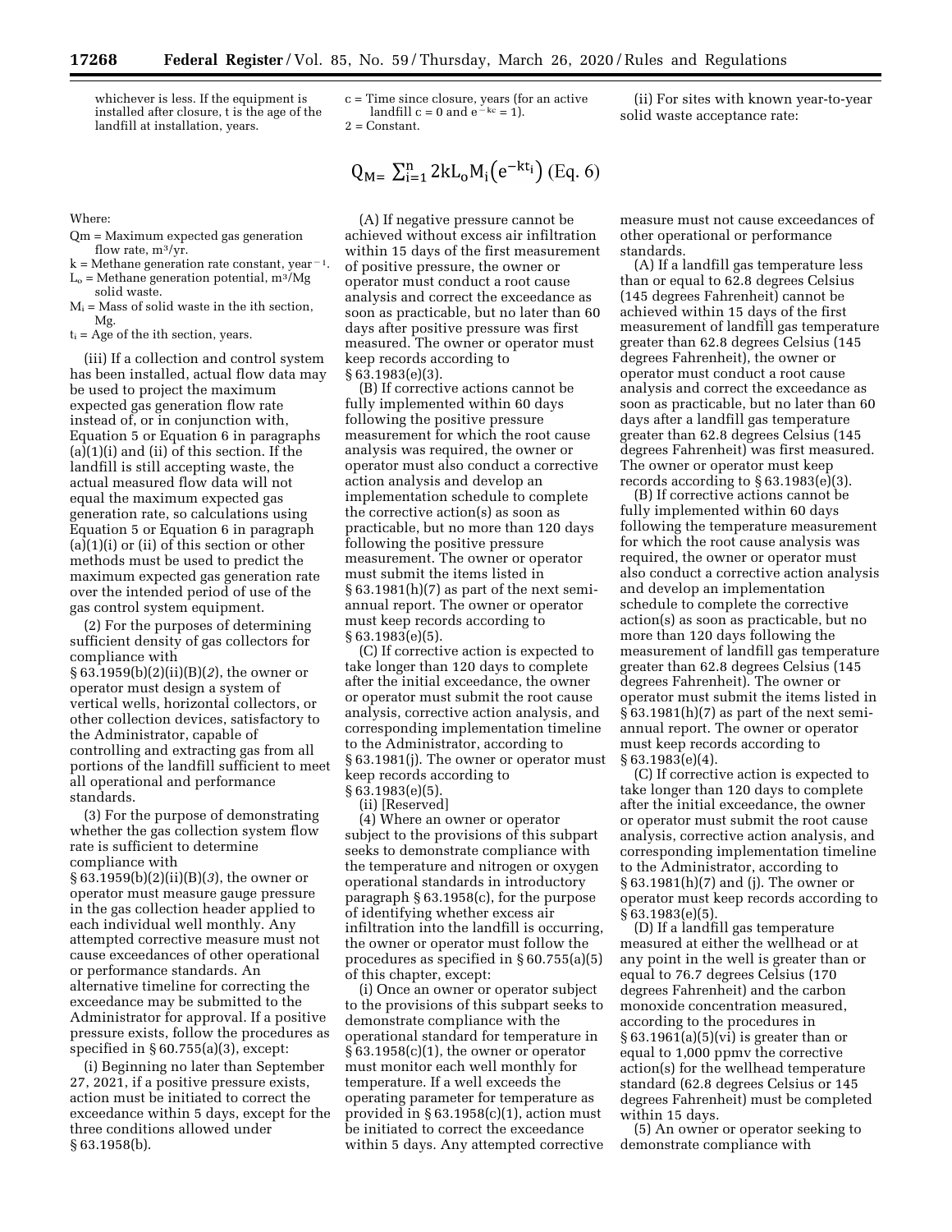whichever is less. If the equipment is installed after closure, t is the age of the landfill at installation, years.

c = Time since closure, years (for an active landfill c = 0 and $e^{-kc} = 1$).

2 = Constant.

(ii) For sites with known year-to-year solid waste acceptance rate:

$$Q_M = \sum_{i=1}^{n} 2kL_oM_i\left(e^{-kt_i}\right) \text{ (Eq. 6)}$$

Where:

$Q_m$ = Maximum expected gas generation flow rate, $m^3/yr$.

k = Methane generation rate constant, $year^{-1}$.

$L_o$ = Methane generation potential, $m^3/Mg$ solid waste.

$M_i$ = Mass of solid waste in the ith section, Mg.

$t_i$ = Age of the ith section, years.

(iii) If a collection and control system has been installed, actual flow data may be used to project the maximum expected gas generation flow rate instead of, or in conjunction with, Equation 5 or Equation 6 in paragraphs (a)(1)(i) and (ii) of this section. If the landfill is still accepting waste, the actual measured flow data will not equal the maximum expected gas generation rate, so calculations using Equation 5 or Equation 6 in paragraph (a)(1)(i) or (ii) of this section or other methods must be used to predict the maximum expected gas generation rate over the intended period of use of the gas control system equipment.

(2) For the purposes of determining sufficient density of gas collectors for compliance with § 63.1959(b)(2)(ii)(B)(*2*), the owner or operator must design a system of vertical wells, horizontal collectors, or other collection devices, satisfactory to the Administrator, capable of controlling and extracting gas from all portions of the landfill sufficient to meet all operational and performance standards.

(3) For the purpose of demonstrating whether the gas collection system flow rate is sufficient to determine compliance with § 63.1959(b)(2)(ii)(B)(*3*), the owner or operator must measure gauge pressure in the gas collection header applied to each individual well monthly. Any attempted corrective measure must not cause exceedances of other operational or performance standards. An alternative timeline for correcting the exceedance may be submitted to the Administrator for approval. If a positive pressure exists, follow the procedures as specified in § 60.755(a)(3), except:

(i) Beginning no later than September 27, 2021, if a positive pressure exists, action must be initiated to correct the exceedance within 5 days, except for the three conditions allowed under § 63.1958(b).

(A) If negative pressure cannot be achieved without excess air infiltration within 15 days of the first measurement of positive pressure, the owner or operator must conduct a root cause analysis and correct the exceedance as soon as practicable, but no later than 60 days after positive pressure was first measured. The owner or operator must keep records according to § 63.1983(e)(3).

(B) If corrective actions cannot be fully implemented within 60 days following the positive pressure measurement for which the root cause analysis was required, the owner or operator must also conduct a corrective action analysis and develop an implementation schedule to complete the corrective action(s) as soon as practicable, but no more than 120 days following the positive pressure measurement. The owner or operator must submit the items listed in § 63.1981(h)(7) as part of the next semi-annual report. The owner or operator must keep records according to § 63.1983(e)(5).

(C) If corrective action is expected to take longer than 120 days to complete after the initial exceedance, the owner or operator must submit the root cause analysis, corrective action analysis, and corresponding implementation timeline to the Administrator, according to § 63.1981(j). The owner or operator must keep records according to § 63.1983(e)(5).

(ii) [Reserved]

(4) Where an owner or operator subject to the provisions of this subpart seeks to demonstrate compliance with the temperature and nitrogen or oxygen operational standards in introductory paragraph § 63.1958(c), for the purpose of identifying whether excess air infiltration into the landfill is occurring, the owner or operator must follow the procedures as specified in § 60.755(a)(5) of this chapter, except:

(i) Once an owner or operator subject to the provisions of this subpart seeks to demonstrate compliance with the operational standard for temperature in § 63.1958(c)(1), the owner or operator must monitor each well monthly for temperature. If a well exceeds the operating parameter for temperature as provided in § 63.1958(c)(1), action must be initiated to correct the exceedance within 5 days. Any attempted corrective measure must not cause exceedances of other operational or performance standards.

(A) If a landfill gas temperature less than or equal to 62.8 degrees Celsius (145 degrees Fahrenheit) cannot be achieved within 15 days of the first measurement of landfill gas temperature greater than 62.8 degrees Celsius (145 degrees Fahrenheit), the owner or operator must conduct a root cause analysis and correct the exceedance as soon as practicable, but no later than 60 days after a landfill gas temperature greater than 62.8 degrees Celsius (145 degrees Fahrenheit) was first measured. The owner or operator must keep records according to § 63.1983(e)(3).

(B) If corrective actions cannot be fully implemented within 60 days following the temperature measurement for which the root cause analysis was required, the owner or operator must also conduct a corrective action analysis and develop an implementation schedule to complete the corrective action(s) as soon as practicable, but no more than 120 days following the measurement of landfill gas temperature greater than 62.8 degrees Celsius (145 degrees Fahrenheit). The owner or operator must submit the items listed in § 63.1981(h)(7) as part of the next semi-annual report. The owner or operator must keep records according to § 63.1983(e)(4).

(C) If corrective action is expected to take longer than 120 days to complete after the initial exceedance, the owner or operator must submit the root cause analysis, corrective action analysis, and corresponding implementation timeline to the Administrator, according to § 63.1981(h)(7) and (j). The owner or operator must keep records according to § 63.1983(e)(5).

(D) If a landfill gas temperature measured at either the wellhead or at any point in the well is greater than or equal to 76.7 degrees Celsius (170 degrees Fahrenheit) and the carbon monoxide concentration measured, according to the procedures in § 63.1961(a)(5)(vi) is greater than or equal to 1,000 ppmv the corrective action(s) for the wellhead temperature standard (62.8 degrees Celsius or 145 degrees Fahrenheit) must be completed within 15 days.

(5) An owner or operator seeking to demonstrate compliance with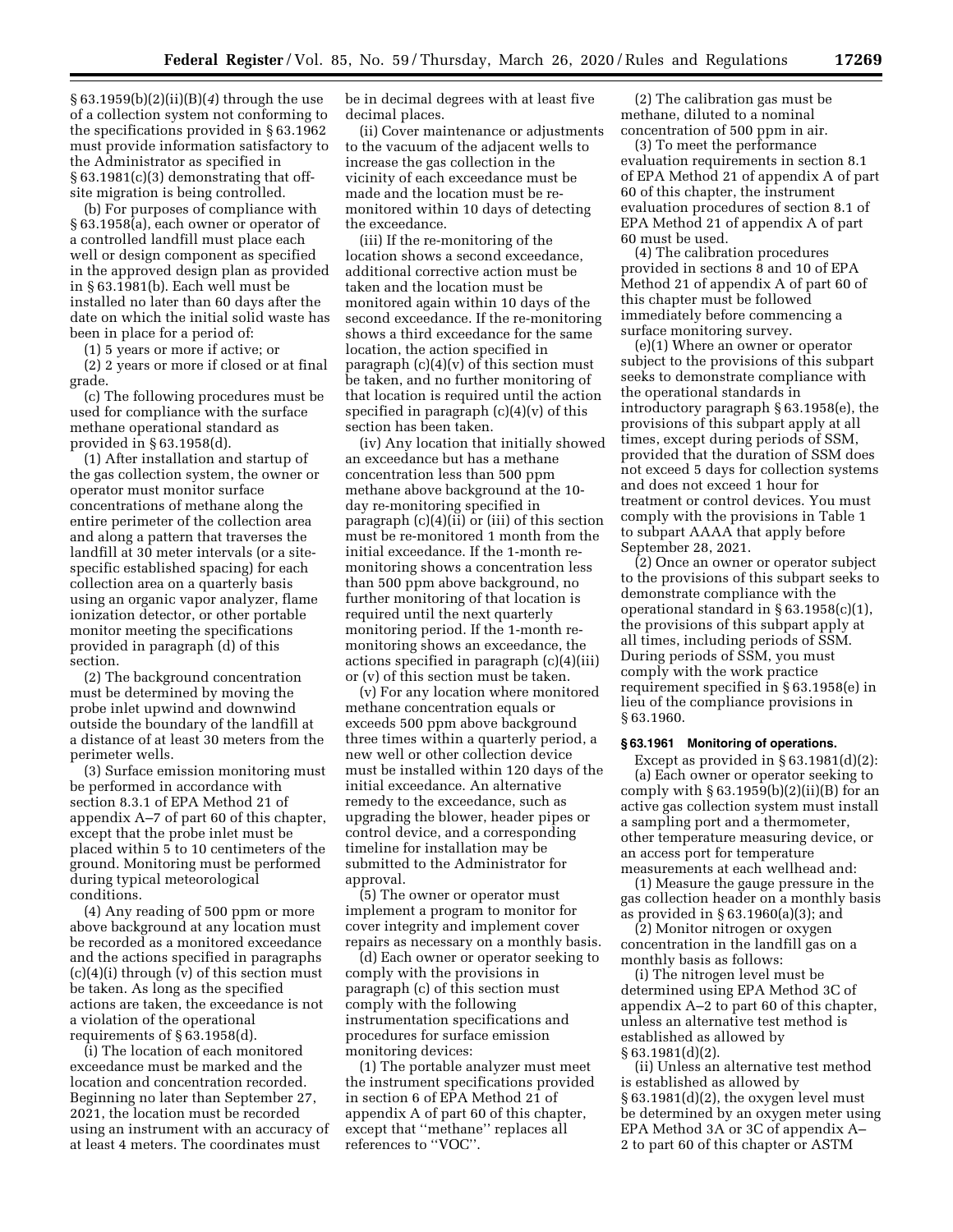§ 63.1959(b)(2)(ii)(B)(*4*) through the use of a collection system not conforming to the specifications provided in § 63.1962 must provide information satisfactory to the Administrator as specified in § 63.1981(c)(3) demonstrating that off-site migration is being controlled.

(b) For purposes of compliance with § 63.1958(a), each owner or operator of a controlled landfill must place each well or design component as specified in the approved design plan as provided in § 63.1981(b). Each well must be installed no later than 60 days after the date on which the initial solid waste has been in place for a period of:

(1) 5 years or more if active; or

(2) 2 years or more if closed or at final grade.

(c) The following procedures must be used for compliance with the surface methane operational standard as provided in § 63.1958(d).

(1) After installation and startup of the gas collection system, the owner or operator must monitor surface concentrations of methane along the entire perimeter of the collection area and along a pattern that traverses the landfill at 30 meter intervals (or a site-specific established spacing) for each collection area on a quarterly basis using an organic vapor analyzer, flame ionization detector, or other portable monitor meeting the specifications provided in paragraph (d) of this section.

(2) The background concentration must be determined by moving the probe inlet upwind and downwind outside the boundary of the landfill at a distance of at least 30 meters from the perimeter wells.

(3) Surface emission monitoring must be performed in accordance with section 8.3.1 of EPA Method 21 of appendix A–7 of part 60 of this chapter, except that the probe inlet must be placed within 5 to 10 centimeters of the ground. Monitoring must be performed during typical meteorological conditions.

(4) Any reading of 500 ppm or more above background at any location must be recorded as a monitored exceedance and the actions specified in paragraphs (c)(4)(i) through (v) of this section must be taken. As long as the specified actions are taken, the exceedance is not a violation of the operational requirements of § 63.1958(d).

(i) The location of each monitored exceedance must be marked and the location and concentration recorded. Beginning no later than September 27, 2021, the location must be recorded using an instrument with an accuracy of at least 4 meters. The coordinates must be in decimal degrees with at least five decimal places.

(ii) Cover maintenance or adjustments to the vacuum of the adjacent wells to increase the gas collection in the vicinity of each exceedance must be made and the location must be re-monitored within 10 days of detecting the exceedance.

(iii) If the re-monitoring of the location shows a second exceedance, additional corrective action must be taken and the location must be monitored again within 10 days of the second exceedance. If the re-monitoring shows a third exceedance for the same location, the action specified in paragraph (c)(4)(v) of this section must be taken, and no further monitoring of that location is required until the action specified in paragraph (c)(4)(v) of this section has been taken.

(iv) Any location that initially showed an exceedance but has a methane concentration less than 500 ppm methane above background at the 10-day re-monitoring specified in paragraph (c)(4)(ii) or (iii) of this section must be re-monitored 1 month from the initial exceedance. If the 1-month re-monitoring shows a concentration less than 500 ppm above background, no further monitoring of that location is required until the next quarterly monitoring period. If the 1-month re-monitoring shows an exceedance, the actions specified in paragraph (c)(4)(iii) or (v) of this section must be taken.

(v) For any location where monitored methane concentration equals or exceeds 500 ppm above background three times within a quarterly period, a new well or other collection device must be installed within 120 days of the initial exceedance. An alternative remedy to the exceedance, such as upgrading the blower, header pipes or control device, and a corresponding timeline for installation may be submitted to the Administrator for approval.

(5) The owner or operator must implement a program to monitor for cover integrity and implement cover repairs as necessary on a monthly basis.

(d) Each owner or operator seeking to comply with the provisions in paragraph (c) of this section must comply with the following instrumentation specifications and procedures for surface emission monitoring devices:

(1) The portable analyzer must meet the instrument specifications provided in section 6 of EPA Method 21 of appendix A of part 60 of this chapter, except that ''methane'' replaces all references to ''VOC''.

(2) The calibration gas must be methane, diluted to a nominal concentration of 500 ppm in air.

(3) To meet the performance evaluation requirements in section 8.1 of EPA Method 21 of appendix A of part 60 of this chapter, the instrument evaluation procedures of section 8.1 of EPA Method 21 of appendix A of part 60 must be used.

(4) The calibration procedures provided in sections 8 and 10 of EPA Method 21 of appendix A of part 60 of this chapter must be followed immediately before commencing a surface monitoring survey.

(e)(1) Where an owner or operator subject to the provisions of this subpart seeks to demonstrate compliance with the operational standards in introductory paragraph § 63.1958(e), the provisions of this subpart apply at all times, except during periods of SSM, provided that the duration of SSM does not exceed 5 days for collection systems and does not exceed 1 hour for treatment or control devices. You must comply with the provisions in Table 1 to subpart AAAA that apply before September 28, 2021.

(2) Once an owner or operator subject to the provisions of this subpart seeks to demonstrate compliance with the operational standard in § 63.1958(c)(1), the provisions of this subpart apply at all times, including periods of SSM. During periods of SSM, you must comply with the work practice requirement specified in § 63.1958(e) in lieu of the compliance provisions in § 63.1960.

### § 63.1961 Monitoring of operations.

Except as provided in § 63.1981(d)(2):

(a) Each owner or operator seeking to comply with § 63.1959(b)(2)(ii)(B) for an active gas collection system must install a sampling port and a thermometer, other temperature measuring device, or an access port for temperature measurements at each wellhead and:

(1) Measure the gauge pressure in the gas collection header on a monthly basis as provided in § 63.1960(a)(3); and

(2) Monitor nitrogen or oxygen concentration in the landfill gas on a monthly basis as follows:

(i) The nitrogen level must be determined using EPA Method 3C of appendix A–2 to part 60 of this chapter, unless an alternative test method is established as allowed by § 63.1981(d)(2).

(ii) Unless an alternative test method is established as allowed by § 63.1981(d)(2), the oxygen level must be determined by an oxygen meter using EPA Method 3A or 3C of appendix A–2 to part 60 of this chapter or ASTM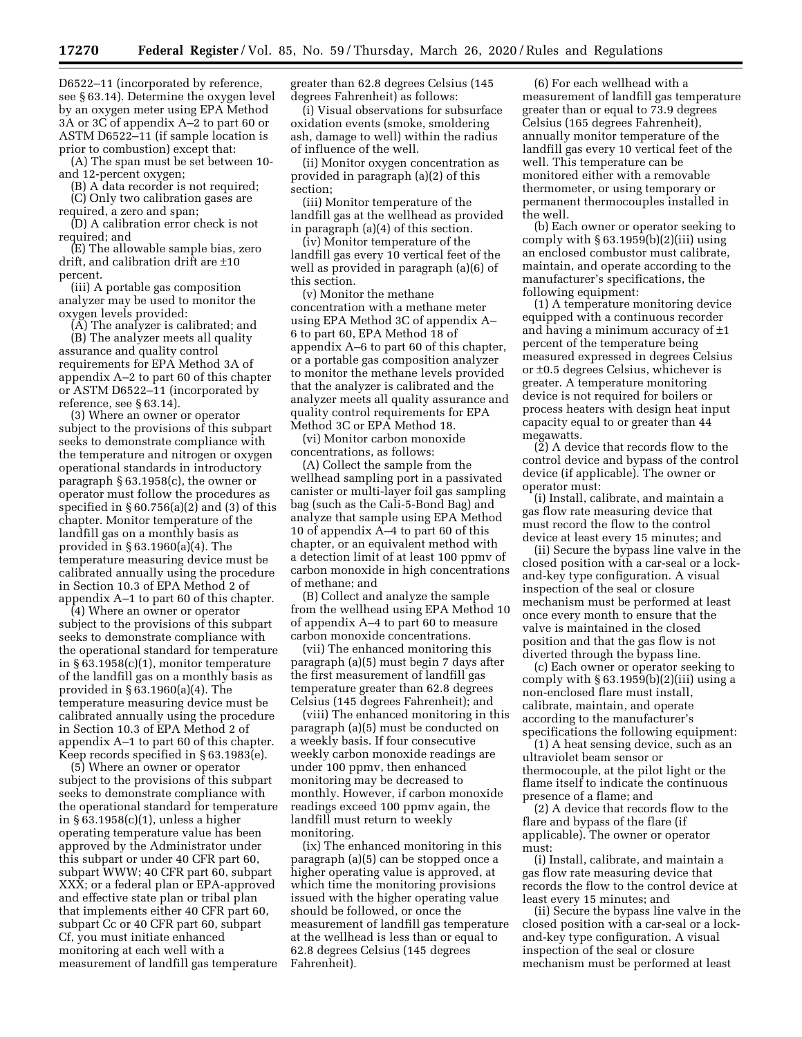D6522–11 (incorporated by reference, see § 63.14). Determine the oxygen level by an oxygen meter using EPA Method 3A or 3C of appendix A–2 to part 60 or ASTM D6522–11 (if sample location is prior to combustion) except that:

(A) The span must be set between 10- and 12-percent oxygen;

(B) A data recorder is not required;

(C) Only two calibration gases are required, a zero and span;

(D) A calibration error check is not required; and

(E) The allowable sample bias, zero drift, and calibration drift are ±10 percent.

(iii) A portable gas composition analyzer may be used to monitor the oxygen levels provided:

(A) The analyzer is calibrated; and

(B) The analyzer meets all quality assurance and quality control requirements for EPA Method 3A of appendix A–2 to part 60 of this chapter or ASTM D6522–11 (incorporated by reference, see § 63.14).

(3) Where an owner or operator subject to the provisions of this subpart seeks to demonstrate compliance with the temperature and nitrogen or oxygen operational standards in introductory paragraph § 63.1958(c), the owner or operator must follow the procedures as specified in § 60.756(a)(2) and (3) of this chapter. Monitor temperature of the landfill gas on a monthly basis as provided in § 63.1960(a)(4). The temperature measuring device must be calibrated annually using the procedure in Section 10.3 of EPA Method 2 of appendix A–1 to part 60 of this chapter.

(4) Where an owner or operator subject to the provisions of this subpart seeks to demonstrate compliance with the operational standard for temperature in § 63.1958(c)(1), monitor temperature of the landfill gas on a monthly basis as provided in § 63.1960(a)(4). The temperature measuring device must be calibrated annually using the procedure in Section 10.3 of EPA Method 2 of appendix A–1 to part 60 of this chapter. Keep records specified in § 63.1983(e).

(5) Where an owner or operator subject to the provisions of this subpart seeks to demonstrate compliance with the operational standard for temperature in § 63.1958(c)(1), unless a higher operating temperature value has been approved by the Administrator under this subpart or under 40 CFR part 60, subpart WWW; 40 CFR part 60, subpart XXX; or a federal plan or EPA-approved and effective state plan or tribal plan that implements either 40 CFR part 60, subpart Cc or 40 CFR part 60, subpart Cf, you must initiate enhanced monitoring at each well with a measurement of landfill gas temperature greater than 62.8 degrees Celsius (145 degrees Fahrenheit) as follows:

(i) Visual observations for subsurface oxidation events (smoke, smoldering ash, damage to well) within the radius of influence of the well.

(ii) Monitor oxygen concentration as provided in paragraph (a)(2) of this section;

(iii) Monitor temperature of the landfill gas at the wellhead as provided in paragraph (a)(4) of this section.

(iv) Monitor temperature of the landfill gas every 10 vertical feet of the well as provided in paragraph (a)(6) of this section.

(v) Monitor the methane concentration with a methane meter using EPA Method 3C of appendix A–6 to part 60, EPA Method 18 of appendix A–6 to part 60 of this chapter, or a portable gas composition analyzer to monitor the methane levels provided that the analyzer is calibrated and the analyzer meets all quality assurance and quality control requirements for EPA Method 3C or EPA Method 18.

(vi) Monitor carbon monoxide concentrations, as follows:

(A) Collect the sample from the wellhead sampling port in a passivated canister or multi-layer foil gas sampling bag (such as the Cali-5-Bond Bag) and analyze that sample using EPA Method 10 of appendix A–4 to part 60 of this chapter, or an equivalent method with a detection limit of at least 100 ppmv of carbon monoxide in high concentrations of methane; and

(B) Collect and analyze the sample from the wellhead using EPA Method 10 of appendix A–4 to part 60 to measure carbon monoxide concentrations.

(vii) The enhanced monitoring this paragraph (a)(5) must begin 7 days after the first measurement of landfill gas temperature greater than 62.8 degrees Celsius (145 degrees Fahrenheit); and

(viii) The enhanced monitoring in this paragraph (a)(5) must be conducted on a weekly basis. If four consecutive weekly carbon monoxide readings are under 100 ppmv, then enhanced monitoring may be decreased to monthly. However, if carbon monoxide readings exceed 100 ppmv again, the landfill must return to weekly monitoring.

(ix) The enhanced monitoring in this paragraph (a)(5) can be stopped once a higher operating value is approved, at which time the monitoring provisions issued with the higher operating value should be followed, or once the measurement of landfill gas temperature at the wellhead is less than or equal to 62.8 degrees Celsius (145 degrees Fahrenheit).

(6) For each wellhead with a measurement of landfill gas temperature greater than or equal to 73.9 degrees Celsius (165 degrees Fahrenheit), annually monitor temperature of the landfill gas every 10 vertical feet of the well. This temperature can be monitored either with a removable thermometer, or using temporary or permanent thermocouples installed in the well.

(b) Each owner or operator seeking to comply with § 63.1959(b)(2)(iii) using an enclosed combustor must calibrate, maintain, and operate according to the manufacturer's specifications, the following equipment:

(1) A temperature monitoring device equipped with a continuous recorder and having a minimum accuracy of ±1 percent of the temperature being measured expressed in degrees Celsius or ±0.5 degrees Celsius, whichever is greater. A temperature monitoring device is not required for boilers or process heaters with design heat input capacity equal to or greater than 44 megawatts.

(2) A device that records flow to the control device and bypass of the control device (if applicable). The owner or operator must:

(i) Install, calibrate, and maintain a gas flow rate measuring device that must record the flow to the control device at least every 15 minutes; and

(ii) Secure the bypass line valve in the closed position with a car-seal or a lock-and-key type configuration. A visual inspection of the seal or closure mechanism must be performed at least once every month to ensure that the valve is maintained in the closed position and that the gas flow is not diverted through the bypass line.

(c) Each owner or operator seeking to comply with § 63.1959(b)(2)(iii) using a non-enclosed flare must install, calibrate, maintain, and operate according to the manufacturer's specifications the following equipment:

(1) A heat sensing device, such as an ultraviolet beam sensor or thermocouple, at the pilot light or the flame itself to indicate the continuous presence of a flame; and

(2) A device that records flow to the flare and bypass of the flare (if applicable). The owner or operator must:

(i) Install, calibrate, and maintain a gas flow rate measuring device that records the flow to the control device at least every 15 minutes; and

(ii) Secure the bypass line valve in the closed position with a car-seal or a lock-and-key type configuration. A visual inspection of the seal or closure mechanism must be performed at least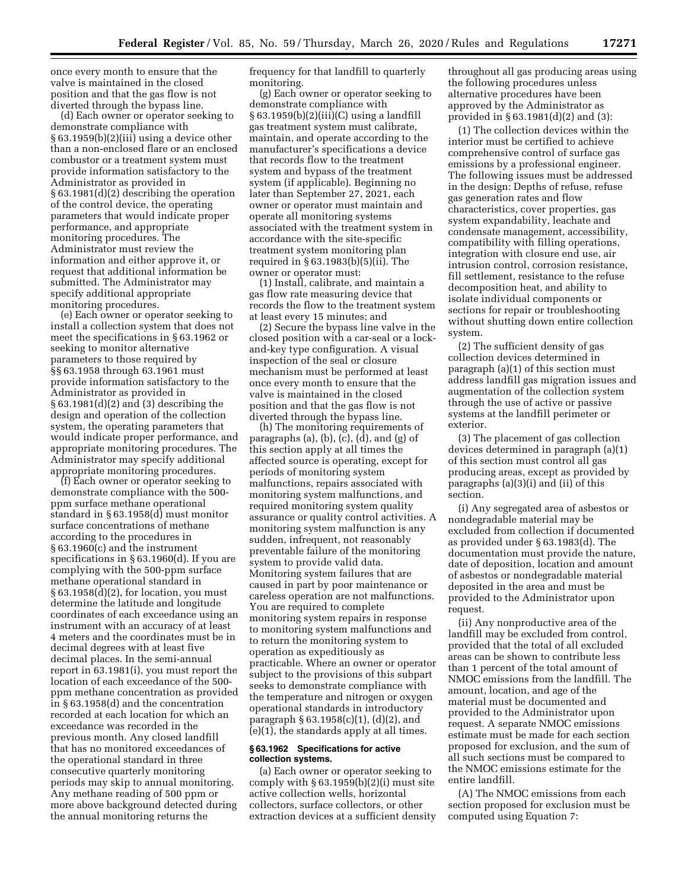once every month to ensure that the valve is maintained in the closed position and that the gas flow is not diverted through the bypass line.

(d) Each owner or operator seeking to demonstrate compliance with § 63.1959(b)(2)(iii) using a device other than a non-enclosed flare or an enclosed combustor or a treatment system must provide information satisfactory to the Administrator as provided in § 63.1981(d)(2) describing the operation of the control device, the operating parameters that would indicate proper performance, and appropriate monitoring procedures. The Administrator must review the information and either approve it, or request that additional information be submitted. The Administrator may specify additional appropriate monitoring procedures.

(e) Each owner or operator seeking to install a collection system that does not meet the specifications in § 63.1962 or seeking to monitor alternative parameters to those required by §§ 63.1958 through 63.1961 must provide information satisfactory to the Administrator as provided in § 63.1981(d)(2) and (3) describing the design and operation of the collection system, the operating parameters that would indicate proper performance, and appropriate monitoring procedures. The Administrator may specify additional appropriate monitoring procedures.

(f) Each owner or operator seeking to demonstrate compliance with the 500-ppm surface methane operational standard in § 63.1958(d) must monitor surface concentrations of methane according to the procedures in § 63.1960(c) and the instrument specifications in § 63.1960(d). If you are complying with the 500-ppm surface methane operational standard in § 63.1958(d)(2), for location, you must determine the latitude and longitude coordinates of each exceedance using an instrument with an accuracy of at least 4 meters and the coordinates must be in decimal degrees with at least five decimal places. In the semi-annual report in 63.1981(i), you must report the location of each exceedance of the 500-ppm methane concentration as provided in § 63.1958(d) and the concentration recorded at each location for which an exceedance was recorded in the previous month. Any closed landfill that has no monitored exceedances of the operational standard in three consecutive quarterly monitoring periods may skip to annual monitoring. Any methane reading of 500 ppm or more above background detected during the annual monitoring returns the frequency for that landfill to quarterly monitoring.

(g) Each owner or operator seeking to demonstrate compliance with § 63.1959(b)(2)(iii)(C) using a landfill gas treatment system must calibrate, maintain, and operate according to the manufacturer's specifications a device that records flow to the treatment system and bypass of the treatment system (if applicable). Beginning no later than September 27, 2021, each owner or operator must maintain and operate all monitoring systems associated with the treatment system in accordance with the site-specific treatment system monitoring plan required in § 63.1983(b)(5)(ii). The owner or operator must:

(1) Install, calibrate, and maintain a gas flow rate measuring device that records the flow to the treatment system at least every 15 minutes; and

(2) Secure the bypass line valve in the closed position with a car-seal or a lock-and-key type configuration. A visual inspection of the seal or closure mechanism must be performed at least once every month to ensure that the valve is maintained in the closed position and that the gas flow is not diverted through the bypass line.

(h) The monitoring requirements of paragraphs (a), (b), (c), (d), and (g) of this section apply at all times the affected source is operating, except for periods of monitoring system malfunctions, repairs associated with monitoring system malfunctions, and required monitoring system quality assurance or quality control activities. A monitoring system malfunction is any sudden, infrequent, not reasonably preventable failure of the monitoring system to provide valid data. Monitoring system failures that are caused in part by poor maintenance or careless operation are not malfunctions. You are required to complete monitoring system repairs in response to monitoring system malfunctions and to return the monitoring system to operation as expeditiously as practicable. Where an owner or operator subject to the provisions of this subpart seeks to demonstrate compliance with the temperature and nitrogen or oxygen operational standards in introductory paragraph § 63.1958(c)(1), (d)(2), and (e)(1), the standards apply at all times.

### § 63.1962 Specifications for active collection systems.

(a) Each owner or operator seeking to comply with § 63.1959(b)(2)(i) must site active collection wells, horizontal collectors, surface collectors, or other extraction devices at a sufficient density throughout all gas producing areas using the following procedures unless alternative procedures have been approved by the Administrator as provided in § 63.1981(d)(2) and (3):

(1) The collection devices within the interior must be certified to achieve comprehensive control of surface gas emissions by a professional engineer. The following issues must be addressed in the design: Depths of refuse, refuse gas generation rates and flow characteristics, cover properties, gas system expandability, leachate and condensate management, accessibility, compatibility with filling operations, integration with closure end use, air intrusion control, corrosion resistance, fill settlement, resistance to the refuse decomposition heat, and ability to isolate individual components or sections for repair or troubleshooting without shutting down entire collection system.

(2) The sufficient density of gas collection devices determined in paragraph (a)(1) of this section must address landfill gas migration issues and augmentation of the collection system through the use of active or passive systems at the landfill perimeter or exterior.

(3) The placement of gas collection devices determined in paragraph (a)(1) of this section must control all gas producing areas, except as provided by paragraphs (a)(3)(i) and (ii) of this section.

(i) Any segregated area of asbestos or nondegradable material may be excluded from collection if documented as provided under § 63.1983(d). The documentation must provide the nature, date of deposition, location and amount of asbestos or nondegradable material deposited in the area and must be provided to the Administrator upon request.

(ii) Any nonproductive area of the landfill may be excluded from control, provided that the total of all excluded areas can be shown to contribute less than 1 percent of the total amount of NMOC emissions from the landfill. The amount, location, and age of the material must be documented and provided to the Administrator upon request. A separate NMOC emissions estimate must be made for each section proposed for exclusion, and the sum of all such sections must be compared to the NMOC emissions estimate for the entire landfill.

(A) The NMOC emissions from each section proposed for exclusion must be computed using Equation 7: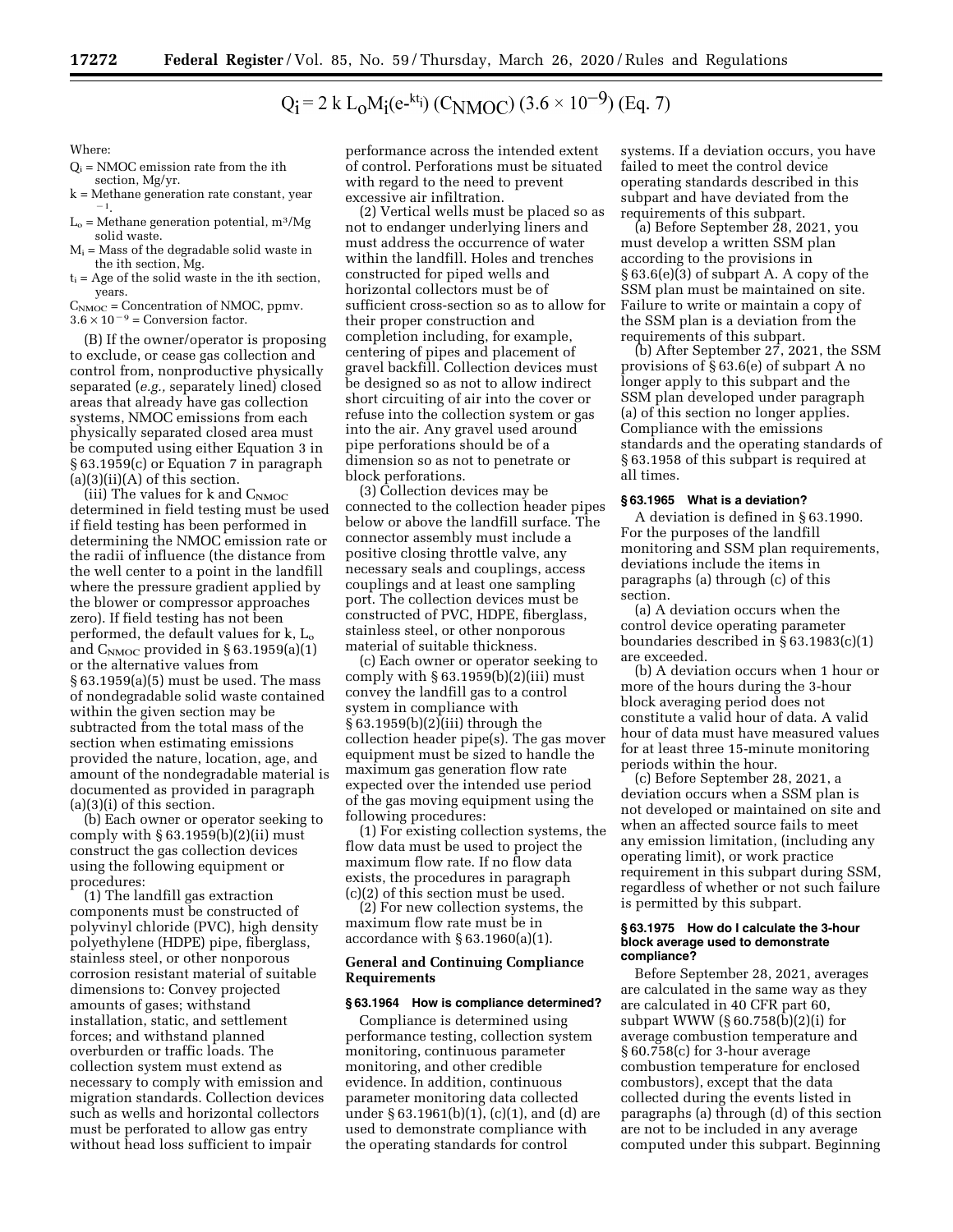$$Q_i = 2\, k\, L_o M_i (e^{-kt_i}) (C_{NMOC}) (3.6 \times 10^{-9}) \text{ (Eq. 7)}$$

Where:

$Q_i$ = NMOC emission rate from the ith section, Mg/yr.
k = Methane generation rate constant, year $^{-1}$.
$L_o$ = Methane generation potential, $m^3$/Mg solid waste.
$M_i$ = Mass of the degradable solid waste in the ith section, Mg.
$t_i$ = Age of the solid waste in the ith section, years.
$C_{NMOC}$ = Concentration of NMOC, ppmv.
$3.6 \times 10^{-9}$ = Conversion factor.

(B) If the owner/operator is proposing to exclude, or cease gas collection and control from, nonproductive physically separated (*e.g.,* separately lined) closed areas that already have gas collection systems, NMOC emissions from each physically separated closed area must be computed using either Equation 3 in § 63.1959(c) or Equation 7 in paragraph (a)(3)(ii)(A) of this section.

(iii) The values for k and $C_{NMOC}$ determined in field testing must be used if field testing has been performed in determining the NMOC emission rate or the radii of influence (the distance from the well center to a point in the landfill where the pressure gradient applied by the blower or compressor approaches zero). If field testing has not been performed, the default values for k, $L_o$ and $C_{NMOC}$ provided in § 63.1959(a)(1) or the alternative values from § 63.1959(a)(5) must be used. The mass of nondegradable solid waste contained within the given section may be subtracted from the total mass of the section when estimating emissions provided the nature, location, age, and amount of the nondegradable material is documented as provided in paragraph (a)(3)(i) of this section.

(b) Each owner or operator seeking to comply with § 63.1959(b)(2)(ii) must construct the gas collection devices using the following equipment or procedures:

(1) The landfill gas extraction components must be constructed of polyvinyl chloride (PVC), high density polyethylene (HDPE) pipe, fiberglass, stainless steel, or other nonporous corrosion resistant material of suitable dimensions to: Convey projected amounts of gases; withstand installation, static, and settlement forces; and withstand planned overburden or traffic loads. The collection system must extend as necessary to comply with emission and migration standards. Collection devices such as wells and horizontal collectors must be perforated to allow gas entry without head loss sufficient to impair performance across the intended extent of control. Perforations must be situated with regard to the need to prevent excessive air infiltration.

(2) Vertical wells must be placed so as not to endanger underlying liners and must address the occurrence of water within the landfill. Holes and trenches constructed for piped wells and horizontal collectors must be of sufficient cross-section so as to allow for their proper construction and completion including, for example, centering of pipes and placement of gravel backfill. Collection devices must be designed so as not to allow indirect short circuiting of air into the cover or refuse into the collection system or gas into the air. Any gravel used around pipe perforations should be of a dimension so as not to penetrate or block perforations.

(3) Collection devices may be connected to the collection header pipes below or above the landfill surface. The connector assembly must include a positive closing throttle valve, any necessary seals and couplings, access couplings and at least one sampling port. The collection devices must be constructed of PVC, HDPE, fiberglass, stainless steel, or other nonporous material of suitable thickness.

(c) Each owner or operator seeking to comply with § 63.1959(b)(2)(iii) must convey the landfill gas to a control system in compliance with § 63.1959(b)(2)(iii) through the collection header pipe(s). The gas mover equipment must be sized to handle the maximum gas generation flow rate expected over the intended use period of the gas moving equipment using the following procedures:

(1) For existing collection systems, the flow data must be used to project the maximum flow rate. If no flow data exists, the procedures in paragraph (c)(2) of this section must be used.

(2) For new collection systems, the maximum flow rate must be in accordance with § 63.1960(a)(1).

## General and Continuing Compliance Requirements

### § 63.1964 How is compliance determined?

Compliance is determined using performance testing, collection system monitoring, continuous parameter monitoring, and other credible evidence. In addition, continuous parameter monitoring data collected under § 63.1961(b)(1), (c)(1), and (d) are used to demonstrate compliance with the operating standards for control systems. If a deviation occurs, you have failed to meet the control device operating standards described in this subpart and have deviated from the requirements of this subpart.

(a) Before September 28, 2021, you must develop a written SSM plan according to the provisions in § 63.6(e)(3) of subpart A. A copy of the SSM plan must be maintained on site. Failure to write or maintain a copy of the SSM plan is a deviation from the requirements of this subpart.

(b) After September 27, 2021, the SSM provisions of § 63.6(e) of subpart A no longer apply to this subpart and the SSM plan developed under paragraph (a) of this section no longer applies. Compliance with the emissions standards and the operating standards of § 63.1958 of this subpart is required at all times.

### § 63.1965 What is a deviation?

A deviation is defined in § 63.1990. For the purposes of the landfill monitoring and SSM plan requirements, deviations include the items in paragraphs (a) through (c) of this section.

(a) A deviation occurs when the control device operating parameter boundaries described in § 63.1983(c)(1) are exceeded.

(b) A deviation occurs when 1 hour or more of the hours during the 3-hour block averaging period does not constitute a valid hour of data. A valid hour of data must have measured values for at least three 15-minute monitoring periods within the hour.

(c) Before September 28, 2021, a deviation occurs when a SSM plan is not developed or maintained on site and when an affected source fails to meet any emission limitation, (including any operating limit), or work practice requirement in this subpart during SSM, regardless of whether or not such failure is permitted by this subpart.

### § 63.1975 How do I calculate the 3-hour block average used to demonstrate compliance?

Before September 28, 2021, averages are calculated in the same way as they are calculated in 40 CFR part 60, subpart WWW (§ 60.758(b)(2)(i) for average combustion temperature and § 60.758(c) for 3-hour average combustion temperature for enclosed combustors), except that the data collected during the events listed in paragraphs (a) through (d) of this section are not to be included in any average computed under this subpart. Beginning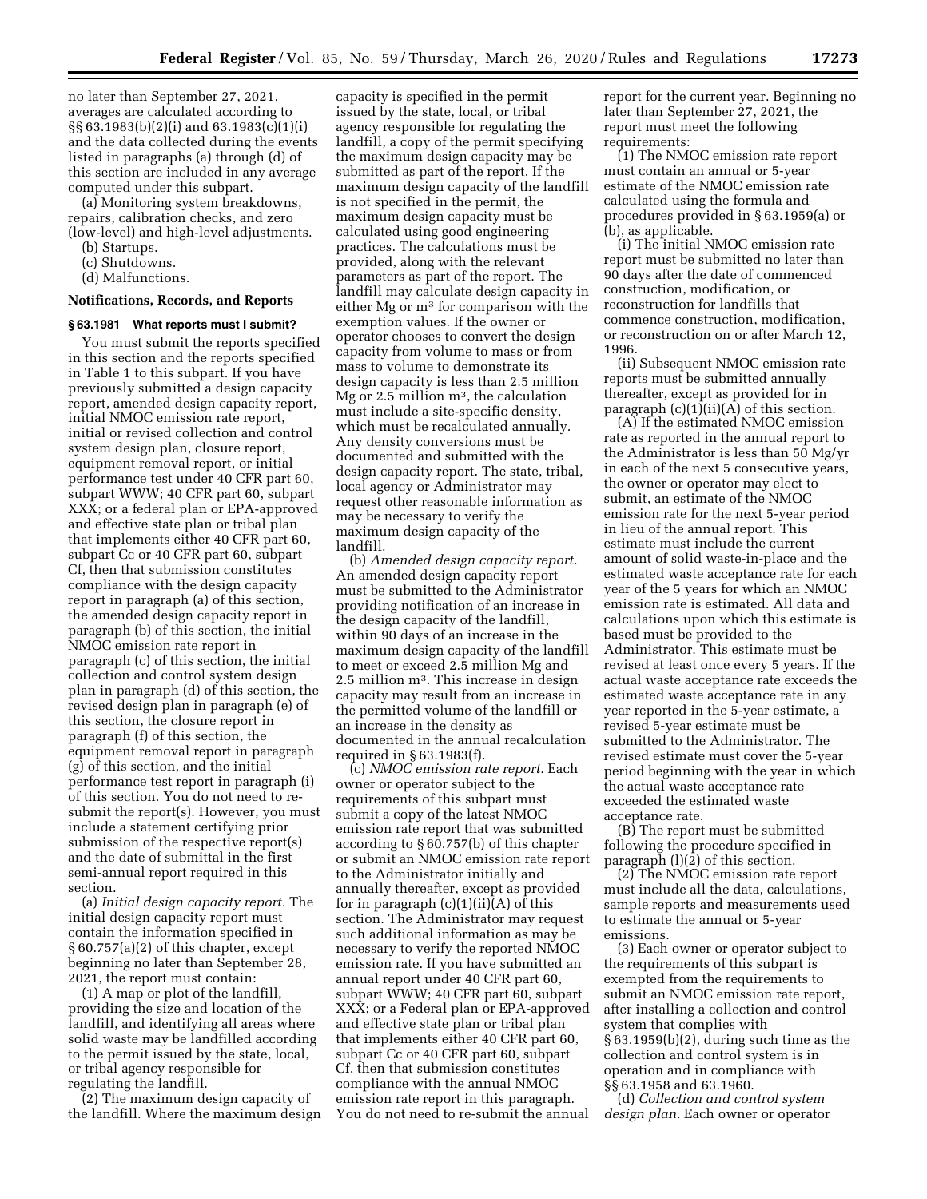no later than September 27, 2021, averages are calculated according to §§ 63.1983(b)(2)(i) and 63.1983(c)(1)(i) and the data collected during the events listed in paragraphs (a) through (d) of this section are included in any average computed under this subpart.

(a) Monitoring system breakdowns, repairs, calibration checks, and zero (low-level) and high-level adjustments.

(b) Startups.

(c) Shutdowns.

(d) Malfunctions.

**Notifications, Records, and Reports**

**§ 63.1981 What reports must I submit?**

You must submit the reports specified in this section and the reports specified in Table 1 to this subpart. If you have previously submitted a design capacity report, amended design capacity report, initial NMOC emission rate report, initial or revised collection and control system design plan, closure report, equipment removal report, or initial performance test under 40 CFR part 60, subpart WWW; 40 CFR part 60, subpart XXX; or a federal plan or EPA-approved and effective state plan or tribal plan that implements either 40 CFR part 60, subpart Cc or 40 CFR part 60, subpart Cf, then that submission constitutes compliance with the design capacity report in paragraph (a) of this section, the amended design capacity report in paragraph (b) of this section, the initial NMOC emission rate report in paragraph (c) of this section, the initial collection and control system design plan in paragraph (d) of this section, the revised design plan in paragraph (e) of this section, the closure report in paragraph (f) of this section, the equipment removal report in paragraph (g) of this section, and the initial performance test report in paragraph (i) of this section. You do not need to re-submit the report(s). However, you must include a statement certifying prior submission of the respective report(s) and the date of submittal in the first semi-annual report required in this section.

(a) *Initial design capacity report.* The initial design capacity report must contain the information specified in § 60.757(a)(2) of this chapter, except beginning no later than September 28, 2021, the report must contain:

(1) A map or plot of the landfill, providing the size and location of the landfill, and identifying all areas where solid waste may be landfilled according to the permit issued by the state, local, or tribal agency responsible for regulating the landfill.

(2) The maximum design capacity of the landfill. Where the maximum design capacity is specified in the permit issued by the state, local, or tribal agency responsible for regulating the landfill, a copy of the permit specifying the maximum design capacity may be submitted as part of the report. If the maximum design capacity of the landfill is not specified in the permit, the maximum design capacity must be calculated using good engineering practices. The calculations must be provided, along with the relevant parameters as part of the report. The landfill may calculate design capacity in either Mg or $m^3$ for comparison with the exemption values. If the owner or operator chooses to convert the design capacity from volume to mass or from mass to volume to demonstrate its design capacity is less than 2.5 million Mg or 2.5 million $m^3$, the calculation must include a site-specific density, which must be recalculated annually. Any density conversions must be documented and submitted with the design capacity report. The state, tribal, local agency or Administrator may request other reasonable information as may be necessary to verify the maximum design capacity of the landfill.

(b) *Amended design capacity report.* An amended design capacity report must be submitted to the Administrator providing notification of an increase in the design capacity of the landfill, within 90 days of an increase in the maximum design capacity of the landfill to meet or exceed 2.5 million Mg and 2.5 million $m^3$. This increase in design capacity may result from an increase in the permitted volume of the landfill or an increase in the density as documented in the annual recalculation required in § 63.1983(f).

(c) *NMOC emission rate report.* Each owner or operator subject to the requirements of this subpart must submit a copy of the latest NMOC emission rate report that was submitted according to § 60.757(b) of this chapter or submit an NMOC emission rate report to the Administrator initially and annually thereafter, except as provided for in paragraph (c)(1)(ii)(A) of this section. The Administrator may request such additional information as may be necessary to verify the reported NMOC emission rate. If you have submitted an annual report under 40 CFR part 60, subpart WWW; 40 CFR part 60, subpart XXX; or a Federal plan or EPA-approved and effective state plan or tribal plan that implements either 40 CFR part 60, subpart Cc or 40 CFR part 60, subpart Cf, then that submission constitutes compliance with the annual NMOC emission rate report in this paragraph. You do not need to re-submit the annual report for the current year. Beginning no later than September 27, 2021, the report must meet the following requirements:

(1) The NMOC emission rate report must contain an annual or 5-year estimate of the NMOC emission rate calculated using the formula and procedures provided in § 63.1959(a) or (b), as applicable.

(i) The initial NMOC emission rate report must be submitted no later than 90 days after the date of commenced construction, modification, or reconstruction for landfills that commence construction, modification, or reconstruction on or after March 12, 1996.

(ii) Subsequent NMOC emission rate reports must be submitted annually thereafter, except as provided for in paragraph (c)(1)(ii)(A) of this section.

(A) If the estimated NMOC emission rate as reported in the annual report to the Administrator is less than 50 Mg/yr in each of the next 5 consecutive years, the owner or operator may elect to submit, an estimate of the NMOC emission rate for the next 5-year period in lieu of the annual report. This estimate must include the current amount of solid waste-in-place and the estimated waste acceptance rate for each year of the 5 years for which an NMOC emission rate is estimated. All data and calculations upon which this estimate is based must be provided to the Administrator. This estimate must be revised at least once every 5 years. If the actual waste acceptance rate exceeds the estimated waste acceptance rate in any year reported in the 5-year estimate, a revised 5-year estimate must be submitted to the Administrator. The revised estimate must cover the 5-year period beginning with the year in which the actual waste acceptance rate exceeded the estimated waste acceptance rate.

(B) The report must be submitted following the procedure specified in paragraph (l)(2) of this section.

(2) The NMOC emission rate report must include all the data, calculations, sample reports and measurements used to estimate the annual or 5-year emissions.

(3) Each owner or operator subject to the requirements of this subpart is exempted from the requirements to submit an NMOC emission rate report, after installing a collection and control system that complies with § 63.1959(b)(2), during such time as the collection and control system is in operation and in compliance with §§ 63.1958 and 63.1960.

(d) *Collection and control system design plan.* Each owner or operator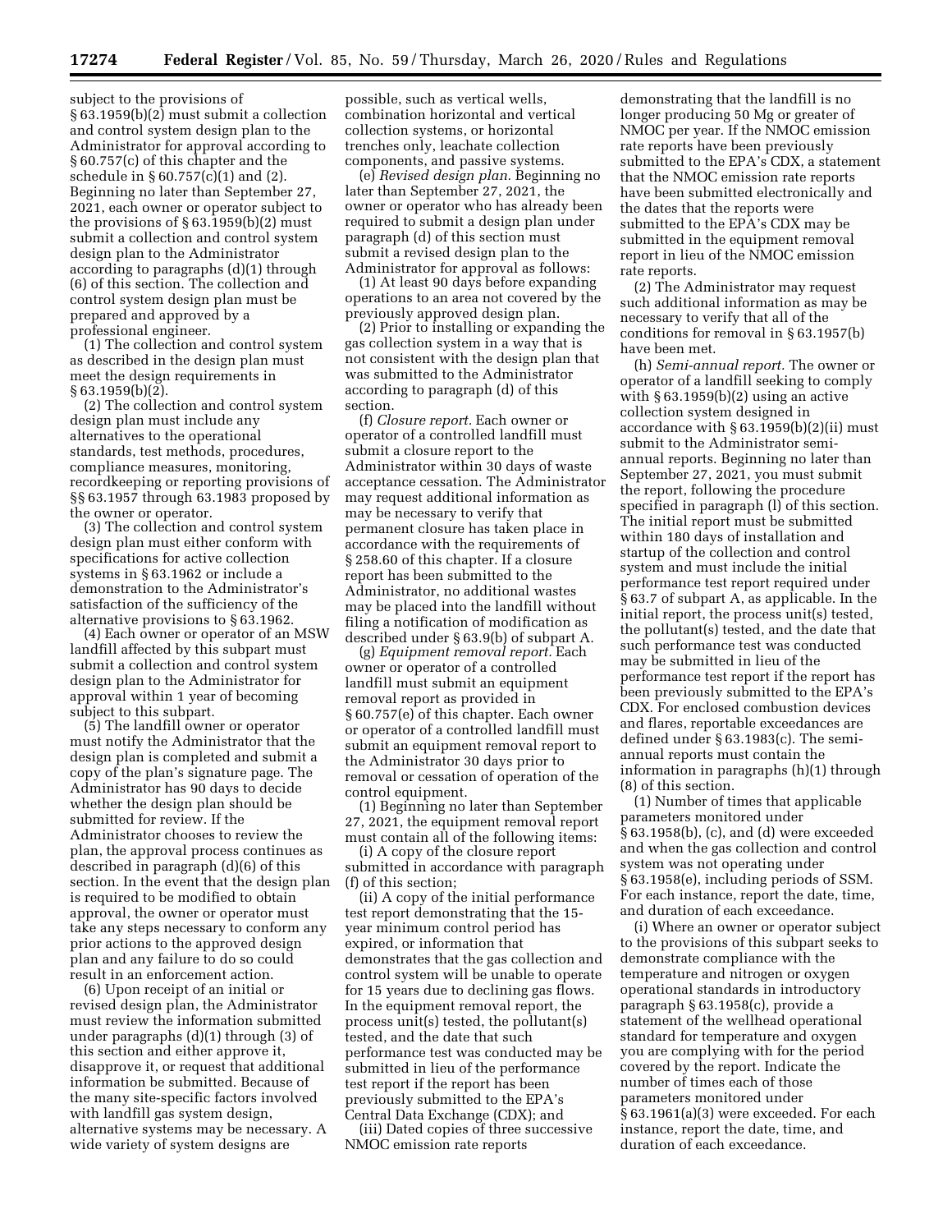subject to the provisions of § 63.1959(b)(2) must submit a collection and control system design plan to the Administrator for approval according to § 60.757(c) of this chapter and the schedule in § 60.757(c)(1) and (2). Beginning no later than September 27, 2021, each owner or operator subject to the provisions of § 63.1959(b)(2) must submit a collection and control system design plan to the Administrator according to paragraphs (d)(1) through (6) of this section. The collection and control system design plan must be prepared and approved by a professional engineer.

(1) The collection and control system as described in the design plan must meet the design requirements in § 63.1959(b)(2).

(2) The collection and control system design plan must include any alternatives to the operational standards, test methods, procedures, compliance measures, monitoring, recordkeeping or reporting provisions of §§ 63.1957 through 63.1983 proposed by the owner or operator.

(3) The collection and control system design plan must either conform with specifications for active collection systems in § 63.1962 or include a demonstration to the Administrator's satisfaction of the sufficiency of the alternative provisions to § 63.1962.

(4) Each owner or operator of an MSW landfill affected by this subpart must submit a collection and control system design plan to the Administrator for approval within 1 year of becoming subject to this subpart.

(5) The landfill owner or operator must notify the Administrator that the design plan is completed and submit a copy of the plan's signature page. The Administrator has 90 days to decide whether the design plan should be submitted for review. If the Administrator chooses to review the plan, the approval process continues as described in paragraph (d)(6) of this section. In the event that the design plan is required to be modified to obtain approval, the owner or operator must take any steps necessary to conform any prior actions to the approved design plan and any failure to do so could result in an enforcement action.

(6) Upon receipt of an initial or revised design plan, the Administrator must review the information submitted under paragraphs (d)(1) through (3) of this section and either approve it, disapprove it, or request that additional information be submitted. Because of the many site-specific factors involved with landfill gas system design, alternative systems may be necessary. A wide variety of system designs are possible, such as vertical wells, combination horizontal and vertical collection systems, or horizontal trenches only, leachate collection components, and passive systems.

(e) *Revised design plan.* Beginning no later than September 27, 2021, the owner or operator who has already been required to submit a design plan under paragraph (d) of this section must submit a revised design plan to the Administrator for approval as follows:

(1) At least 90 days before expanding operations to an area not covered by the previously approved design plan.

(2) Prior to installing or expanding the gas collection system in a way that is not consistent with the design plan that was submitted to the Administrator according to paragraph (d) of this section.

(f) *Closure report.* Each owner or operator of a controlled landfill must submit a closure report to the Administrator within 30 days of waste acceptance cessation. The Administrator may request additional information as may be necessary to verify that permanent closure has taken place in accordance with the requirements of § 258.60 of this chapter. If a closure report has been submitted to the Administrator, no additional wastes may be placed into the landfill without filing a notification of modification as described under § 63.9(b) of subpart A.

(g) *Equipment removal report.* Each owner or operator of a controlled landfill must submit an equipment removal report as provided in § 60.757(e) of this chapter. Each owner or operator of a controlled landfill must submit an equipment removal report to the Administrator 30 days prior to removal or cessation of operation of the control equipment.

(1) Beginning no later than September 27, 2021, the equipment removal report must contain all of the following items:

(i) A copy of the closure report submitted in accordance with paragraph (f) of this section;

(ii) A copy of the initial performance test report demonstrating that the 15-year minimum control period has expired, or information that demonstrates that the gas collection and control system will be unable to operate for 15 years due to declining gas flows. In the equipment removal report, the process unit(s) tested, the pollutant(s) tested, and the date that such performance test was conducted may be submitted in lieu of the performance test report if the report has been previously submitted to the EPA's Central Data Exchange (CDX); and

(iii) Dated copies of three successive NMOC emission rate reports demonstrating that the landfill is no longer producing 50 Mg or greater of NMOC per year. If the NMOC emission rate reports have been previously submitted to the EPA's CDX, a statement that the NMOC emission rate reports have been submitted electronically and the dates that the reports were submitted to the EPA's CDX may be submitted in the equipment removal report in lieu of the NMOC emission rate reports.

(2) The Administrator may request such additional information as may be necessary to verify that all of the conditions for removal in § 63.1957(b) have been met.

(h) *Semi-annual report.* The owner or operator of a landfill seeking to comply with § 63.1959(b)(2) using an active collection system designed in accordance with § 63.1959(b)(2)(ii) must submit to the Administrator semi-annual reports. Beginning no later than September 27, 2021, you must submit the report, following the procedure specified in paragraph (l) of this section. The initial report must be submitted within 180 days of installation and startup of the collection and control system and must include the initial performance test report required under § 63.7 of subpart A, as applicable. In the initial report, the process unit(s) tested, the pollutant(s) tested, and the date that such performance test was conducted may be submitted in lieu of the performance test report if the report has been previously submitted to the EPA's CDX. For enclosed combustion devices and flares, reportable exceedances are defined under § 63.1983(c). The semi-annual reports must contain the information in paragraphs (h)(1) through (8) of this section.

(1) Number of times that applicable parameters monitored under § 63.1958(b), (c), and (d) were exceeded and when the gas collection and control system was not operating under § 63.1958(e), including periods of SSM. For each instance, report the date, time, and duration of each exceedance.

(i) Where an owner or operator subject to the provisions of this subpart seeks to demonstrate compliance with the temperature and nitrogen or oxygen operational standards in introductory paragraph § 63.1958(c), provide a statement of the wellhead operational standard for temperature and oxygen you are complying with for the period covered by the report. Indicate the number of times each of those parameters monitored under § 63.1961(a)(3) were exceeded. For each instance, report the date, time, and duration of each exceedance.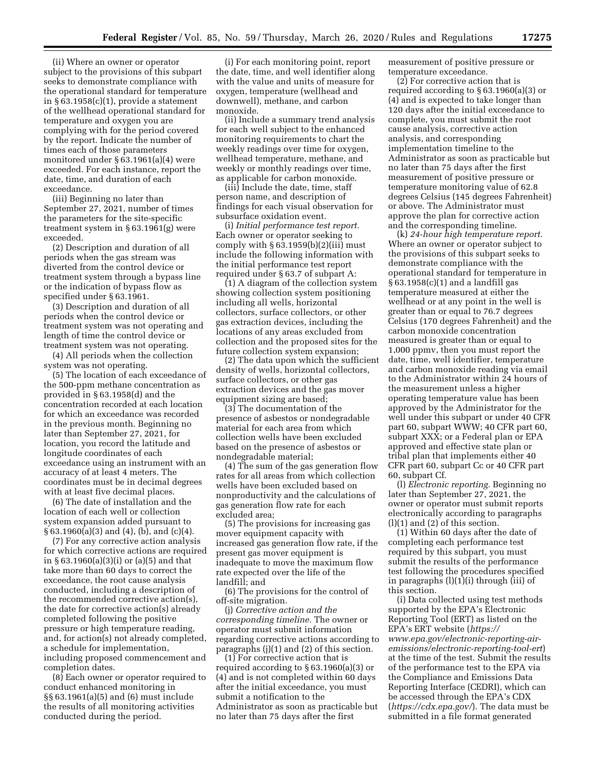(ii) Where an owner or operator subject to the provisions of this subpart seeks to demonstrate compliance with the operational standard for temperature in § 63.1958(c)(1), provide a statement of the wellhead operational standard for temperature and oxygen you are complying with for the period covered by the report. Indicate the number of times each of those parameters monitored under § 63.1961(a)(4) were exceeded. For each instance, report the date, time, and duration of each exceedance.

(iii) Beginning no later than September 27, 2021, number of times the parameters for the site-specific treatment system in § 63.1961(g) were exceeded.

(2) Description and duration of all periods when the gas stream was diverted from the control device or treatment system through a bypass line or the indication of bypass flow as specified under § 63.1961.

(3) Description and duration of all periods when the control device or treatment system was not operating and length of time the control device or treatment system was not operating.

(4) All periods when the collection system was not operating.

(5) The location of each exceedance of the 500-ppm methane concentration as provided in § 63.1958(d) and the concentration recorded at each location for which an exceedance was recorded in the previous month. Beginning no later than September 27, 2021, for location, you record the latitude and longitude coordinates of each exceedance using an instrument with an accuracy of at least 4 meters. The coordinates must be in decimal degrees with at least five decimal places.

(6) The date of installation and the location of each well or collection system expansion added pursuant to § 63.1960(a)(3) and (4), (b), and (c)(4).

(7) For any corrective action analysis for which corrective actions are required in § 63.1960(a)(3)(i) or (a)(5) and that take more than 60 days to correct the exceedance, the root cause analysis conducted, including a description of the recommended corrective action(s), the date for corrective action(s) already completed following the positive pressure or high temperature reading, and, for action(s) not already completed, a schedule for implementation, including proposed commencement and completion dates.

(8) Each owner or operator required to conduct enhanced monitoring in §§ 63.1961(a)(5) and (6) must include the results of all monitoring activities conducted during the period.

(i) For each monitoring point, report the date, time, and well identifier along with the value and units of measure for oxygen, temperature (wellhead and downwell), methane, and carbon monoxide.

(ii) Include a summary trend analysis for each well subject to the enhanced monitoring requirements to chart the weekly readings over time for oxygen, wellhead temperature, methane, and weekly or monthly readings over time, as applicable for carbon monoxide.

(iii) Include the date, time, staff person name, and description of findings for each visual observation for subsurface oxidation event.

(i) *Initial performance test report.* Each owner or operator seeking to comply with § 63.1959(b)(2)(iii) must include the following information with the initial performance test report required under § 63.7 of subpart A:

(1) A diagram of the collection system showing collection system positioning including all wells, horizontal collectors, surface collectors, or other gas extraction devices, including the locations of any areas excluded from collection and the proposed sites for the future collection system expansion;

(2) The data upon which the sufficient density of wells, horizontal collectors, surface collectors, or other gas extraction devices and the gas mover equipment sizing are based;

(3) The documentation of the presence of asbestos or nondegradable material for each area from which collection wells have been excluded based on the presence of asbestos or nondegradable material;

(4) The sum of the gas generation flow rates for all areas from which collection wells have been excluded based on nonproductivity and the calculations of gas generation flow rate for each excluded area;

(5) The provisions for increasing gas mover equipment capacity with increased gas generation flow rate, if the present gas mover equipment is inadequate to move the maximum flow rate expected over the life of the landfill; and

(6) The provisions for the control of off-site migration.

(j) *Corrective action and the corresponding timeline.* The owner or operator must submit information regarding corrective actions according to paragraphs (j)(1) and (2) of this section.

(1) For corrective action that is required according to § 63.1960(a)(3) or (4) and is not completed within 60 days after the initial exceedance, you must submit a notification to the Administrator as soon as practicable but no later than 75 days after the first measurement of positive pressure or temperature exceedance.

(2) For corrective action that is required according to § 63.1960(a)(3) or (4) and is expected to take longer than 120 days after the initial exceedance to complete, you must submit the root cause analysis, corrective action analysis, and corresponding implementation timeline to the Administrator as soon as practicable but no later than 75 days after the first measurement of positive pressure or temperature monitoring value of 62.8 degrees Celsius (145 degrees Fahrenheit) or above. The Administrator must approve the plan for corrective action and the corresponding timeline.

(k) *24-hour high temperature report.* Where an owner or operator subject to the provisions of this subpart seeks to demonstrate compliance with the operational standard for temperature in § 63.1958(c)(1) and a landfill gas temperature measured at either the wellhead or at any point in the well is greater than or equal to 76.7 degrees Celsius (170 degrees Fahrenheit) and the carbon monoxide concentration measured is greater than or equal to 1,000 ppmv, then you must report the date, time, well identifier, temperature and carbon monoxide reading via email to the Administrator within 24 hours of the measurement unless a higher operating temperature value has been approved by the Administrator for the well under this subpart or under 40 CFR part 60, subpart WWW; 40 CFR part 60, subpart XXX; or a Federal plan or EPA approved and effective state plan or tribal plan that implements either 40 CFR part 60, subpart Cc or 40 CFR part 60, subpart Cf.

(l) *Electronic reporting.* Beginning no later than September 27, 2021, the owner or operator must submit reports electronically according to paragraphs (l)(1) and (2) of this section.

(1) Within 60 days after the date of completing each performance test required by this subpart, you must submit the results of the performance test following the procedures specified in paragraphs (l)(1)(i) through (iii) of this section.

(i) Data collected using test methods supported by the EPA's Electronic Reporting Tool (ERT) as listed on the EPA's ERT website (*https://www.epa.gov/electronic-reporting-air-emissions/electronic-reporting-tool-ert*) at the time of the test. Submit the results of the performance test to the EPA via the Compliance and Emissions Data Reporting Interface (CEDRI), which can be accessed through the EPA's CDX (*https://cdx.epa.gov/*). The data must be submitted in a file format generated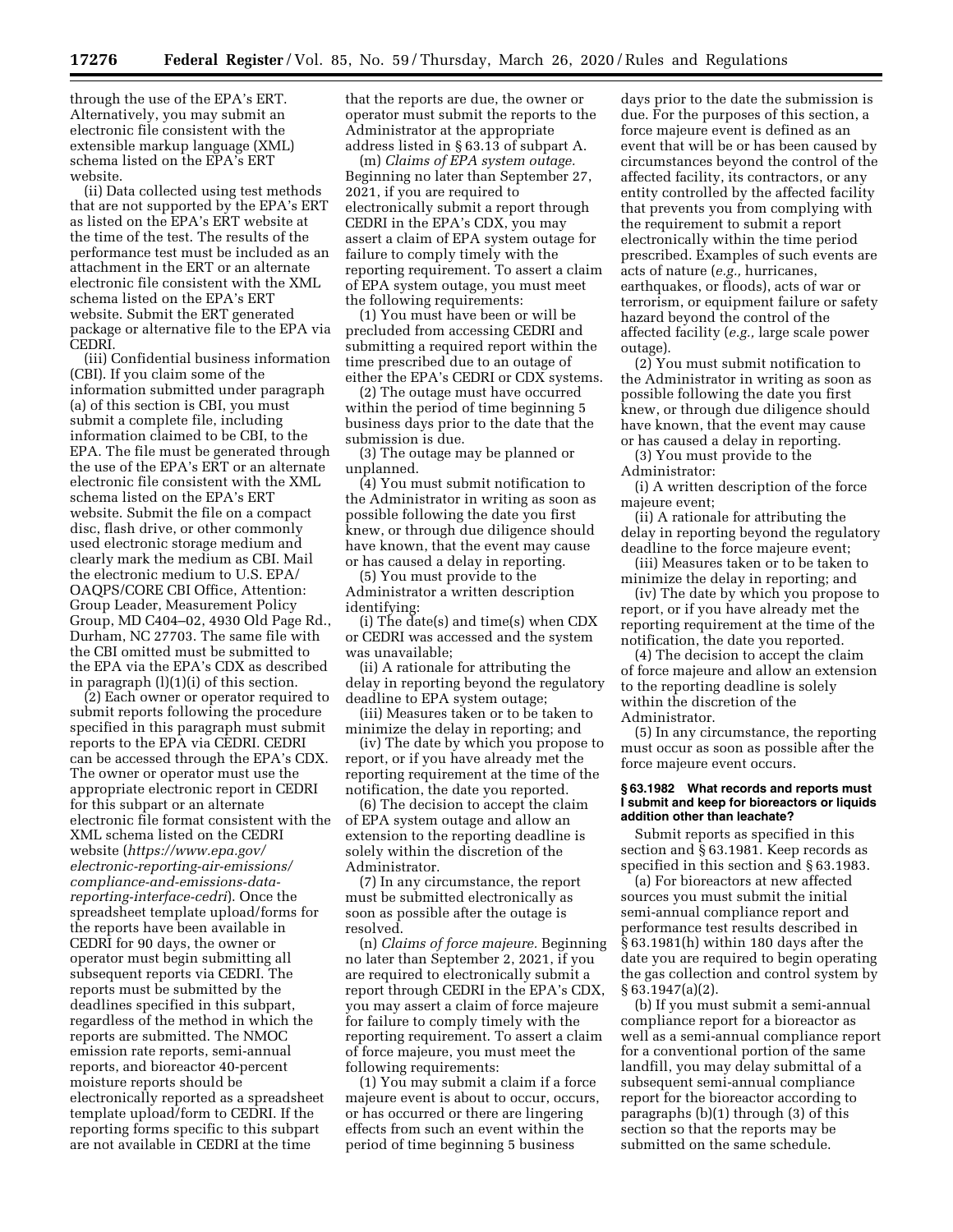through the use of the EPA's ERT. Alternatively, you may submit an electronic file consistent with the extensible markup language (XML) schema listed on the EPA's ERT website.

(ii) Data collected using test methods that are not supported by the EPA's ERT as listed on the EPA's ERT website at the time of the test. The results of the performance test must be included as an attachment in the ERT or an alternate electronic file consistent with the XML schema listed on the EPA's ERT website. Submit the ERT generated package or alternative file to the EPA via CEDRI.

(iii) Confidential business information (CBI). If you claim some of the information submitted under paragraph (a) of this section is CBI, you must submit a complete file, including information claimed to be CBI, to the EPA. The file must be generated through the use of the EPA's ERT or an alternate electronic file consistent with the XML schema listed on the EPA's ERT website. Submit the file on a compact disc, flash drive, or other commonly used electronic storage medium and clearly mark the medium as CBI. Mail the electronic medium to U.S. EPA/OAQPS/CORE CBI Office, Attention: Group Leader, Measurement Policy Group, MD C404–02, 4930 Old Page Rd., Durham, NC 27703. The same file with the CBI omitted must be submitted to the EPA via the EPA's CDX as described in paragraph (l)(1)(i) of this section.

(2) Each owner or operator required to submit reports following the procedure specified in this paragraph must submit reports to the EPA via CEDRI. CEDRI can be accessed through the EPA's CDX. The owner or operator must use the appropriate electronic report in CEDRI for this subpart or an alternate electronic file format consistent with the XML schema listed on the CEDRI website (*https://www.epa.gov/electronic-reporting-air-emissions/compliance-and-emissions-data-reporting-interface-cedri*). Once the spreadsheet template upload/forms for the reports have been available in CEDRI for 90 days, the owner or operator must begin submitting all subsequent reports via CEDRI. The reports must be submitted by the deadlines specified in this subpart, regardless of the method in which the reports are submitted. The NMOC emission rate reports, semi-annual reports, and bioreactor 40-percent moisture reports should be electronically reported as a spreadsheet template upload/form to CEDRI. If the reporting forms specific to this subpart are not available in CEDRI at the time that the reports are due, the owner or operator must submit the reports to the Administrator at the appropriate address listed in § 63.13 of subpart A.

(m) *Claims of EPA system outage.* Beginning no later than September 27, 2021, if you are required to electronically submit a report through CEDRI in the EPA's CDX, you may assert a claim of EPA system outage for failure to comply timely with the reporting requirement. To assert a claim of EPA system outage, you must meet the following requirements:

(1) You must have been or will be precluded from accessing CEDRI and submitting a required report within the time prescribed due to an outage of either the EPA's CEDRI or CDX systems.

(2) The outage must have occurred within the period of time beginning 5 business days prior to the date that the submission is due.

(3) The outage may be planned or unplanned.

(4) You must submit notification to the Administrator in writing as soon as possible following the date you first knew, or through due diligence should have known, that the event may cause or has caused a delay in reporting.

(5) You must provide to the Administrator a written description identifying:

(i) The date(s) and time(s) when CDX or CEDRI was accessed and the system was unavailable;

(ii) A rationale for attributing the delay in reporting beyond the regulatory deadline to EPA system outage;

(iii) Measures taken or to be taken to minimize the delay in reporting; and

(iv) The date by which you propose to report, or if you have already met the reporting requirement at the time of the notification, the date you reported.

(6) The decision to accept the claim of EPA system outage and allow an extension to the reporting deadline is solely within the discretion of the Administrator.

(7) In any circumstance, the report must be submitted electronically as soon as possible after the outage is resolved.

(n) *Claims of force majeure.* Beginning no later than September 2, 2021, if you are required to electronically submit a report through CEDRI in the EPA's CDX, you may assert a claim of force majeure for failure to comply timely with the reporting requirement. To assert a claim of force majeure, you must meet the following requirements:

(1) You may submit a claim if a force majeure event is about to occur, occurs, or has occurred or there are lingering effects from such an event within the period of time beginning 5 business days prior to the date the submission is due. For the purposes of this section, a force majeure event is defined as an event that will be or has been caused by circumstances beyond the control of the affected facility, its contractors, or any entity controlled by the affected facility that prevents you from complying with the requirement to submit a report electronically within the time period prescribed. Examples of such events are acts of nature (*e.g.,* hurricanes, earthquakes, or floods), acts of war or terrorism, or equipment failure or safety hazard beyond the control of the affected facility (*e.g.,* large scale power outage).

(2) You must submit notification to the Administrator in writing as soon as possible following the date you first knew, or through due diligence should have known, that the event may cause or has caused a delay in reporting.

(3) You must provide to the Administrator:

(i) A written description of the force majeure event;

(ii) A rationale for attributing the delay in reporting beyond the regulatory deadline to the force majeure event;

(iii) Measures taken or to be taken to minimize the delay in reporting; and

(iv) The date by which you propose to report, or if you have already met the reporting requirement at the time of the notification, the date you reported.

(4) The decision to accept the claim of force majeure and allow an extension to the reporting deadline is solely within the discretion of the Administrator.

(5) In any circumstance, the reporting must occur as soon as possible after the force majeure event occurs.

**§ 63.1982 What records and reports must I submit and keep for bioreactors or liquids addition other than leachate?**

Submit reports as specified in this section and § 63.1981. Keep records as specified in this section and § 63.1983.

(a) For bioreactors at new affected sources you must submit the initial semi-annual compliance report and performance test results described in § 63.1981(h) within 180 days after the date you are required to begin operating the gas collection and control system by § 63.1947(a)(2).

(b) If you must submit a semi-annual compliance report for a bioreactor as well as a semi-annual compliance report for a conventional portion of the same landfill, you may delay submittal of a subsequent semi-annual compliance report for the bioreactor according to paragraphs (b)(1) through (3) of this section so that the reports may be submitted on the same schedule.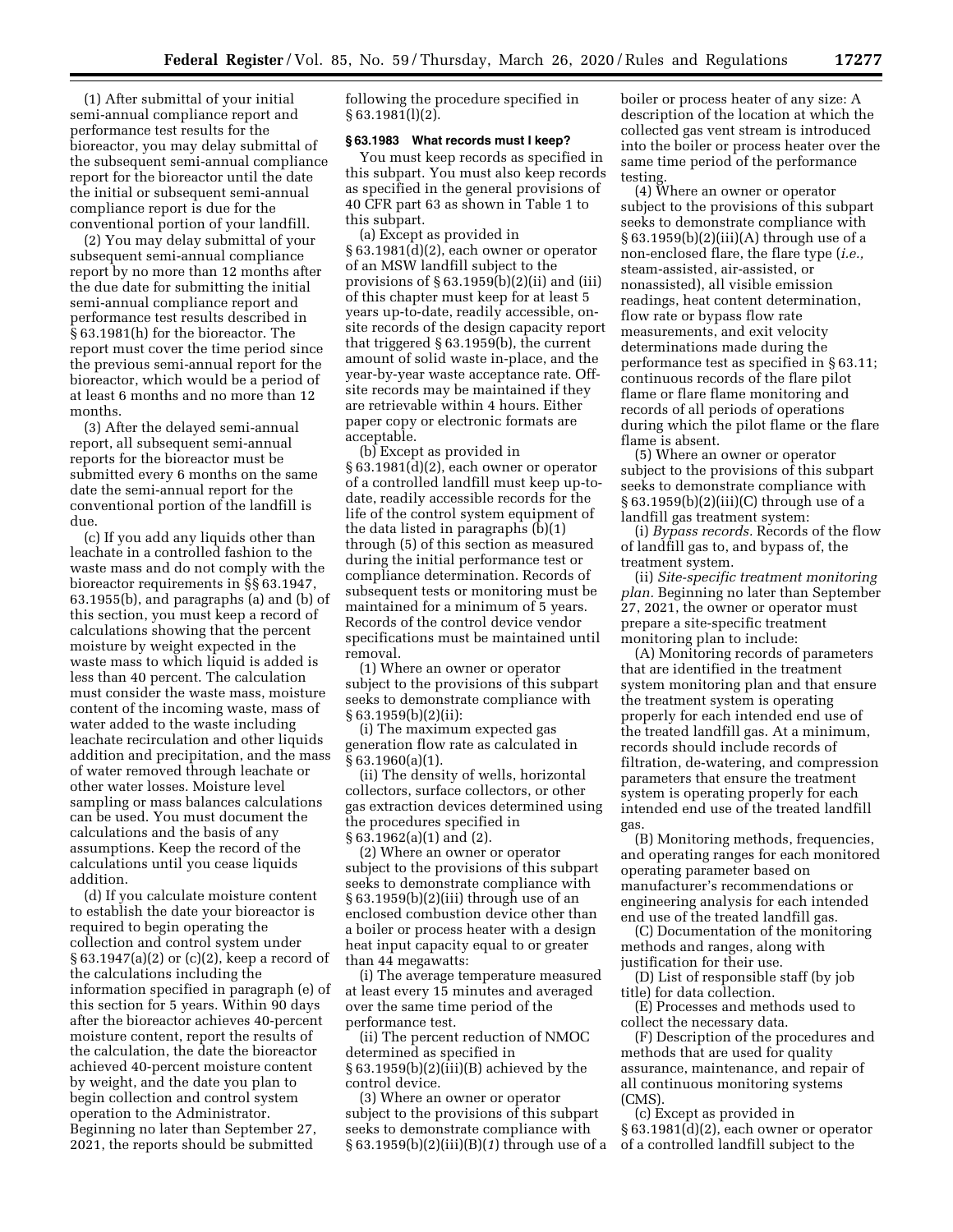(1) After submittal of your initial semi-annual compliance report and performance test results for the bioreactor, you may delay submittal of the subsequent semi-annual compliance report for the bioreactor until the date the initial or subsequent semi-annual compliance report is due for the conventional portion of your landfill.

(2) You may delay submittal of your subsequent semi-annual compliance report by no more than 12 months after the due date for submitting the initial semi-annual compliance report and performance test results described in § 63.1981(h) for the bioreactor. The report must cover the time period since the previous semi-annual report for the bioreactor, which would be a period of at least 6 months and no more than 12 months.

(3) After the delayed semi-annual report, all subsequent semi-annual reports for the bioreactor must be submitted every 6 months on the same date the semi-annual report for the conventional portion of the landfill is due.

(c) If you add any liquids other than leachate in a controlled fashion to the waste mass and do not comply with the bioreactor requirements in §§ 63.1947, 63.1955(b), and paragraphs (a) and (b) of this section, you must keep a record of calculations showing that the percent moisture by weight expected in the waste mass to which liquid is added is less than 40 percent. The calculation must consider the waste mass, moisture content of the incoming waste, mass of water added to the waste including leachate recirculation and other liquids addition and precipitation, and the mass of water removed through leachate or other water losses. Moisture level sampling or mass balances calculations can be used. You must document the calculations and the basis of any assumptions. Keep the record of the calculations until you cease liquids addition.

(d) If you calculate moisture content to establish the date your bioreactor is required to begin operating the collection and control system under § 63.1947(a)(2) or (c)(2), keep a record of the calculations including the information specified in paragraph (e) of this section for 5 years. Within 90 days after the bioreactor achieves 40-percent moisture content, report the results of the calculation, the date the bioreactor achieved 40-percent moisture content by weight, and the date you plan to begin collection and control system operation to the Administrator. Beginning no later than September 27, 2021, the reports should be submitted following the procedure specified in § 63.1981(l)(2).

**§ 63.1983 What records must I keep?**

You must keep records as specified in this subpart. You must also keep records as specified in the general provisions of 40 CFR part 63 as shown in Table 1 to this subpart.

(a) Except as provided in § 63.1981(d)(2), each owner or operator of an MSW landfill subject to the provisions of § 63.1959(b)(2)(ii) and (iii) of this chapter must keep for at least 5 years up-to-date, readily accessible, on-site records of the design capacity report that triggered § 63.1959(b), the current amount of solid waste in-place, and the year-by-year waste acceptance rate. Off-site records may be maintained if they are retrievable within 4 hours. Either paper copy or electronic formats are acceptable.

(b) Except as provided in § 63.1981(d)(2), each owner or operator of a controlled landfill must keep up-to-date, readily accessible records for the life of the control system equipment of the data listed in paragraphs (b)(1) through (5) of this section as measured during the initial performance test or compliance determination. Records of subsequent tests or monitoring must be maintained for a minimum of 5 years. Records of the control device vendor specifications must be maintained until removal.

(1) Where an owner or operator subject to the provisions of this subpart seeks to demonstrate compliance with § 63.1959(b)(2)(ii):

(i) The maximum expected gas generation flow rate as calculated in § 63.1960(a)(1).

(ii) The density of wells, horizontal collectors, surface collectors, or other gas extraction devices determined using the procedures specified in § 63.1962(a)(1) and (2).

(2) Where an owner or operator subject to the provisions of this subpart seeks to demonstrate compliance with § 63.1959(b)(2)(iii) through use of an enclosed combustion device other than a boiler or process heater with a design heat input capacity equal to or greater than 44 megawatts:

(i) The average temperature measured at least every 15 minutes and averaged over the same time period of the performance test.

(ii) The percent reduction of NMOC determined as specified in § 63.1959(b)(2)(iii)(B) achieved by the control device.

(3) Where an owner or operator subject to the provisions of this subpart seeks to demonstrate compliance with § 63.1959(b)(2)(iii)(B)(*1*) through use of a boiler or process heater of any size: A description of the location at which the collected gas vent stream is introduced into the boiler or process heater over the same time period of the performance testing.

(4) Where an owner or operator subject to the provisions of this subpart seeks to demonstrate compliance with § 63.1959(b)(2)(iii)(A) through use of a non-enclosed flare, the flare type (*i.e.,* steam-assisted, air-assisted, or nonassisted), all visible emission readings, heat content determination, flow rate or bypass flow rate measurements, and exit velocity determinations made during the performance test as specified in § 63.11; continuous records of the flare pilot flame or flare flame monitoring and records of all periods of operations during which the pilot flame or the flare flame is absent.

(5) Where an owner or operator subject to the provisions of this subpart seeks to demonstrate compliance with § 63.1959(b)(2)(iii)(C) through use of a landfill gas treatment system:

(i) *Bypass records.* Records of the flow of landfill gas to, and bypass of, the treatment system.

(ii) *Site-specific treatment monitoring plan.* Beginning no later than September 27, 2021, the owner or operator must prepare a site-specific treatment monitoring plan to include:

(A) Monitoring records of parameters that are identified in the treatment system monitoring plan and that ensure the treatment system is operating properly for each intended end use of the treated landfill gas. At a minimum, records should include records of filtration, de-watering, and compression parameters that ensure the treatment system is operating properly for each intended end use of the treated landfill gas.

(B) Monitoring methods, frequencies, and operating ranges for each monitored operating parameter based on manufacturer's recommendations or engineering analysis for each intended end use of the treated landfill gas.

(C) Documentation of the monitoring methods and ranges, along with justification for their use.

(D) List of responsible staff (by job title) for data collection.

(E) Processes and methods used to collect the necessary data.

(F) Description of the procedures and methods that are used for quality assurance, maintenance, and repair of all continuous monitoring systems (CMS).

(c) Except as provided in § 63.1981(d)(2), each owner or operator of a controlled landfill subject to the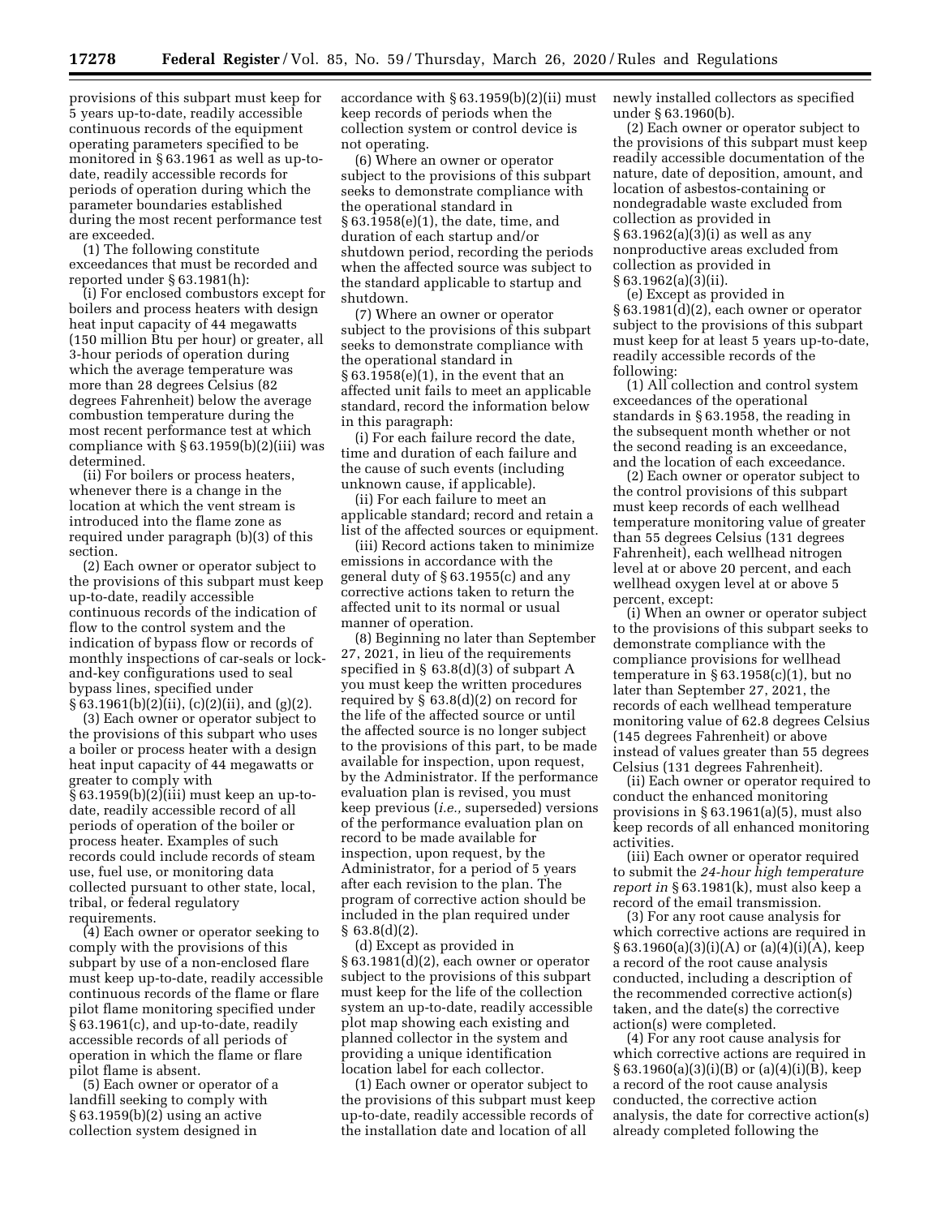provisions of this subpart must keep for 5 years up-to-date, readily accessible continuous records of the equipment operating parameters specified to be monitored in § 63.1961 as well as up-to-date, readily accessible records for periods of operation during which the parameter boundaries established during the most recent performance test are exceeded.

(1) The following constitute exceedances that must be recorded and reported under § 63.1981(h):

(i) For enclosed combustors except for boilers and process heaters with design heat input capacity of 44 megawatts (150 million Btu per hour) or greater, all 3-hour periods of operation during which the average temperature was more than 28 degrees Celsius (82 degrees Fahrenheit) below the average combustion temperature during the most recent performance test at which compliance with § 63.1959(b)(2)(iii) was determined.

(ii) For boilers or process heaters, whenever there is a change in the location at which the vent stream is introduced into the flame zone as required under paragraph (b)(3) of this section.

(2) Each owner or operator subject to the provisions of this subpart must keep up-to-date, readily accessible continuous records of the indication of flow to the control system and the indication of bypass flow or records of monthly inspections of car-seals or lock-and-key configurations used to seal bypass lines, specified under § 63.1961(b)(2)(ii), (c)(2)(ii), and (g)(2).

(3) Each owner or operator subject to the provisions of this subpart who uses a boiler or process heater with a design heat input capacity of 44 megawatts or greater to comply with § 63.1959(b)(2)(iii) must keep an up-to-date, readily accessible record of all periods of operation of the boiler or process heater. Examples of such records could include records of steam use, fuel use, or monitoring data collected pursuant to other state, local, tribal, or federal regulatory requirements.

(4) Each owner or operator seeking to comply with the provisions of this subpart by use of a non-enclosed flare must keep up-to-date, readily accessible continuous records of the flame or flare pilot flame monitoring specified under § 63.1961(c), and up-to-date, readily accessible records of all periods of operation in which the flame or flare pilot flame is absent.

(5) Each owner or operator of a landfill seeking to comply with § 63.1959(b)(2) using an active collection system designed in accordance with § 63.1959(b)(2)(ii) must keep records of periods when the collection system or control device is not operating.

(6) Where an owner or operator subject to the provisions of this subpart seeks to demonstrate compliance with the operational standard in § 63.1958(e)(1), the date, time, and duration of each startup and/or shutdown period, recording the periods when the affected source was subject to the standard applicable to startup and shutdown.

(7) Where an owner or operator subject to the provisions of this subpart seeks to demonstrate compliance with the operational standard in § 63.1958(e)(1), in the event that an affected unit fails to meet an applicable standard, record the information below in this paragraph:

(i) For each failure record the date, time and duration of each failure and the cause of such events (including unknown cause, if applicable).

(ii) For each failure to meet an applicable standard; record and retain a list of the affected sources or equipment.

(iii) Record actions taken to minimize emissions in accordance with the general duty of § 63.1955(c) and any corrective actions taken to return the affected unit to its normal or usual manner of operation.

(8) Beginning no later than September 27, 2021, in lieu of the requirements specified in § 63.8(d)(3) of subpart A you must keep the written procedures required by § 63.8(d)(2) on record for the life of the affected source or until the affected source is no longer subject to the provisions of this part, to be made available for inspection, upon request, by the Administrator. If the performance evaluation plan is revised, you must keep previous (*i.e.,* superseded) versions of the performance evaluation plan on record to be made available for inspection, upon request, by the Administrator, for a period of 5 years after each revision to the plan. The program of corrective action should be included in the plan required under § 63.8(d)(2).

(d) Except as provided in § 63.1981(d)(2), each owner or operator subject to the provisions of this subpart must keep for the life of the collection system an up-to-date, readily accessible plot map showing each existing and planned collector in the system and providing a unique identification location label for each collector.

(1) Each owner or operator subject to the provisions of this subpart must keep up-to-date, readily accessible records of the installation date and location of all newly installed collectors as specified under § 63.1960(b).

(2) Each owner or operator subject to the provisions of this subpart must keep readily accessible documentation of the nature, date of deposition, amount, and location of asbestos-containing or nondegradable waste excluded from collection as provided in § 63.1962(a)(3)(i) as well as any nonproductive areas excluded from collection as provided in § 63.1962(a)(3)(ii).

(e) Except as provided in § 63.1981(d)(2), each owner or operator subject to the provisions of this subpart must keep for at least 5 years up-to-date, readily accessible records of the following:

(1) All collection and control system exceedances of the operational standards in § 63.1958, the reading in the subsequent month whether or not the second reading is an exceedance, and the location of each exceedance.

(2) Each owner or operator subject to the control provisions of this subpart must keep records of each wellhead temperature monitoring value of greater than 55 degrees Celsius (131 degrees Fahrenheit), each wellhead nitrogen level at or above 20 percent, and each wellhead oxygen level at or above 5 percent, except:

(i) When an owner or operator subject to the provisions of this subpart seeks to demonstrate compliance with the compliance provisions for wellhead temperature in § 63.1958(c)(1), but no later than September 27, 2021, the records of each wellhead temperature monitoring value of 62.8 degrees Celsius (145 degrees Fahrenheit) or above instead of values greater than 55 degrees Celsius (131 degrees Fahrenheit).

(ii) Each owner or operator required to conduct the enhanced monitoring provisions in § 63.1961(a)(5), must also keep records of all enhanced monitoring activities.

(iii) Each owner or operator required to submit the *24-hour high temperature report in* § 63.1981(k), must also keep a record of the email transmission.

(3) For any root cause analysis for which corrective actions are required in § 63.1960(a)(3)(i)(A) or (a)(4)(i)(A), keep a record of the root cause analysis conducted, including a description of the recommended corrective action(s) taken, and the date(s) the corrective action(s) were completed.

(4) For any root cause analysis for which corrective actions are required in § 63.1960(a)(3)(i)(B) or (a)(4)(i)(B), keep a record of the root cause analysis conducted, the corrective action analysis, the date for corrective action(s) already completed following the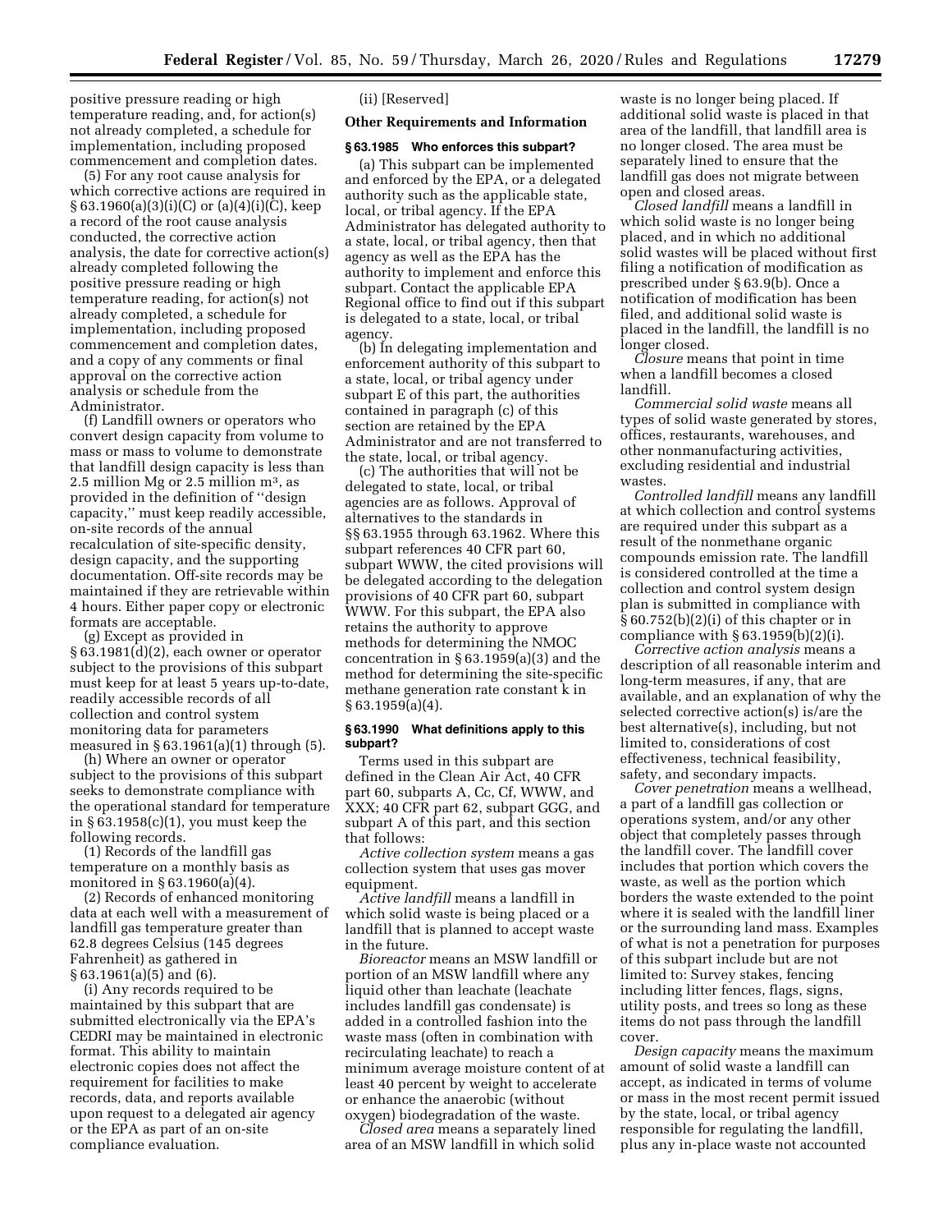positive pressure reading or high temperature reading, and, for action(s) not already completed, a schedule for implementation, including proposed commencement and completion dates.

(5) For any root cause analysis for which corrective actions are required in § 63.1960(a)(3)(i)(C) or (a)(4)(i)(C), keep a record of the root cause analysis conducted, the corrective action analysis, the date for corrective action(s) already completed following the positive pressure reading or high temperature reading, for action(s) not already completed, a schedule for implementation, including proposed commencement and completion dates, and a copy of any comments or final approval on the corrective action analysis or schedule from the Administrator.

(f) Landfill owners or operators who convert design capacity from volume to mass or mass to volume to demonstrate that landfill design capacity is less than 2.5 million Mg or 2.5 million $m^3$, as provided in the definition of ''design capacity,'' must keep readily accessible, on-site records of the annual recalculation of site-specific density, design capacity, and the supporting documentation. Off-site records may be maintained if they are retrievable within 4 hours. Either paper copy or electronic formats are acceptable.

(g) Except as provided in § 63.1981(d)(2), each owner or operator subject to the provisions of this subpart must keep for at least 5 years up-to-date, readily accessible records of all collection and control system monitoring data for parameters measured in § 63.1961(a)(1) through (5).

(h) Where an owner or operator subject to the provisions of this subpart seeks to demonstrate compliance with the operational standard for temperature in § 63.1958(c)(1), you must keep the following records.

(1) Records of the landfill gas temperature on a monthly basis as monitored in § 63.1960(a)(4).

(2) Records of enhanced monitoring data at each well with a measurement of landfill gas temperature greater than 62.8 degrees Celsius (145 degrees Fahrenheit) as gathered in § 63.1961(a)(5) and (6).

(i) Any records required to be maintained by this subpart that are submitted electronically via the EPA's CEDRI may be maintained in electronic format. This ability to maintain electronic copies does not affect the requirement for facilities to make records, data, and reports available upon request to a delegated air agency or the EPA as part of an on-site compliance evaluation.

(ii) [Reserved]

### Other Requirements and Information

#### § 63.1985 Who enforces this subpart?

(a) This subpart can be implemented and enforced by the EPA, or a delegated authority such as the applicable state, local, or tribal agency. If the EPA Administrator has delegated authority to a state, local, or tribal agency, then that agency as well as the EPA has the authority to implement and enforce this subpart. Contact the applicable EPA Regional office to find out if this subpart is delegated to a state, local, or tribal agency.

(b) In delegating implementation and enforcement authority of this subpart to a state, local, or tribal agency under subpart E of this part, the authorities contained in paragraph (c) of this section are retained by the EPA Administrator and are not transferred to the state, local, or tribal agency.

(c) The authorities that will not be delegated to state, local, or tribal agencies are as follows. Approval of alternatives to the standards in §§ 63.1955 through 63.1962. Where this subpart references 40 CFR part 60, subpart WWW, the cited provisions will be delegated according to the delegation provisions of 40 CFR part 60, subpart WWW. For this subpart, the EPA also retains the authority to approve methods for determining the NMOC concentration in § 63.1959(a)(3) and the method for determining the site-specific methane generation rate constant k in § 63.1959(a)(4).

#### § 63.1990 What definitions apply to this subpart?

Terms used in this subpart are defined in the Clean Air Act, 40 CFR part 60, subparts A, Cc, Cf, WWW, and XXX; 40 CFR part 62, subpart GGG, and subpart A of this part, and this section that follows:

*Active collection system* means a gas collection system that uses gas mover equipment.

*Active landfill* means a landfill in which solid waste is being placed or a landfill that is planned to accept waste in the future.

*Bioreactor* means an MSW landfill or portion of an MSW landfill where any liquid other than leachate (leachate includes landfill gas condensate) is added in a controlled fashion into the waste mass (often in combination with recirculating leachate) to reach a minimum average moisture content of at least 40 percent by weight to accelerate or enhance the anaerobic (without oxygen) biodegradation of the waste.

*Closed area* means a separately lined area of an MSW landfill in which solid waste is no longer being placed. If additional solid waste is placed in that area of the landfill, that landfill area is no longer closed. The area must be separately lined to ensure that the landfill gas does not migrate between open and closed areas.

*Closed landfill* means a landfill in which solid waste is no longer being placed, and in which no additional solid wastes will be placed without first filing a notification of modification as prescribed under § 63.9(b). Once a notification of modification has been filed, and additional solid waste is placed in the landfill, the landfill is no longer closed.

*Closure* means that point in time when a landfill becomes a closed landfill.

*Commercial solid waste* means all types of solid waste generated by stores, offices, restaurants, warehouses, and other nonmanufacturing activities, excluding residential and industrial wastes.

*Controlled landfill* means any landfill at which collection and control systems are required under this subpart as a result of the nonmethane organic compounds emission rate. The landfill is considered controlled at the time a collection and control system design plan is submitted in compliance with § 60.752(b)(2)(i) of this chapter or in compliance with § 63.1959(b)(2)(i).

*Corrective action analysis* means a description of all reasonable interim and long-term measures, if any, that are available, and an explanation of why the selected corrective action(s) is/are the best alternative(s), including, but not limited to, considerations of cost effectiveness, technical feasibility, safety, and secondary impacts.

*Cover penetration* means a wellhead, a part of a landfill gas collection or operations system, and/or any other object that completely passes through the landfill cover. The landfill cover includes that portion which covers the waste, as well as the portion which borders the waste extended to the point where it is sealed with the landfill liner or the surrounding land mass. Examples of what is not a penetration for purposes of this subpart include but are not limited to: Survey stakes, fencing including litter fences, flags, signs, utility posts, and trees so long as these items do not pass through the landfill cover.

*Design capacity* means the maximum amount of solid waste a landfill can accept, as indicated in terms of volume or mass in the most recent permit issued by the state, local, or tribal agency responsible for regulating the landfill, plus any in-place waste not accounted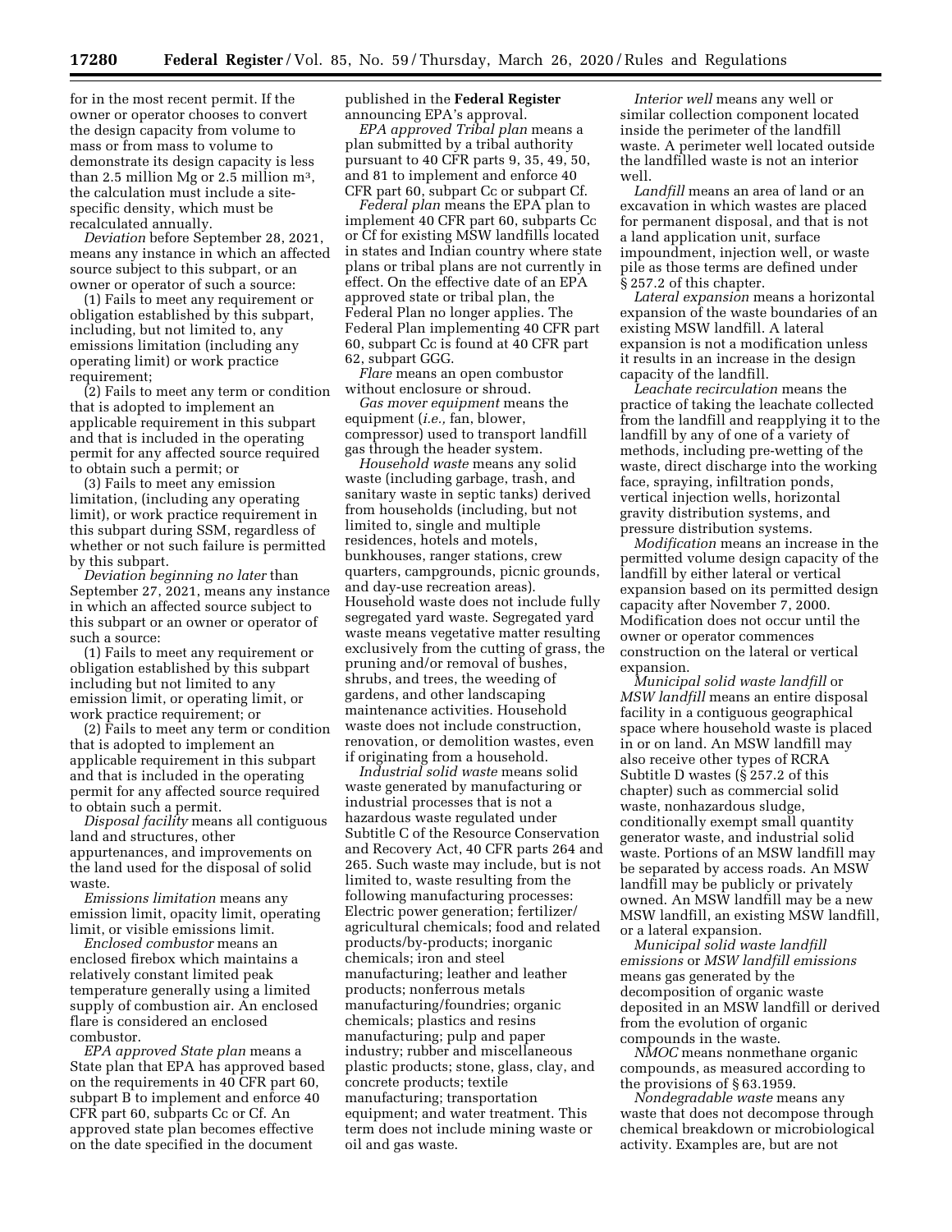for in the most recent permit. If the owner or operator chooses to convert the design capacity from volume to mass or from mass to volume to demonstrate its design capacity is less than 2.5 million Mg or 2.5 million $m^3$, the calculation must include a site-specific density, which must be recalculated annually.

*Deviation* before September 28, 2021, means any instance in which an affected source subject to this subpart, or an owner or operator of such a source:

(1) Fails to meet any requirement or obligation established by this subpart, including, but not limited to, any emissions limitation (including any operating limit) or work practice requirement;

(2) Fails to meet any term or condition that is adopted to implement an applicable requirement in this subpart and that is included in the operating permit for any affected source required to obtain such a permit; or

(3) Fails to meet any emission limitation, (including any operating limit), or work practice requirement in this subpart during SSM, regardless of whether or not such failure is permitted by this subpart.

*Deviation beginning no later* than September 27, 2021, means any instance in which an affected source subject to this subpart or an owner or operator of such a source:

(1) Fails to meet any requirement or obligation established by this subpart including but not limited to any emission limit, or operating limit, or work practice requirement; or

(2) Fails to meet any term or condition that is adopted to implement an applicable requirement in this subpart and that is included in the operating permit for any affected source required to obtain such a permit.

*Disposal facility* means all contiguous land and structures, other appurtenances, and improvements on the land used for the disposal of solid waste.

*Emissions limitation* means any emission limit, opacity limit, operating limit, or visible emissions limit.

*Enclosed combustor* means an enclosed firebox which maintains a relatively constant limited peak temperature generally using a limited supply of combustion air. An enclosed flare is considered an enclosed combustor.

*EPA approved State plan* means a State plan that EPA has approved based on the requirements in 40 CFR part 60, subpart B to implement and enforce 40 CFR part 60, subparts Cc or Cf. An approved state plan becomes effective on the date specified in the document published in the **Federal Register** announcing EPA's approval.

*EPA approved Tribal plan* means a plan submitted by a tribal authority pursuant to 40 CFR parts 9, 35, 49, 50, and 81 to implement and enforce 40 CFR part 60, subpart Cc or subpart Cf.

*Federal plan* means the EPA plan to implement 40 CFR part 60, subparts Cc or Cf for existing MSW landfills located in states and Indian country where state plans or tribal plans are not currently in effect. On the effective date of an EPA approved state or tribal plan, the Federal Plan no longer applies. The Federal Plan implementing 40 CFR part 60, subpart Cc is found at 40 CFR part 62, subpart GGG.

*Flare* means an open combustor without enclosure or shroud.

*Gas mover equipment* means the equipment (*i.e.,* fan, blower, compressor) used to transport landfill gas through the header system.

*Household waste* means any solid waste (including garbage, trash, and sanitary waste in septic tanks) derived from households (including, but not limited to, single and multiple residences, hotels and motels, bunkhouses, ranger stations, crew quarters, campgrounds, picnic grounds, and day-use recreation areas). Household waste does not include fully segregated yard waste. Segregated yard waste means vegetative matter resulting exclusively from the cutting of grass, the pruning and/or removal of bushes, shrubs, and trees, the weeding of gardens, and other landscaping maintenance activities. Household waste does not include construction, renovation, or demolition wastes, even if originating from a household.

*Industrial solid waste* means solid waste generated by manufacturing or industrial processes that is not a hazardous waste regulated under Subtitle C of the Resource Conservation and Recovery Act, 40 CFR parts 264 and 265. Such waste may include, but is not limited to, waste resulting from the following manufacturing processes: Electric power generation; fertilizer/agricultural chemicals; food and related products/by-products; inorganic chemicals; iron and steel manufacturing; leather and leather products; nonferrous metals manufacturing/foundries; organic chemicals; plastics and resins manufacturing; pulp and paper industry; rubber and miscellaneous plastic products; stone, glass, clay, and concrete products; textile manufacturing; transportation equipment; and water treatment. This term does not include mining waste or oil and gas waste.

*Interior well* means any well or similar collection component located inside the perimeter of the landfill waste. A perimeter well located outside the landfilled waste is not an interior well.

*Landfill* means an area of land or an excavation in which wastes are placed for permanent disposal, and that is not a land application unit, surface impoundment, injection well, or waste pile as those terms are defined under § 257.2 of this chapter.

*Lateral expansion* means a horizontal expansion of the waste boundaries of an existing MSW landfill. A lateral expansion is not a modification unless it results in an increase in the design capacity of the landfill.

*Leachate recirculation* means the practice of taking the leachate collected from the landfill and reapplying it to the landfill by any of one of a variety of methods, including pre-wetting of the waste, direct discharge into the working face, spraying, infiltration ponds, vertical injection wells, horizontal gravity distribution systems, and pressure distribution systems.

*Modification* means an increase in the permitted volume design capacity of the landfill by either lateral or vertical expansion based on its permitted design capacity after November 7, 2000. Modification does not occur until the owner or operator commences construction on the lateral or vertical expansion.

*Municipal solid waste landfill* or *MSW landfill* means an entire disposal facility in a contiguous geographical space where household waste is placed in or on land. An MSW landfill may also receive other types of RCRA Subtitle D wastes (§ 257.2 of this chapter) such as commercial solid waste, nonhazardous sludge, conditionally exempt small quantity generator waste, and industrial solid waste. Portions of an MSW landfill may be separated by access roads. An MSW landfill may be publicly or privately owned. An MSW landfill may be a new MSW landfill, an existing MSW landfill, or a lateral expansion.

*Municipal solid waste landfill emissions* or *MSW landfill emissions* means gas generated by the decomposition of organic waste deposited in an MSW landfill or derived from the evolution of organic compounds in the waste.

*NMOC* means nonmethane organic compounds, as measured according to the provisions of § 63.1959.

*Nondegradable waste* means any waste that does not decompose through chemical breakdown or microbiological activity. Examples are, but are not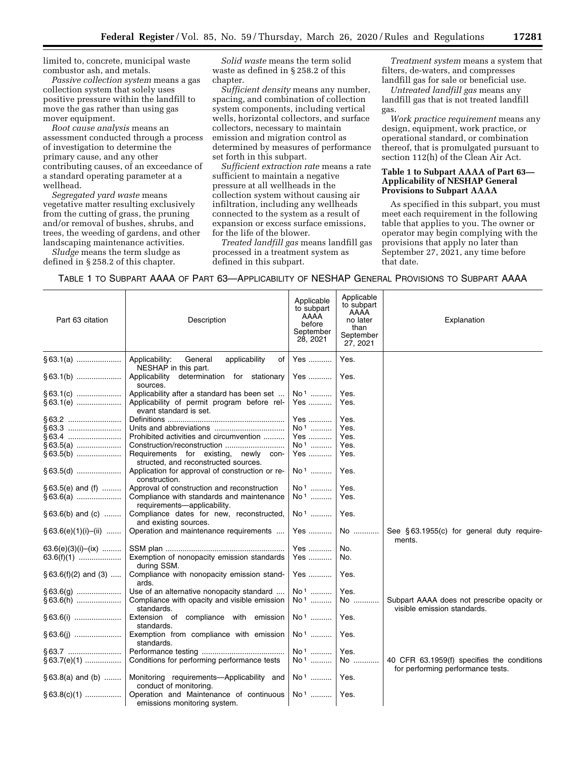limited to, concrete, municipal waste combustor ash, and metals.

*Passive collection system* means a gas collection system that solely uses positive pressure within the landfill to move the gas rather than using gas mover equipment.

*Root cause analysis* means an assessment conducted through a process of investigation to determine the primary cause, and any other contributing causes, of an exceedance of a standard operating parameter at a wellhead.

*Segregated yard waste* means vegetative matter resulting exclusively from the cutting of grass, the pruning and/or removal of bushes, shrubs, and trees, the weeding of gardens, and other landscaping maintenance activities.

*Sludge* means the term sludge as defined in § 258.2 of this chapter.

*Solid waste* means the term solid waste as defined in § 258.2 of this chapter.

*Sufficient density* means any number, spacing, and combination of collection system components, including vertical wells, horizontal collectors, and surface collectors, necessary to maintain emission and migration control as determined by measures of performance set forth in this subpart.

*Sufficient extraction rate* means a rate sufficient to maintain a negative pressure at all wellheads in the collection system without causing air infiltration, including any wellheads connected to the system as a result of expansion or excess surface emissions, for the life of the blower.

*Treated landfill gas* means landfill gas processed in a treatment system as defined in this subpart.

*Treatment system* means a system that filters, de-waters, and compresses landfill gas for sale or beneficial use.

*Untreated landfill gas* means any landfill gas that is not treated landfill gas.

*Work practice requirement* means any design, equipment, work practice, or operational standard, or combination thereof, that is promulgated pursuant to section 112(h) of the Clean Air Act.

**Table 1 to Subpart AAAA of Part 63—Applicability of NESHAP General Provisions to Subpart AAAA**

As specified in this subpart, you must meet each requirement in the following table that applies to you. The owner or operator may begin complying with the provisions that apply no later than September 27, 2021, any time before that date.

TABLE 1 TO SUBPART AAAA OF PART 63—APPLICABILITY OF NESHAP GENERAL PROVISIONS TO SUBPART AAAA

| Part 63 citation | Description | Applicable to subpart AAAA before September 28, 2021 | Applicable to subpart AAAA no later than September 27, 2021 | Explanation |
|---|---|---|---|---|
| § 63.1(a) | Applicability: General applicability of NESHAP in this part. | Yes | Yes. | |
| § 63.1(b) | Applicability determination for stationary sources. | Yes | Yes. | |
| § 63.1(c) | Applicability after a standard has been set | No [1] | Yes. | |
| § 63.1(e) | Applicability of permit program before relevant standard is set. | Yes | Yes. | |
| § 63.2 | Definitions | Yes | Yes. | |
| § 63.3 | Units and abbreviations | No [1] | Yes. | |
| § 63.4 | Prohibited activities and circumvention | Yes | Yes. | |
| § 63.5(a) | Construction/reconstruction | No [1] | Yes. | |
| § 63.5(b) | Requirements for existing, newly constructed, and reconstructed sources. | Yes | Yes. | |
| § 63.5(d) | Application for approval of construction or reconstruction. | No [1] | Yes. | |
| § 63.5(e) and (f) | Approval of construction and reconstruction | No [1] | Yes. | |
| § 63.6(a) | Compliance with standards and maintenance requirements—applicability. | No [1] | Yes. | |
| § 63.6(b) and (c) | Compliance dates for new, reconstructed, and existing sources. | No [1] | Yes. | |
| § 63.6(e)(1)(i)–(ii) | Operation and maintenance requirements | Yes | No | See § 63.1955(c) for general duty requirements. |
| 63.6(e)(3)(i)–(ix) | SSM plan | Yes | No. | |
| 63.6(f)(1) | Exemption of nonopacity emission standards during SSM. | Yes | No. | |
| § 63.6(f)(2) and (3) | Compliance with nonopacity emission standards. | Yes | Yes. | |
| § 63.6(g) | Use of an alternative nonopacity standard | No [1] | Yes. | |
| § 63.6(h) | Compliance with opacity and visible emission standards. | No [1] | No | Subpart AAAA does not prescribe opacity or visible emission standards. |
| § 63.6(i) | Extension of compliance with emission standards. | No [1] | Yes. | |
| § 63.6(j) | Exemption from compliance with emission standards. | No [1] | Yes. | |
| § 63.7 | Performance testing | No [1] | Yes. | |
| § 63.7(e)(1) | Conditions for performing performance tests | No [1] | No | 40 CFR 63.1959(f) specifies the conditions for performing performance tests. |
| § 63.8(a) and (b) | Monitoring requirements—Applicability and conduct of monitoring. | No [1] | Yes. | |
| § 63.8(c)(1) | Operation and Maintenance of continuous emissions monitoring system. | No [1] | Yes. | |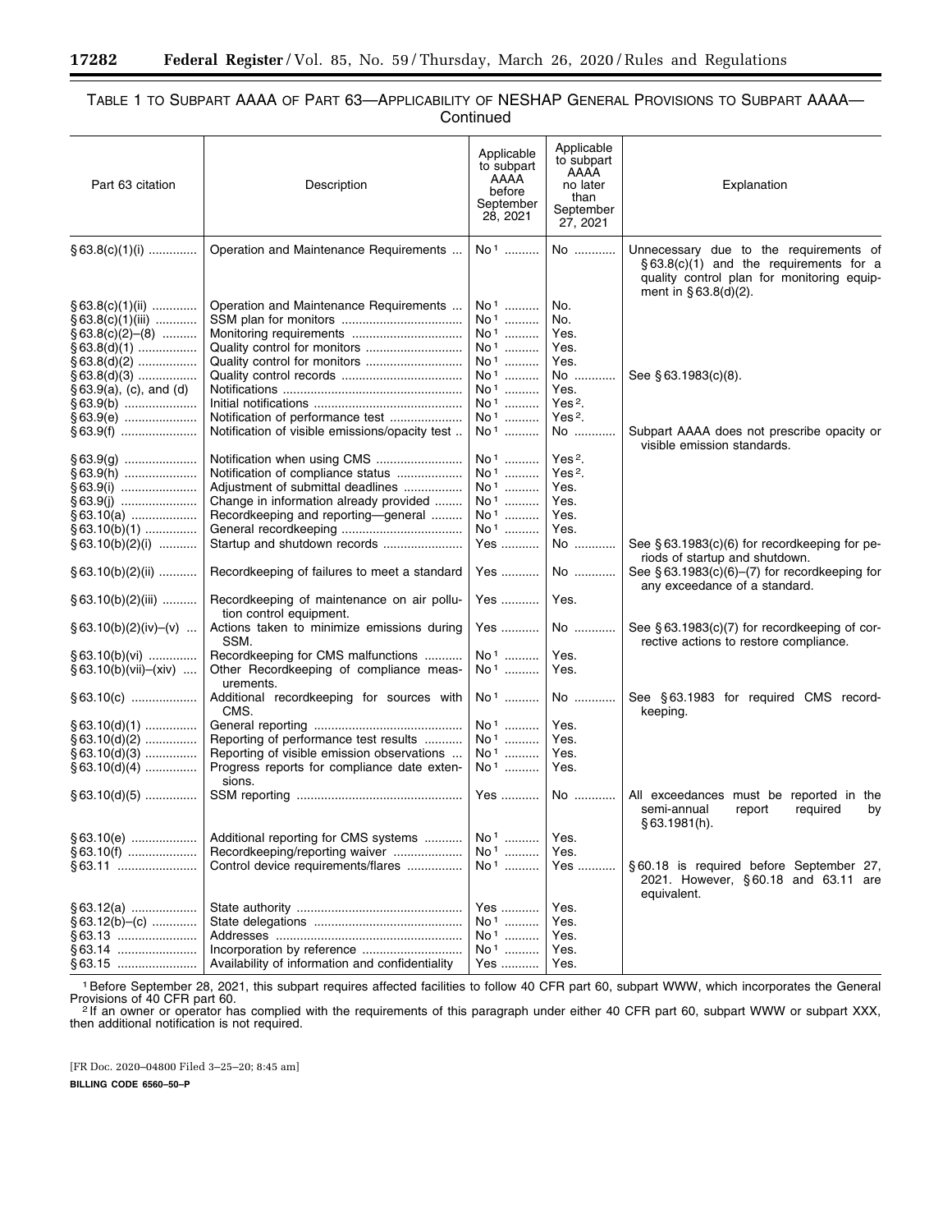TABLE 1 TO SUBPART AAAA OF PART 63—APPLICABILITY OF NESHAP GENERAL PROVISIONS TO SUBPART AAAA—Continued

| Part 63 citation | Description | Applicable to subpart AAAA before September 28, 2021 | Applicable to subpart AAAA no later than September 27, 2021 | Explanation |
|---|---|---|---|---|
| § 63.8(c)(1)(i) | Operation and Maintenance Requirements | No [1] | No | Unnecessary due to the requirements of § 63.8(c)(1) and the requirements for a quality control plan for monitoring equipment in § 63.8(d)(2). |
| § 63.8(c)(1)(ii) | Operation and Maintenance Requirements | No [1] | No. | |
| § 63.8(c)(1)(iii) | SSM plan for monitors | No [1] | No. | |
| § 63.8(c)(2)–(8) | Monitoring requirements | No [1] | Yes. | |
| § 63.8(d)(1) | Quality control for monitors | No [1] | Yes. | |
| § 63.8(d)(2) | Quality control for monitors | No [1] | Yes. | |
| § 63.8(d)(3) | Quality control records | No [1] | No | See § 63.1983(c)(8). |
| § 63.9(a), (c), and (d) | Notifications | No [1] | Yes. | |
| § 63.9(b) | Initial notifications | No [1] | Yes [2]. | |
| § 63.9(e) | Notification of performance test | No [1] | Yes [2]. | |
| § 63.9(f) | Notification of visible emissions/opacity test | No [1] | No | Subpart AAAA does not prescribe opacity or visible emission standards. |
| § 63.9(g) | Notification when using CMS | No [1] | Yes [2]. | |
| § 63.9(h) | Notification of compliance status | No [1] | Yes [2]. | |
| § 63.9(i) | Adjustment of submittal deadlines | No [1] | Yes. | |
| § 63.9(j) | Change in information already provided | No [1] | Yes. | |
| § 63.10(a) | Recordkeeping and reporting—general | No [1] | Yes. | |
| § 63.10(b)(1) | General recordkeeping | No [1] | Yes. | |
| § 63.10(b)(2)(i) | Startup and shutdown records | Yes | No | See § 63.1983(c)(6) for recordkeeping for periods of startup and shutdown. |
| § 63.10(b)(2)(ii) | Recordkeeping of failures to meet a standard | Yes | No | See § 63.1983(c)(6)–(7) for recordkeeping for any exceedance of a standard. |
| § 63.10(b)(2)(iii) | Recordkeeping of maintenance on air pollution control equipment. | Yes | Yes. | |
| § 63.10(b)(2)(iv)–(v) | Actions taken to minimize emissions during SSM. | Yes | No | See § 63.1983(c)(7) for recordkeeping of corrective actions to restore compliance. |
| § 63.10(b)(vi) | Recordkeeping for CMS malfunctions | No [1] | Yes. | |
| § 63.10(b)(vii)–(xiv) | Other Recordkeeping of compliance measurements. | No [1] | Yes. | |
| § 63.10(c) | Additional recordkeeping for sources with CMS. | No [1] | No | See § 63.1983 for required CMS recordkeeping. |
| § 63.10(d)(1) | General reporting | No [1] | Yes. | |
| § 63.10(d)(2) | Reporting of performance test results | No [1] | Yes. | |
| § 63.10(d)(3) | Reporting of visible emission observations | No [1] | Yes. | |
| § 63.10(d)(4) | Progress reports for compliance date extensions. | No [1] | Yes. | |
| § 63.10(d)(5) | SSM reporting | Yes | No | All exceedances must be reported in the semi-annual report required by § 63.1981(h). |
| § 63.10(e) | Additional reporting for CMS systems | No [1] | Yes. | |
| § 63.10(f) | Recordkeeping/reporting waiver | No [1] | Yes. | |
| § 63.11 | Control device requirements/flares | No [1] | Yes | § 60.18 is required before September 27, 2021. However, § 60.18 and 63.11 are equivalent. |
| § 63.12(a) | State authority | Yes | Yes. | |
| § 63.12(b)–(c) | State delegations | No [1] | Yes. | |
| § 63.13 | Addresses | No [1] | Yes. | |
| § 63.14 | Incorporation by reference | No [1] | Yes. | |
| § 63.15 | Availability of information and confidentiality | Yes | Yes. | |

[1] Before September 28, 2021, this subpart requires affected facilities to follow 40 CFR part 60, subpart WWW, which incorporates the General Provisions of 40 CFR part 60.

[2] If an owner or operator has complied with the requirements of this paragraph under either 40 CFR part 60, subpart WWW or subpart XXX, then additional notification is not required.

[FR Doc. 2020–04800 Filed 3–25–20; 8:45 am]

**BILLING CODE 6560–50–P**